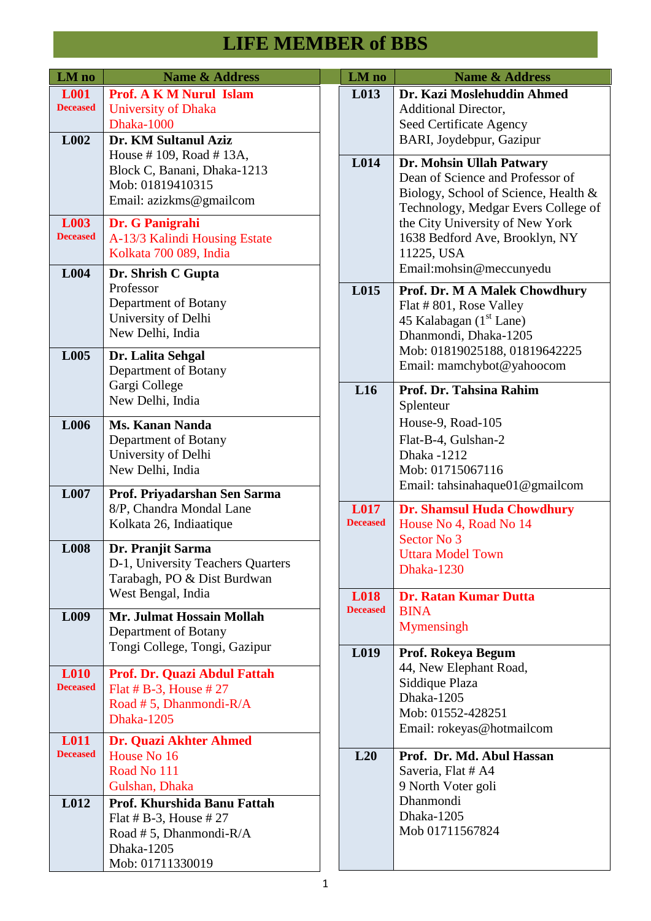# LIFE MEMBER of BBS

| LM no | Name & Address |
|---|---|
| **L001** **Deceased** | **Prof. A K M Nurul Islam** University of Dhaka Dhaka-1000 |
| **L002** | **Dr. KM Sultanul Aziz** House # 109, Road # 13A, Block C, Banani, Dhaka-1213 Mob: 01819410315 Email: azizkms@gmailcom |
| **L003** **Deceased** | **Dr. G Panigrahi** A-13/3 Kalindi Housing Estate Kolkata 700 089, India |
| **L004** | **Dr. Shrish C Gupta** Professor Department of Botany University of Delhi New Delhi, India |
| **L005** | **Dr. Lalita Sehgal** Department of Botany Gargi College New Delhi, India |
| **L006** | **Ms. Kanan Nanda** Department of Botany University of Delhi New Delhi, India |
| **L007** | **Prof. Priyadarshan Sen Sarma** 8/P, Chandra Mondal Lane Kolkata 26, Indiaatique |
| **L008** | **Dr. Pranjit Sarma** D-1, University Teachers Quarters Tarabagh, PO & Dist Burdwan West Bengal, India |
| **L009** | **Mr. Julmat Hossain Mollah** Department of Botany Tongi College, Tongi, Gazipur |
| **L010** **Deceased** | **Prof. Dr. Quazi Abdul Fattah** Flat # B-3, House # 27 Road # 5, Dhanmondi-R/A Dhaka-1205 |
| **L011** **Deceased** | **Dr. Quazi Akhter Ahmed** House No 16 Road No 111 Gulshan, Dhaka |
| **L012** | **Prof. Khurshida Banu Fattah** Flat # B-3, House # 27 Road # 5, Dhanmondi-R/A Dhaka-1205 Mob: 01711330019 |
| **L013** | **Dr. Kazi Moslehuddin Ahmed** Additional Director, Seed Certificate Agency BARI, Joydebpur, Gazipur |
| **L014** | **Dr. Mohsin Ullah Patwary** Dean of Science and Professor of Biology, School of Science, Health & Technology, Medgar Evers College of the City University of New York 1638 Bedford Ave, Brooklyn, NY 11225, USA Email:mohsin@meccunyedu |
| **L015** | **Prof. Dr. M A Malek Chowdhury** Flat # 801, Rose Valley 45 Kalabagan (1st Lane) Dhanmondi, Dhaka-1205 Mob: 01819025188, 01819642225 Email: mamchybot@yahoocom |
| **L16** | **Prof. Dr. Tahsina Rahim** Splenteur House-9, Road-105 Flat-B-4, Gulshan-2 Dhaka -1212 Mob: 01715067116 Email: tahsinahaque01@gmailcom |
| **L017** **Deceased** | **Dr. Shamsul Huda Chowdhury** House No 4, Road No 14 Sector No 3 Uttara Model Town Dhaka-1230 |
| **L018** **Deceased** | **Dr. Ratan Kumar Dutta** BINA Mymensingh |
| **L019** | **Prof. Rokeya Begum** 44, New Elephant Road, Siddique Plaza Dhaka-1205 Mob: 01552-428251 Email: rokeyas@hotmailcom |
| **L20** | **Prof. Dr. Md. Abul Hassan** Saveria, Flat # A4 9 North Voter goli Dhanmondi Dhaka-1205 Mob 01711567824 |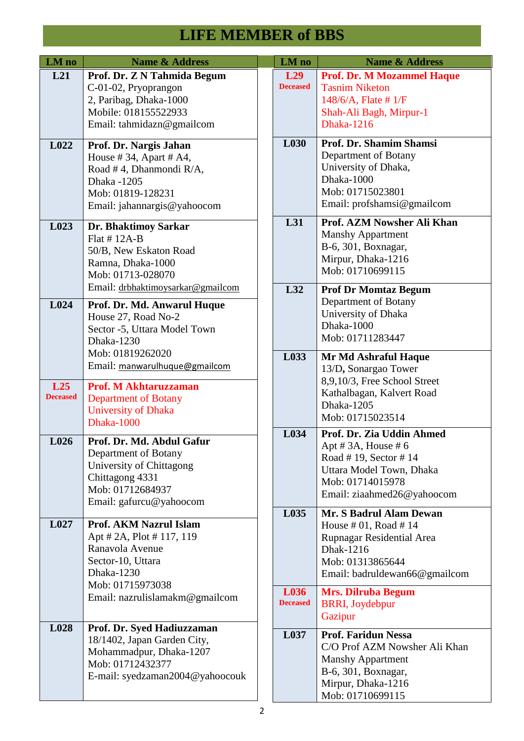# LIFE MEMBER of BBS

| LM no | Name & Address |
|---|---|
| L21 | **Prof. Dr. Z N Tahmida Begum**<br>C-01-02, Pryoprangon<br>2, Paribag, Dhaka-1000<br>Mobile: 018155522933<br>Email: tahmidazn@gmailcom |
| L022 | **Prof. Dr. Nargis Jahan**<br>House # 34, Apart # A4,<br>Road # 4, Dhanmondi R/A,<br>Dhaka -1205<br>Mob: 01819-128231<br>Email: jahannargis@yahoocom |
| L023 | **Dr. Bhaktimoy Sarkar**<br>Flat # 12A-B<br>50/B, New Eskaton Road<br>Ramna, Dhaka-1000<br>Mob: 01713-028070<br>Email: drbhaktimoysarkar@gmailcom |
| L024 | **Prof. Dr. Md. Anwarul Huque**<br>House 27, Road No-2<br>Sector -5, Uttara Model Town<br>Dhaka-1230<br>Mob: 01819262020<br>Email: manwarulhuque@gmailcom |
| L25<br>Deceased | **Prof. M Akhtaruzzaman**<br>Department of Botany<br>University of Dhaka<br>Dhaka-1000 |
| L026 | **Prof. Dr. Md. Abdul Gafur**<br>Department of Botany<br>University of Chittagong<br>Chittagong 4331<br>Mob: 01712684937<br>Email: gafurcu@yahoocom |
| L027 | **Prof. AKM Nazrul Islam**<br>Apt # 2A, Plot # 117, 119<br>Ranavola Avenue<br>Sector-10, Uttara<br>Dhaka-1230<br>Mob: 01715973038<br>Email: nazrulislamakm@gmailcom |
| L028 | **Prof. Dr. Syed Hadiuzzaman**<br>18/1402, Japan Garden City,<br>Mohammadpur, Dhaka-1207<br>Mob: 01712432377<br>E-mail: syedzaman2004@yahoocouk |
| L29<br>Deceased | **Prof. Dr. M Mozammel Haque**<br>Tasnim Niketon<br>148/6/A, Flate # 1/F<br>Shah-Ali Bagh, Mirpur-1<br>Dhaka-1216 |
| L030 | **Prof. Dr. Shamim Shamsi**<br>Department of Botany<br>University of Dhaka,<br>Dhaka-1000<br>Mob: 01715023801<br>Email: profshamsi@gmailcom |
| L31 | **Prof. AZM Nowsher Ali Khan**<br>Manshy Appartment<br>B-6, 301, Boxnagar,<br>Mirpur, Dhaka-1216<br>Mob: 01710699115 |
| L32 | **Prof Dr Momtaz Begum**<br>Department of Botany<br>University of Dhaka<br>Dhaka-1000<br>Mob: 01711283447 |
| L033 | **Mr Md Ashraful Haque**<br>13/D**,** Sonargao Tower<br>8,9,10/3, Free School Street<br>Kathalbagan, Kalvert Road<br>Dhaka-1205<br>Mob: 01715023514 |
| L034 | **Prof. Dr. Zia Uddin Ahmed**<br>Apt # 3A, House # 6<br>Road # 19, Sector # 14<br>Uttara Model Town, Dhaka<br>Mob: 01714015978<br>Email: ziaahmed26@yahoocom |
| L035 | **Mr. S Badrul Alam Dewan**<br>House # 01, Road # 14<br>Rupnagar Residential Area<br>Dhak-1216<br>Mob: 01313865644<br>Email: badruldewan66@gmailcom |
| L036<br>Deceased | **Mrs. Dilruba Begum**<br>BRRI, Joydebpur<br>Gazipur |
| L037 | **Prof. Faridun Nessa**<br>C/O Prof AZM Nowsher Ali Khan<br>Manshy Appartment<br>B-6, 301, Boxnagar,<br>Mirpur, Dhaka-1216<br>Mob: 01710699115 |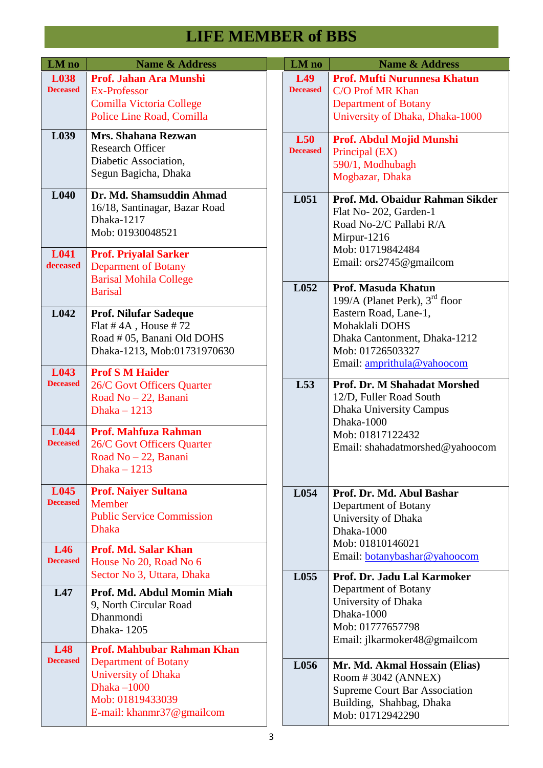# LIFE MEMBER of BBS

| LM no | Name & Address |
|---|---|
| L038 Deceased | **Prof. Jahan Ara Munshi** Ex-Professor Comilla Victoria College Police Line Road, Comilla |
| L039 | **Mrs. Shahana Rezwan** Research Officer Diabetic Association, Segun Bagicha, Dhaka |
| L040 | **Dr. Md. Shamsuddin Ahmad** 16/18, Santinagar, Bazar Road Dhaka-1217 Mob: 01930048521 |
| L041 deceased | **Prof. Priyalal Sarker** Deparment of Botany Barisal Mohila College Barisal |
| L042 | **Prof. Nilufar Sadeque** Flat # 4A , House # 72 Road # 05, Banani Old DOHS Dhaka-1213, Mob:01731970630 |
| L043 Deceased | **Prof S M Haider** 26/C Govt Officers Quarter Road No – 22, Banani Dhaka – 1213 |
| L044 Deceased | **Prof. Mahfuza Rahman** 26/C Govt Officers Quarter Road No – 22, Banani Dhaka – 1213 |
| L045 Deceased | **Prof. Naiyer Sultana** Member Public Service Commission Dhaka |
| L46 Deceased | **Prof. Md. Salar Khan** House No 20, Road No 6 Sector No 3, Uttara, Dhaka |
| L47 | **Prof. Md. Abdul Momin Miah** 9, North Circular Road Dhanmondi Dhaka- 1205 |
| L48 Deceased | **Prof. Mahbubar Rahman Khan** Department of Botany University of Dhaka Dhaka –1000 Mob: 01819433039 E-mail: khanmr37@gmailcom |
| L49 Deceased | **Prof. Mufti Nurunnesa Khatun** C/O Prof MR Khan Department of Botany University of Dhaka, Dhaka-1000 |
| L50 Deceased | **Prof. Abdul Mojid Munshi** Principal (EX) 590/1, Modhubagh Mogbazar, Dhaka |
| L051 | **Prof. Md. Obaidur Rahman Sikder** Flat No- 202, Garden-1 Road No-2/C Pallabi R/A Mirpur-1216 Mob: 01719842484 Email: ors2745@gmailcom |
| L052 | **Prof. Masuda Khatun** 199/A (Planet Perk), 3rd floor Eastern Road, Lane-1, Mohaklali DOHS Dhaka Cantonment, Dhaka-1212 Mob: 01726503327 Email: amprithula@yahoocom |
| L53 | **Prof. Dr. M Shahadat Morshed** 12/D, Fuller Road South Dhaka University Campus Dhaka-1000 Mob: 01817122432 Email: shahadatmorshed@yahoocom |
| L054 | **Prof. Dr. Md. Abul Bashar** Department of Botany University of Dhaka Dhaka-1000 Mob: 01810146021 Email: botanybashar@yahoocom |
| L055 | **Prof. Dr. Jadu Lal Karmoker** Department of Botany University of Dhaka Dhaka-1000 Mob: 01777657798 Email: jlkarmoker48@gmailcom |
| L056 | **Mr. Md. Akmal Hossain (Elias)** Room # 3042 (ANNEX) Supreme Court Bar Association Building, Shahbag, Dhaka Mob: 01712942290 |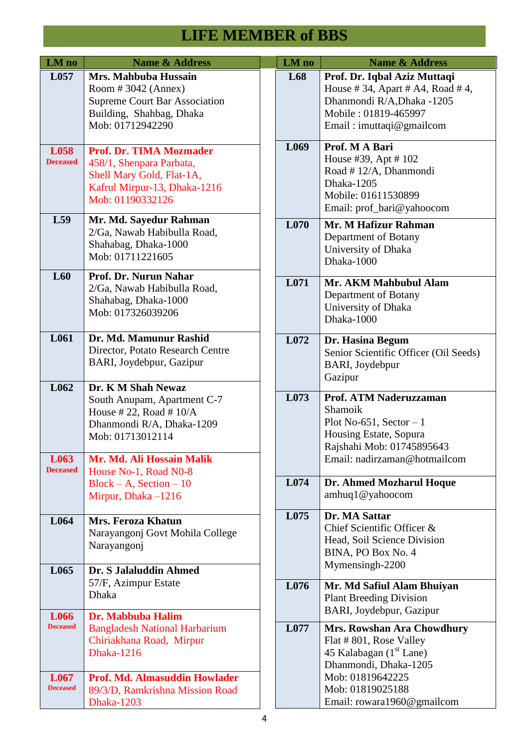# LIFE MEMBER of BBS

| LM no | Name & Address |
|---|---|
| L057 | **Mrs. Mahbuba Hussain**<br>Room # 3042 (Annex)<br>Supreme Court Bar Association Building, Shahbag, Dhaka<br>Mob: 01712942290 |
| L058<br>Deceased | **Prof. Dr. TIMA Mozmader**<br>458/1, Shenpara Parbata,<br>Shell Mary Gold, Flat-1A,<br>Kafrul Mirpur-13, Dhaka-1216<br>Mob: 01190332126 |
| L59 | **Mr. Md. Sayedur Rahman**<br>2/Ga, Nawab Habibulla Road,<br>Shahabag, Dhaka-1000<br>Mob: 01711221605 |
| L60 | **Prof. Dr. Nurun Nahar**<br>2/Ga, Nawab Habibulla Road,<br>Shahabag, Dhaka-1000<br>Mob: 017326039206 |
| L061 | **Dr. Md. Mamunur Rashid**<br>Director, Potato Research Centre<br>BARI, Joydebpur, Gazipur |
| L062 | **Dr. K M Shah Newaz**<br>South Anupam, Apartment C-7<br>House # 22, Road # 10/A<br>Dhanmondi R/A, Dhaka-1209<br>Mob: 01713012114 |
| L063<br>Deceased | **Mr. Md. Ali Hossain Malik**<br>House No-1, Road N0-8<br>Block – A, Section – 10<br>Mirpur, Dhaka –1216 |
| L064 | **Mrs. Feroza Khatun**<br>Narayangonj Govt Mohila College<br>Narayangonj |
| L065 | **Dr. S Jalaluddin Ahmed**<br>57/F, Azimpur Estate<br>Dhaka |
| L066<br>Deceased | **Dr. Mabbuba Halim**<br>Bangladesh National Harbarium<br>Chiriakhana Road, Mirpur<br>Dhaka-1216 |
| L067<br>Deceased | **Prof. Md. Almasuddin Howlader**<br>89/3/D, Ramkrishna Mission Road<br>Dhaka-1203 |
| L68 | **Prof. Dr. Iqbal Aziz Muttaqi**<br>House # 34, Apart # A4, Road # 4,<br>Dhanmondi R/A,Dhaka -1205<br>Mobile : 01819-465997<br>Email : imuttaqi@gmailcom |
| L069 | **Prof. M A Bari**<br>House #39, Apt # 102<br>Road # 12/A, Dhanmondi<br>Dhaka-1205<br>Mobile: 01611530899<br>Email: prof_bari@yahoocom |
| L070 | **Mr. M Hafizur Rahman**<br>Department of Botany<br>University of Dhaka<br>Dhaka-1000 |
| L071 | **Mr. AKM Mahbubul Alam**<br>Department of Botany<br>University of Dhaka<br>Dhaka-1000 |
| L072 | **Dr. Hasina Begum**<br>Senior Scientific Officer (Oil Seeds)<br>BARI, Joydebpur<br>Gazipur |
| L073 | **Prof. ATM Naderuzzaman**<br>Shamoik<br>Plot No-651, Sector – 1<br>Housing Estate, Sopura<br>Rajshahi Mob: 01745895643<br>Email: nadirzaman@hotmailcom |
| L074 | **Dr. Ahmed Mozharul Hoque**<br>amhuq1@yahoocom |
| L075 | **Dr. MA Sattar**<br>Chief Scientific Officer &<br>Head, Soil Science Division<br>BINA, PO Box No. 4<br>Mymensingh-2200 |
| L076 | **Mr. Md Safiul Alam Bhuiyan**<br>Plant Breeding Division<br>BARI, Joydebpur, Gazipur |
| L077 | **Mrs. Rowshan Ara Chowdhury**<br>Flat # 801, Rose Valley<br>45 Kalabagan (1st Lane)<br>Dhanmondi, Dhaka-1205<br>Mob: 01819642225<br>Mob: 01819025188<br>Email: rowara1960@gmailcom |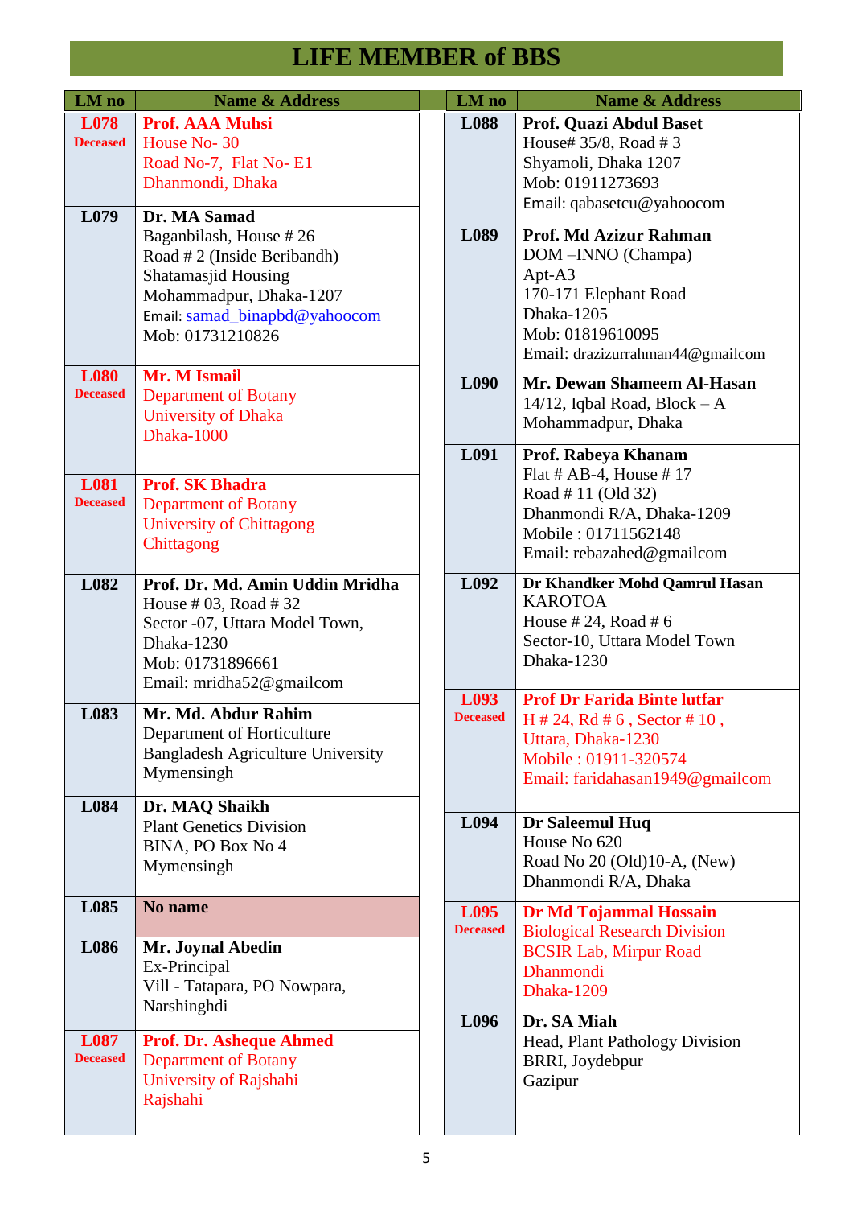# LIFE MEMBER of BBS

| LM no | Name & Address |
|---|---|
| L078 Deceased | **Prof. AAA Muhsi**<br>House No- 30<br>Road No-7, Flat No- E1<br>Dhanmondi, Dhaka |
| L079 | **Dr. MA Samad**<br>Baganbilash, House # 26<br>Road # 2 (Inside Beribandh)<br>Shatamasjid Housing<br>Mohammadpur, Dhaka-1207<br>Email: samad_binapbd@yahoocom<br>Mob: 01731210826 |
| L080 Deceased | **Mr. M Ismail**<br>Department of Botany<br>University of Dhaka<br>Dhaka-1000 |
| L081 Deceased | **Prof. SK Bhadra**<br>Department of Botany<br>University of Chittagong<br>Chittagong |
| L082 | **Prof. Dr. Md. Amin Uddin Mridha**<br>House # 03, Road # 32<br>Sector -07, Uttara Model Town,<br>Dhaka-1230<br>Mob: 01731896661<br>Email: mridha52@gmailcom |
| L083 | **Mr. Md. Abdur Rahim**<br>Department of Horticulture<br>Bangladesh Agriculture University<br>Mymensingh |
| L084 | **Dr. MAQ Shaikh**<br>Plant Genetics Division<br>BINA, PO Box No 4<br>Mymensingh |
| L085 | **No name** |
| L086 | **Mr. Joynal Abedin**<br>Ex-Principal<br>Vill - Tatapara, PO Nowpara,<br>Narshinghdi |
| L087 Deceased | **Prof. Dr. Asheque Ahmed**<br>Department of Botany<br>University of Rajshahi<br>Rajshahi |
| L088 | **Prof. Quazi Abdul Baset**<br>House# 35/8, Road # 3<br>Shyamoli, Dhaka 1207<br>Mob: 01911273693<br>Email: qabasetcu@yahoocom |
| L089 | **Prof. Md Azizur Rahman**<br>DOM –INNO (Champa)<br>Apt-A3<br>170-171 Elephant Road<br>Dhaka-1205<br>Mob: 01819610095<br>Email: drazizurrahman44@gmailcom |
| L090 | **Mr. Dewan Shameem Al-Hasan**<br>14/12, Iqbal Road, Block – A<br>Mohammadpur, Dhaka |
| L091 | **Prof. Rabeya Khanam**<br>Flat # AB-4, House # 17<br>Road # 11 (Old 32)<br>Dhanmondi R/A, Dhaka-1209<br>Mobile : 01711562148<br>Email: rebazahed@gmailcom |
| L092 | **Dr Khandker Mohd Qamrul Hasan**<br>KAROTOA<br>House # 24, Road # 6<br>Sector-10, Uttara Model Town<br>Dhaka-1230 |
| L093 Deceased | **Prof Dr Farida Binte lutfar**<br>H # 24, Rd # 6 , Sector # 10 ,<br>Uttara, Dhaka-1230<br>Mobile : 01911-320574<br>Email: faridahasan1949@gmailcom |
| L094 | **Dr Saleemul Huq**<br>House No 620<br>Road No 20 (Old)10-A, (New)<br>Dhanmondi R/A, Dhaka |
| L095 Deceased | **Dr Md Tojammal Hossain**<br>Biological Research Division<br>BCSIR Lab, Mirpur Road<br>Dhanmondi<br>Dhaka-1209 |
| L096 | **Dr. SA Miah**<br>Head, Plant Pathology Division<br>BRRI, Joydebpur<br>Gazipur |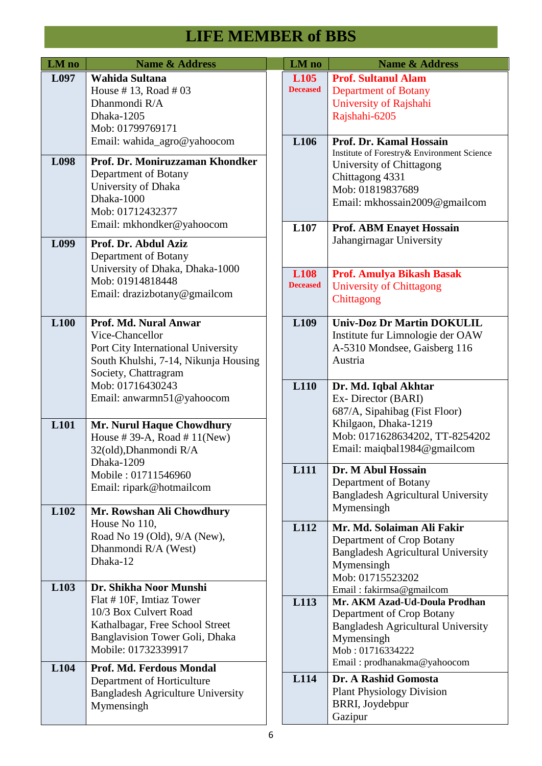# LIFE MEMBER of BBS

| LM no | Name & Address |
|---|---|
| L097 | **Wahida Sultana**<br>House # 13, Road # 03<br>Dhanmondi R/A<br>Dhaka-1205<br>Mob: 01799769171<br>Email: wahida_agro@yahoocom |
| L098 | **Prof. Dr. Moniruzzaman Khondker**<br>Department of Botany<br>University of Dhaka<br>Dhaka-1000<br>Mob: 01712432377<br>Email: mkhondker@yahoocom |
| L099 | **Prof. Dr. Abdul Aziz**<br>Department of Botany<br>University of Dhaka, Dhaka-1000<br>Mob: 01914818448<br>Email: drazizbotany@gmailcom |
| L100 | **Prof. Md. Nural Anwar**<br>Vice-Chancellor<br>Port City International University<br>South Khulshi, 7-14, Nikunja Housing Society, Chattragram<br>Mob: 01716430243<br>Email: anwarmn51@yahoocom |
| L101 | **Mr. Nurul Haque Chowdhury**<br>House # 39-A, Road # 11(New)<br>32(old),Dhanmondi R/A<br>Dhaka-1209<br>Mobile : 01711546960<br>Email: ripark@hotmailcom |
| L102 | **Mr. Rowshan Ali Chowdhury**<br>House No 110,<br>Road No 19 (Old), 9/A (New),<br>Dhanmondi R/A (West)<br>Dhaka-12 |
| L103 | **Dr. Shikha Noor Munshi**<br>Flat # 10F, Imtiaz Tower<br>10/3 Box Culvert Road<br>Kathalbagar, Free School Street<br>Banglavision Tower Goli, Dhaka<br>Mobile: 01732339917 |
| L104 | **Prof. Md. Ferdous Mondal**<br>Department of Horticulture<br>Bangladesh Agriculture University<br>Mymensingh |
| L105<br>Deceased | **Prof. Sultanul Alam**<br>Department of Botany<br>University of Rajshahi<br>Rajshahi-6205 |
| L106 | **Prof. Dr. Kamal Hossain**<br>Institute of Forestry& Environment Science<br>University of Chittagong<br>Chittagong 4331<br>Mob: 01819837689<br>Email: mkhossain2009@gmailcom |
| L107 | **Prof. ABM Enayet Hossain**<br>Jahangirnagar University |
| L108<br>Deceased | **Prof. Amulya Bikash Basak**<br>University of Chittagong<br>Chittagong |
| L109 | **Univ-Doz Dr Martin DOKULIL**<br>Institute fur Limnologie der OAW<br>A-5310 Mondsee, Gaisberg 116<br>Austria |
| L110 | **Dr. Md. Iqbal Akhtar**<br>Ex- Director (BARI)<br>687/A, Sipahibag (Fist Floor)<br>Khilgaon, Dhaka-1219<br>Mob: 0171628634202, TT-8254202<br>Email: maiqbal1984@gmailcom |
| L111 | **Dr. M Abul Hossain**<br>Department of Botany<br>Bangladesh Agricultural University<br>Mymensingh |
| L112 | **Mr. Md. Solaiman Ali Fakir**<br>Department of Crop Botany<br>Bangladesh Agricultural University<br>Mymensingh<br>Mob: 01715523202<br>Email : fakirmsa@gmailcom |
| L113 | **Mr. AKM Azad-Ud-Doula Prodhan**<br>Department of Crop Botany<br>Bangladesh Agricultural University<br>Mymensingh<br>Mob : 01716334222<br>Email : prodhanakma@yahoocom |
| L114 | **Dr. A Rashid Gomosta**<br>Plant Physiology Division<br>BRRI, Joydebpur<br>Gazipur |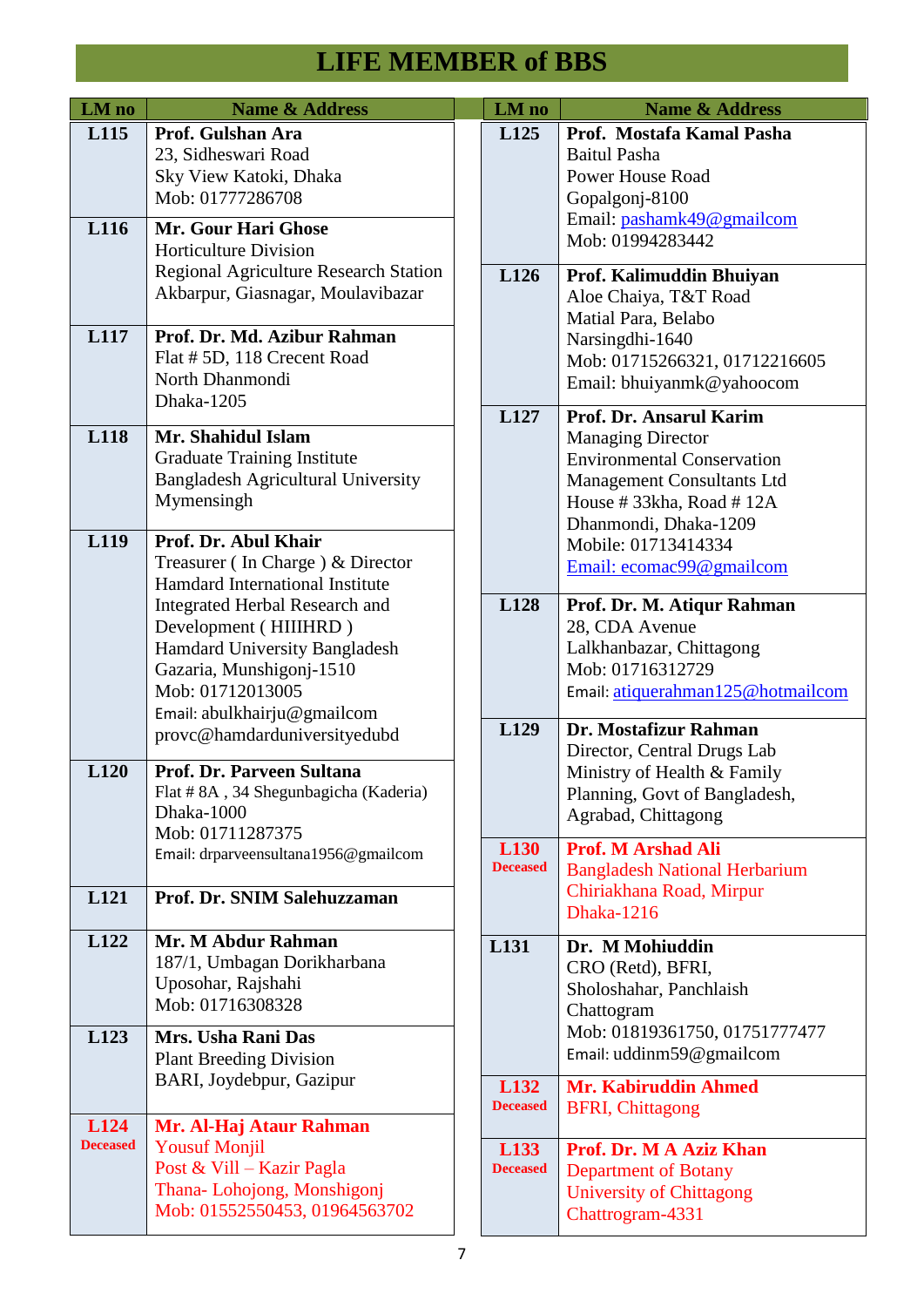# LIFE MEMBER of BBS

| LM no | Name & Address |
|---|---|
| **L115** | **Prof. Gulshan Ara**<br>23, Sidheswari Road<br>Sky View Katoki, Dhaka<br>Mob: 01777286708 |
| **L116** | **Mr. Gour Hari Ghose**<br>Horticulture Division<br>Regional Agriculture Research Station<br>Akbarpur, Giasnagar, Moulavibazar |
| **L117** | **Prof. Dr. Md. Azibur Rahman**<br>Flat # 5D, 118 Crecent Road<br>North Dhanmondi<br>Dhaka-1205 |
| **L118** | **Mr. Shahidul Islam**<br>Graduate Training Institute<br>Bangladesh Agricultural University<br>Mymensingh |
| **L119** | **Prof. Dr. Abul Khair**<br>Treasurer ( In Charge ) & Director<br>Hamdard International Institute<br>Integrated Herbal Research and<br>Development ( HIIIHRD )<br>Hamdard University Bangladesh<br>Gazaria, Munshigonj-1510<br>Mob: 01712013005<br>Email: abulkhairju@gmailcom<br>provc@hamdarduniversityedubd |
| **L120** | **Prof. Dr. Parveen Sultana**<br>Flat # 8A , 34 Shegunbagicha (Kaderia)<br>Dhaka-1000<br>Mob: 01711287375<br>Email: drparveensultana1956@gmailcom |
| **L121** | **Prof. Dr. SNIM Salehuzzaman** |
| **L122** | **Mr. M Abdur Rahman**<br>187/1, Umbagan Dorikharbana<br>Uposohar, Rajshahi<br>Mob: 01716308328 |
| **L123** | **Mrs. Usha Rani Das**<br>Plant Breeding Division<br>BARI, Joydebpur, Gazipur |
| **L124**<br>**Deceased** | **Mr. Al-Haj Ataur Rahman**<br>Yousuf Monjil<br>Post & Vill – Kazir Pagla<br>Thana- Lohojong, Monshigonj<br>Mob: 01552550453, 01964563702 |
| **L125** | **Prof. Mostafa Kamal Pasha**<br>Baitul Pasha<br>Power House Road<br>Gopalgonj-8100<br>Email: pashamk49@gmailcom<br>Mob: 01994283442 |
| **L126** | **Prof. Kalimuddin Bhuiyan**<br>Aloe Chaiya, T&T Road<br>Matial Para, Belabo<br>Narsingdhi-1640<br>Mob: 01715266321, 01712216605<br>Email: bhuiyanmk@yahoocom |
| **L127** | **Prof. Dr. Ansarul Karim**<br>Managing Director<br>Environmental Conservation<br>Management Consultants Ltd<br>House # 33kha, Road # 12A<br>Dhanmondi, Dhaka-1209<br>Mobile: 01713414334<br>Email: ecomac99@gmailcom |
| **L128** | **Prof. Dr. M. Atiqur Rahman**<br>28, CDA Avenue<br>Lalkhanbazar, Chittagong<br>Mob: 01716312729<br>Email: atiquerahman125@hotmailcom |
| **L129** | **Dr. Mostafizur Rahman**<br>Director, Central Drugs Lab<br>Ministry of Health & Family<br>Planning, Govt of Bangladesh,<br>Agrabad, Chittagong |
| **L130**<br>**Deceased** | **Prof. M Arshad Ali**<br>Bangladesh National Herbarium<br>Chiriakhana Road, Mirpur<br>Dhaka-1216 |
| **L131** | **Dr. M Mohiuddin**<br>CRO (Retd), BFRI,<br>Sholoshahar, Panchlaish<br>Chattogram<br>Mob: 01819361750, 01751777477<br>Email: uddinm59@gmailcom |
| **L132**<br>**Deceased** | **Mr. Kabiruddin Ahmed**<br>BFRI, Chittagong |
| **L133**<br>**Deceased** | **Prof. Dr. M A Aziz Khan**<br>Department of Botany<br>University of Chittagong<br>Chattrogram-4331 |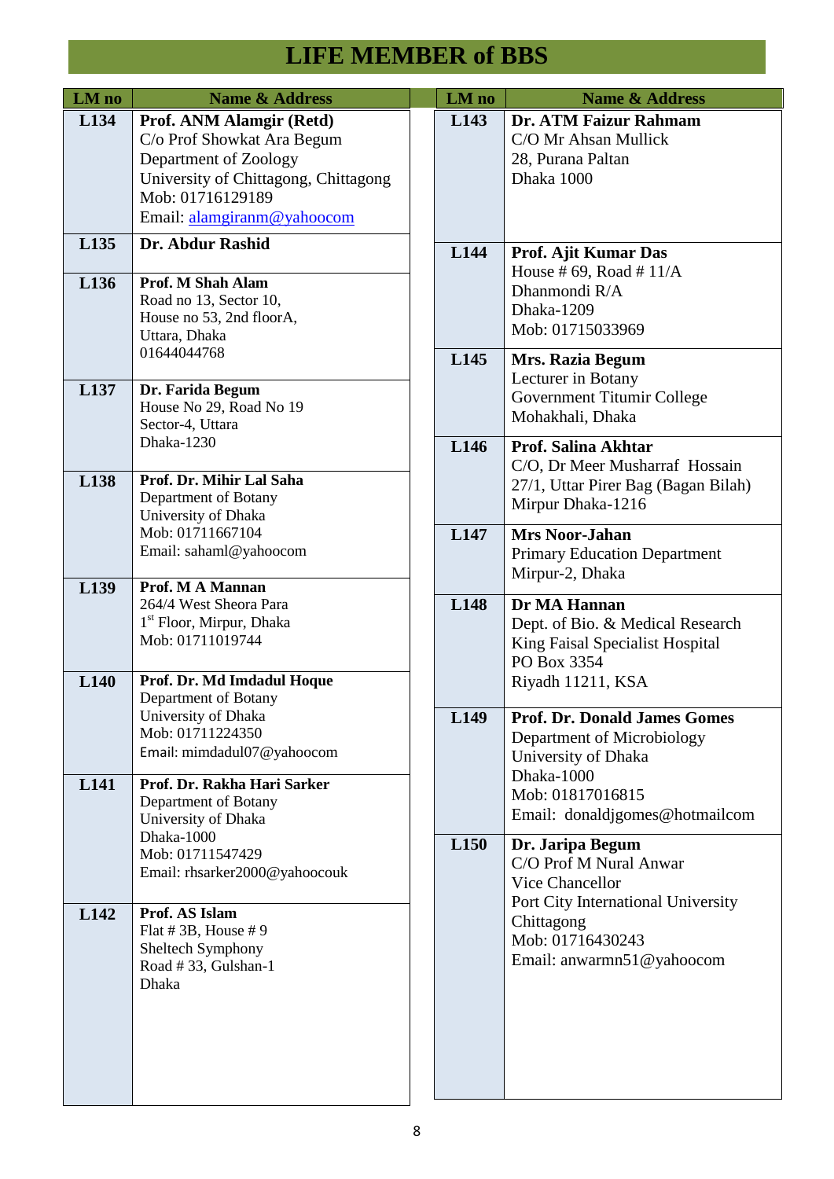# LIFE MEMBER of BBS

| LM no | Name & Address |
|---|---|
| L134 | **Prof. ANM Alamgir (Retd)**<br>C/o Prof Showkat Ara Begum<br>Department of Zoology<br>University of Chittagong, Chittagong<br>Mob: 01716129189<br>Email: alamgiranm@yahoocom |
| L135 | **Dr. Abdur Rashid** |
| L136 | **Prof. M Shah Alam**<br>Road no 13, Sector 10,<br>House no 53, 2nd floorA,<br>Uttara, Dhaka<br>01644044768 |
| L137 | **Dr. Farida Begum**<br>House No 29, Road No 19<br>Sector-4, Uttara<br>Dhaka-1230 |
| L138 | **Prof. Dr. Mihir Lal Saha**<br>Department of Botany<br>University of Dhaka<br>Mob: 01711667104<br>Email: sahaml@yahoocom |
| L139 | **Prof. M A Mannan**<br>264/4 West Sheora Para<br>1st Floor, Mirpur, Dhaka<br>Mob: 01711019744 |
| L140 | **Prof. Dr. Md Imdadul Hoque**<br>Department of Botany<br>University of Dhaka<br>Mob: 01711224350<br>Email: mimdadul07@yahoocom |
| L141 | **Prof. Dr. Rakha Hari Sarker**<br>Department of Botany<br>University of Dhaka<br>Dhaka-1000<br>Mob: 01711547429<br>Email: rhsarker2000@yahoocouk |
| L142 | **Prof. AS Islam**<br>Flat # 3B, House # 9<br>Sheltech Symphony<br>Road # 33, Gulshan-1<br>Dhaka |
| L143 | **Dr. ATM Faizur Rahmam**<br>C/O Mr Ahsan Mullick<br>28, Purana Paltan<br>Dhaka 1000 |
| L144 | **Prof. Ajit Kumar Das**<br>House # 69, Road # 11/A<br>Dhanmondi R/A<br>Dhaka-1209<br>Mob: 01715033969 |
| L145 | **Mrs. Razia Begum**<br>Lecturer in Botany<br>Government Titumir College<br>Mohakhali, Dhaka |
| L146 | **Prof. Salina Akhtar**<br>C/O, Dr Meer Musharraf Hossain<br>27/1, Uttar Pirer Bag (Bagan Bilah)<br>Mirpur Dhaka-1216 |
| L147 | **Mrs Noor-Jahan**<br>Primary Education Department<br>Mirpur-2, Dhaka |
| L148 | **Dr MA Hannan**<br>Dept. of Bio. & Medical Research<br>King Faisal Specialist Hospital<br>PO Box 3354<br>Riyadh 11211, KSA |
| L149 | **Prof. Dr. Donald James Gomes**<br>Department of Microbiology<br>University of Dhaka<br>Dhaka-1000<br>Mob: 01817016815<br>Email: donaldjgomes@hotmailcom |
| L150 | **Dr. Jaripa Begum**<br>C/O Prof M Nural Anwar<br>Vice Chancellor<br>Port City International University<br>Chittagong<br>Mob: 01716430243<br>Email: anwarmn51@yahoocom |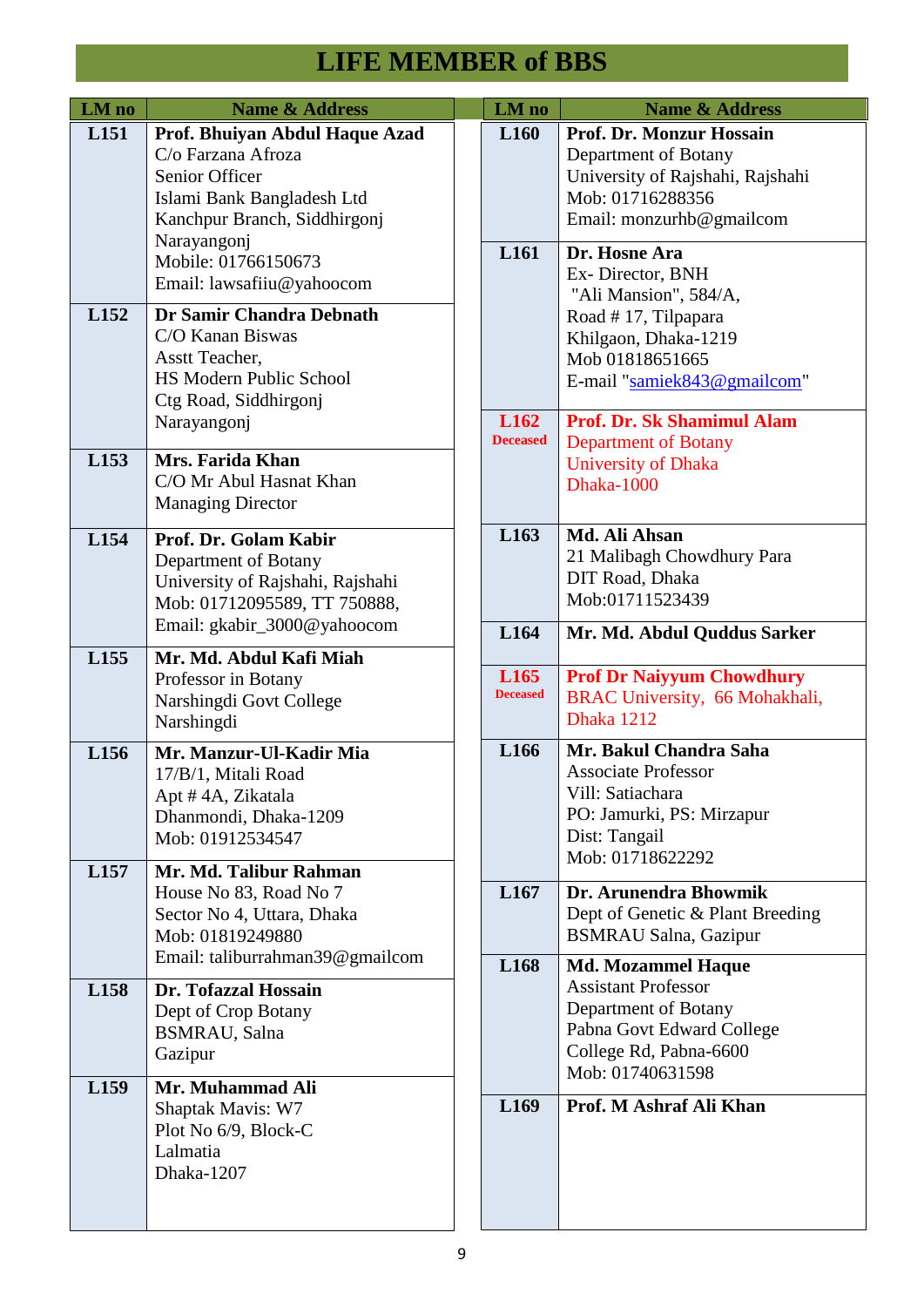# LIFE MEMBER of BBS

| LM no | Name & Address |
|---|---|
| L151 | **Prof. Bhuiyan Abdul Haque Azad**<br>C/o Farzana Afroza<br>Senior Officer<br>Islami Bank Bangladesh Ltd<br>Kanchpur Branch, Siddhirgonj<br>Narayangonj<br>Mobile: 01766150673<br>Email: lawsafiiu@yahoocom |
| L152 | **Dr Samir Chandra Debnath**<br>C/O Kanan Biswas<br>Asstt Teacher,<br>HS Modern Public School<br>Ctg Road, Siddhirgonj<br>Narayangonj |
| L153 | **Mrs. Farida Khan**<br>C/O Mr Abul Hasnat Khan<br>Managing Director |
| L154 | **Prof. Dr. Golam Kabir**<br>Department of Botany<br>University of Rajshahi, Rajshahi<br>Mob: 01712095589, TT 750888,<br>Email: gkabir_3000@yahoocom |
| L155 | **Mr. Md. Abdul Kafi Miah**<br>Professor in Botany<br>Narshingdi Govt College<br>Narshingdi |
| L156 | **Mr. Manzur-Ul-Kadir Mia**<br>17/B/1, Mitali Road<br>Apt # 4A, Zikatala<br>Dhanmondi, Dhaka-1209<br>Mob: 01912534547 |
| L157 | **Mr. Md. Talibur Rahman**<br>House No 83, Road No 7<br>Sector No 4, Uttara, Dhaka<br>Mob: 01819249880<br>Email: taliburrahman39@gmailcom |
| L158 | **Dr. Tofazzal Hossain**<br>Dept of Crop Botany<br>BSMRAU, Salna<br>Gazipur |
| L159 | **Mr. Muhammad Ali**<br>Shaptak Mavis: W7<br>Plot No 6/9, Block-C<br>Lalmatia<br>Dhaka-1207 |
| L160 | **Prof. Dr. Monzur Hossain**<br>Department of Botany<br>University of Rajshahi, Rajshahi<br>Mob: 01716288356<br>Email: monzurhb@gmailcom |
| L161 | **Dr. Hosne Ara**<br>Ex- Director, BNH<br>"Ali Mansion", 584/A,<br>Road # 17, Tilpapara<br>Khilgaon, Dhaka-1219<br>Mob 01818651665<br>E-mail "samiek843@gmailcom" |
| L162<br>Deceased | **Prof. Dr. Sk Shamimul Alam**<br>Department of Botany<br>University of Dhaka<br>Dhaka-1000 |
| L163 | **Md. Ali Ahsan**<br>21 Malibagh Chowdhury Para<br>DIT Road, Dhaka<br>Mob:01711523439 |
| L164 | **Mr. Md. Abdul Quddus Sarker** |
| L165<br>Deceased | **Prof Dr Naiyyum Chowdhury**<br>BRAC University, 66 Mohakhali,<br>Dhaka 1212 |
| L166 | **Mr. Bakul Chandra Saha**<br>Associate Professor<br>Vill: Satiachara<br>PO: Jamurki, PS: Mirzapur<br>Dist: Tangail<br>Mob: 01718622292 |
| L167 | **Dr. Arunendra Bhowmik**<br>Dept of Genetic & Plant Breeding<br>BSMRAU Salna, Gazipur |
| L168 | **Md. Mozammel Haque**<br>Assistant Professor<br>Department of Botany<br>Pabna Govt Edward College<br>College Rd, Pabna-6600<br>Mob: 01740631598 |
| L169 | **Prof. M Ashraf Ali Khan** |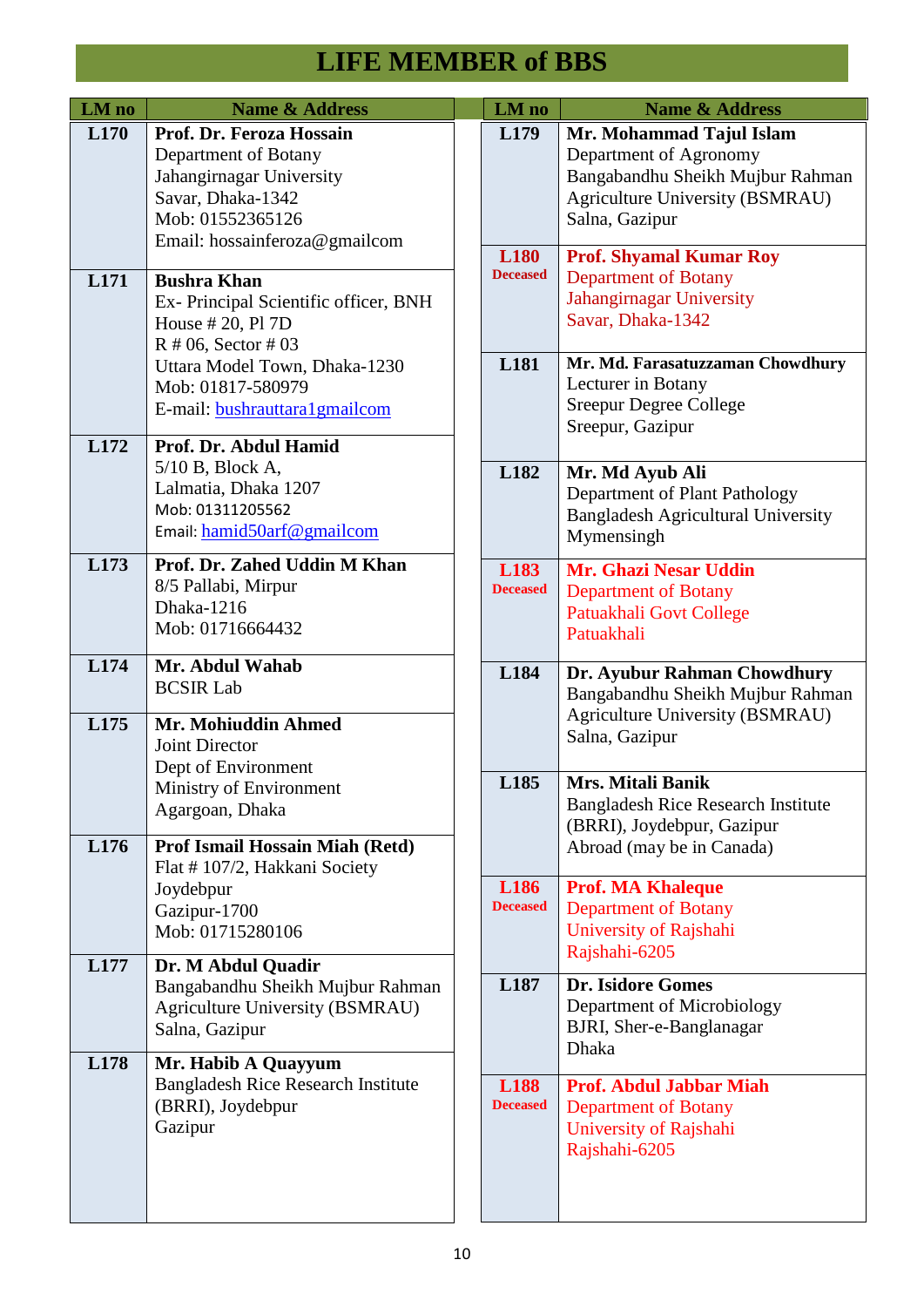# LIFE MEMBER of BBS

| LM no | Name & Address |
|---|---|
| **L170** | **Prof. Dr. Feroza Hossain**<br>Department of Botany<br>Jahangirnagar University<br>Savar, Dhaka-1342<br>Mob: 01552365126<br>Email: hossainferoza@gmailcom |
| **L171** | **Bushra Khan**<br>Ex- Principal Scientific officer, BNH<br>House # 20, Pl 7D<br>R # 06, Sector # 03<br>Uttara Model Town, Dhaka-1230<br>Mob: 01817-580979<br>E-mail: bushrauttara1gmailcom |
| **L172** | **Prof. Dr. Abdul Hamid**<br>5/10 B, Block A,<br>Lalmatia, Dhaka 1207<br>Mob: 01311205562<br>Email: hamid50arf@gmailcom |
| **L173** | **Prof. Dr. Zahed Uddin M Khan**<br>8/5 Pallabi, Mirpur<br>Dhaka-1216<br>Mob: 01716664432 |
| **L174** | **Mr. Abdul Wahab**<br>BCSIR Lab |
| **L175** | **Mr. Mohiuddin Ahmed**<br>Joint Director<br>Dept of Environment<br>Ministry of Environment<br>Agargoan, Dhaka |
| **L176** | **Prof Ismail Hossain Miah (Retd)**<br>Flat # 107/2, Hakkani Society<br>Joydebpur<br>Gazipur-1700<br>Mob: 01715280106 |
| **L177** | **Dr. M Abdul Quadir**<br>Bangabandhu Sheikh Mujbur Rahman<br>Agriculture University (BSMRAU)<br>Salna, Gazipur |
| **L178** | **Mr. Habib A Quayyum**<br>Bangladesh Rice Research Institute<br>(BRRI), Joydebpur<br>Gazipur |
| **L179** | **Mr. Mohammad Tajul Islam**<br>Department of Agronomy<br>Bangabandhu Sheikh Mujbur Rahman<br>Agriculture University (BSMRAU)<br>Salna, Gazipur |
| **L180**<br>**Deceased** | **Prof. Shyamal Kumar Roy**<br>Department of Botany<br>Jahangirnagar University<br>Savar, Dhaka-1342 |
| **L181** | **Mr. Md. Farasatuzzaman Chowdhury**<br>Lecturer in Botany<br>Sreepur Degree College<br>Sreepur, Gazipur |
| **L182** | **Mr. Md Ayub Ali**<br>Department of Plant Pathology<br>Bangladesh Agricultural University<br>Mymensingh |
| **L183**<br>**Deceased** | **Mr. Ghazi Nesar Uddin**<br>Department of Botany<br>Patuakhali Govt College<br>Patuakhali |
| **L184** | **Dr. Ayubur Rahman Chowdhury**<br>Bangabandhu Sheikh Mujbur Rahman<br>Agriculture University (BSMRAU)<br>Salna, Gazipur |
| **L185** | **Mrs. Mitali Banik**<br>Bangladesh Rice Research Institute<br>(BRRI), Joydebpur, Gazipur<br>Abroad (may be in Canada) |
| **L186**<br>**Deceased** | **Prof. MA Khaleque**<br>Department of Botany<br>University of Rajshahi<br>Rajshahi-6205 |
| **L187** | **Dr. Isidore Gomes**<br>Department of Microbiology<br>BJRI, Sher-e-Banglanagar<br>Dhaka |
| **L188**<br>**Deceased** | **Prof. Abdul Jabbar Miah**<br>Department of Botany<br>University of Rajshahi<br>Rajshahi-6205 |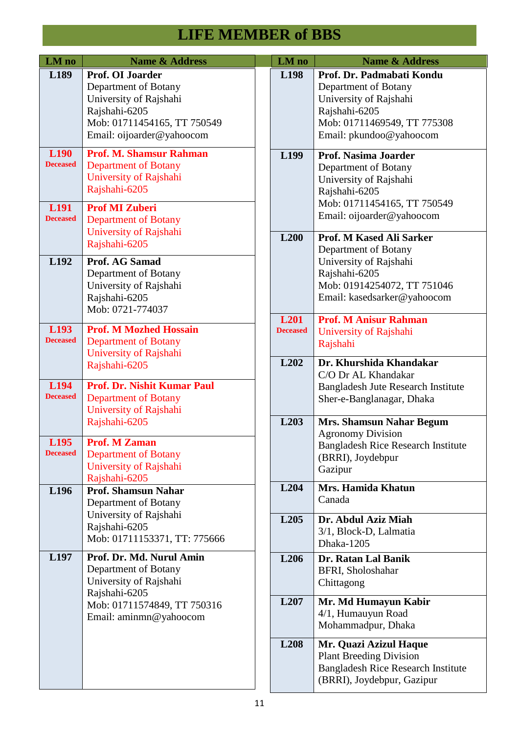# LIFE MEMBER of BBS

| LM no | Name & Address |
|---|---|
| L189 | **Prof. OI Joarder**<br>Department of Botany<br>University of Rajshahi<br>Rajshahi-6205<br>Mob: 01711454165, TT 750549<br>Email: oijoarder@yahoocom |
| L190<br>Deceased | **Prof. M. Shamsur Rahman**<br>Department of Botany<br>University of Rajshahi<br>Rajshahi-6205 |
| L191<br>Deceased | **Prof MI Zuberi**<br>Department of Botany<br>University of Rajshahi<br>Rajshahi-6205 |
| L192 | **Prof. AG Samad**<br>Department of Botany<br>University of Rajshahi<br>Rajshahi-6205<br>Mob: 0721-774037 |
| L193<br>Deceased | **Prof. M Mozhed Hossain**<br>Department of Botany<br>University of Rajshahi<br>Rajshahi-6205 |
| L194<br>Deceased | **Prof. Dr. Nishit Kumar Paul**<br>Department of Botany<br>University of Rajshahi<br>Rajshahi-6205 |
| L195<br>Deceased | **Prof. M Zaman**<br>Department of Botany<br>University of Rajshahi<br>Rajshahi-6205 |
| L196 | **Prof. Shamsun Nahar**<br>Department of Botany<br>University of Rajshahi<br>Rajshahi-6205<br>Mob: 01711153371, TT: 775666 |
| L197 | **Prof. Dr. Md. Nurul Amin**<br>Department of Botany<br>University of Rajshahi<br>Rajshahi-6205<br>Mob: 01711574849, TT 750316<br>Email: aminmn@yahoocom |
| L198 | **Prof. Dr. Padmabati Kondu**<br>Department of Botany<br>University of Rajshahi<br>Rajshahi-6205<br>Mob: 01711469549, TT 775308<br>Email: pkundoo@yahoocom |
| L199 | **Prof. Nasima Joarder**<br>Department of Botany<br>University of Rajshahi<br>Rajshahi-6205<br>Mob: 01711454165, TT 750549<br>Email: oijoarder@yahoocom |
| L200 | **Prof. M Kased Ali Sarker**<br>Department of Botany<br>University of Rajshahi<br>Rajshahi-6205<br>Mob: 01914254072, TT 751046<br>Email: kasedsarker@yahoocom |
| L201<br>Deceased | **Prof. M Anisur Rahman**<br>University of Rajshahi<br>Rajshahi |
| L202 | **Dr. Khurshida Khandakar**<br>C/O Dr AL Khandakar<br>Bangladesh Jute Research Institute<br>Sher-e-Banglanagar, Dhaka |
| L203 | **Mrs. Shamsun Nahar Begum**<br>Agronomy Division<br>Bangladesh Rice Research Institute<br>(BRRI), Joydebpur<br>Gazipur |
| L204 | **Mrs. Hamida Khatun**<br>Canada |
| L205 | **Dr. Abdul Aziz Miah**<br>3/1, Block-D, Lalmatia<br>Dhaka-1205 |
| L206 | **Dr. Ratan Lal Banik**<br>BFRI, Sholoshahar<br>Chittagong |
| L207 | **Mr. Md Humayun Kabir**<br>4/1, Humauyun Road<br>Mohammadpur, Dhaka |
| L208 | **Mr. Quazi Azizul Haque**<br>Plant Breeding Division<br>Bangladesh Rice Research Institute<br>(BRRI), Joydebpur, Gazipur |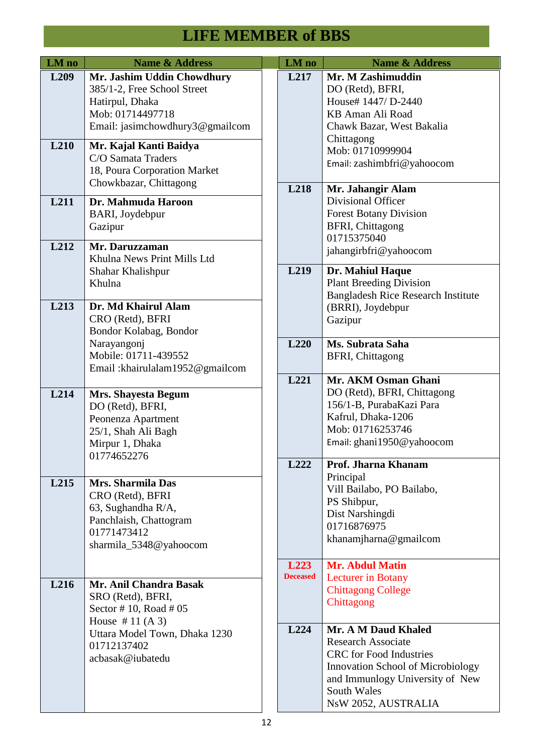# LIFE MEMBER of BBS

| LM no | Name & Address |
|---|---|
| L209 | **Mr. Jashim Uddin Chowdhury**<br>385/1-2, Free School Street<br>Hatirpul, Dhaka<br>Mob: 01714497718<br>Email: jasimchowdhury3@gmailcom |
| L210 | **Mr. Kajal Kanti Baidya**<br>C/O Samata Traders<br>18, Poura Corporation Market<br>Chowkbazar, Chittagong |
| L211 | **Dr. Mahmuda Haroon**<br>BARI, Joydebpur<br>Gazipur |
| L212 | **Mr. Daruzzaman**<br>Khulna News Print Mills Ltd<br>Shahar Khalishpur<br>Khulna |
| L213 | **Dr. Md Khairul Alam**<br>CRO (Retd), BFRI<br>Bondor Kolabag, Bondor<br>Narayangonj<br>Mobile: 01711-439552<br>Email :khairulalam1952@gmailcom |
| L214 | **Mrs. Shayesta Begum**<br>DO (Retd), BFRI,<br>Peonenza Apartment<br>25/1, Shah Ali Bagh<br>Mirpur 1, Dhaka<br>01774652276 |
| L215 | **Mrs. Sharmila Das**<br>CRO (Retd), BFRI<br>63, Sughandha R/A,<br>Panchlaish, Chattogram<br>01771473412<br>sharmila_5348@yahoocom |
| L216 | **Mr. Anil Chandra Basak**<br>SRO (Retd), BFRI,<br>Sector # 10, Road # 05<br>House # 11 (A 3)<br>Uttara Model Town, Dhaka 1230<br>01712137402<br>acbasak@iubatedu |
| L217 | **Mr. M Zashimuddin**<br>DO (Retd), BFRI,<br>House# 1447/ D-2440<br>KB Aman Ali Road<br>Chawk Bazar, West Bakalia<br>Chittagong<br>Mob: 01710999904<br>Email: zashimbfri@yahoocom |
| L218 | **Mr. Jahangir Alam**<br>Divisional Officer<br>Forest Botany Division<br>BFRI, Chittagong<br>01715375040<br>jahangirbfri@yahoocom |
| L219 | **Dr. Mahiul Haque**<br>Plant Breeding Division<br>Bangladesh Rice Research Institute<br>(BRRI), Joydebpur<br>Gazipur |
| L220 | **Ms. Subrata Saha**<br>BFRI, Chittagong |
| L221 | **Mr. AKM Osman Ghani**<br>DO (Retd), BFRI, Chittagong<br>156/1-B, PurabaKazi Para<br>Kafrul, Dhaka-1206<br>Mob: 01716253746<br>Email: ghani1950@yahoocom |
| L222 | **Prof. Jharna Khanam**<br>Principal<br>Vill Bailabo, PO Bailabo,<br>PS Shibpur,<br>Dist Narshingdi<br>01716876975<br>khanamjharna@gmailcom |
| L223<br>Deceased | **Mr. Abdul Matin**<br>Lecturer in Botany<br>Chittagong College<br>Chittagong |
| L224 | **Mr. A M Daud Khaled**<br>Research Associate<br>CRC for Food Industries<br>Innovation School of Microbiology<br>and Immunlogy University of New<br>South Wales<br>NsW 2052, AUSTRALIA |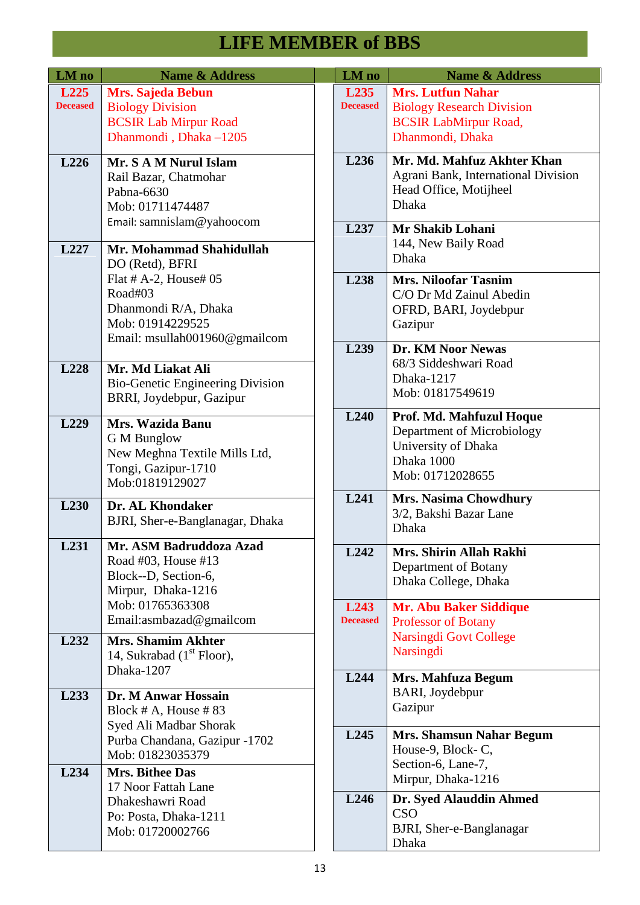# LIFE MEMBER of BBS

| LM no | Name & Address |
|---|---|
| L225 Deceased | **Mrs. Sajeda Bebun** Biology Division BCSIR Lab Mirpur Road Dhanmondi , Dhaka –1205 |
| L226 | **Mr. S A M Nurul Islam** Rail Bazar, Chatmohar Pabna-6630 Mob: 01711474487 Email: samnislam@yahoocom |
| L227 | **Mr. Mohammad Shahidullah** DO (Retd), BFRI Flat # A-2, House# 05 Road#03 Dhanmondi R/A, Dhaka Mob: 01914229525 Email: msullah001960@gmailcom |
| L228 | **Mr. Md Liakat Ali** Bio-Genetic Engineering Division BRRI, Joydebpur, Gazipur |
| L229 | **Mrs. Wazida Banu** G M Bunglow New Meghna Textile Mills Ltd, Tongi, Gazipur-1710 Mob:01819129027 |
| L230 | **Dr. AL Khondaker** BJRI, Sher-e-Banglanagar, Dhaka |
| L231 | **Mr. ASM Badruddoza Azad** Road #03, House #13 Block--D, Section-6, Mirpur, Dhaka-1216 Mob: 01765363308 Email:asmbazad@gmailcom |
| L232 | **Mrs. Shamim Akhter** 14, Sukrabad (1st Floor), Dhaka-1207 |
| L233 | **Dr. M Anwar Hossain** Block # A, House # 83 Syed Ali Madbar Shorak Purba Chandana, Gazipur -1702 Mob: 01823035379 |
| L234 | **Mrs. Bithee Das** 17 Noor Fattah Lane Dhakeshawri Road Po: Posta, Dhaka-1211 Mob: 01720002766 |
| L235 Deceased | **Mrs. Lutfun Nahar** Biology Research Division BCSIR LabMirpur Road, Dhanmondi, Dhaka |
| L236 | **Mr. Md. Mahfuz Akhter Khan** Agrani Bank, International Division Head Office, Motijheel Dhaka |
| L237 | **Mr Shakib Lohani** 144, New Baily Road Dhaka |
| L238 | **Mrs. Niloofar Tasnim** C/O Dr Md Zainul Abedin OFRD, BARI, Joydebpur Gazipur |
| L239 | **Dr. KM Noor Newas** 68/3 Siddeshwari Road Dhaka-1217 Mob: 01817549619 |
| L240 | **Prof. Md. Mahfuzul Hoque** Department of Microbiology University of Dhaka Dhaka 1000 Mob: 01712028655 |
| L241 | **Mrs. Nasima Chowdhury** 3/2, Bakshi Bazar Lane Dhaka |
| L242 | **Mrs. Shirin Allah Rakhi** Department of Botany Dhaka College, Dhaka |
| L243 Deceased | **Mr. Abu Baker Siddique** Professor of Botany Narsingdi Govt College Narsingdi |
| L244 | **Mrs. Mahfuza Begum** BARI, Joydebpur Gazipur |
| L245 | **Mrs. Shamsun Nahar Begum** House-9, Block- C, Section-6, Lane-7, Mirpur, Dhaka-1216 |
| L246 | **Dr. Syed Alauddin Ahmed** CSO BJRI, Sher-e-Banglanagar Dhaka |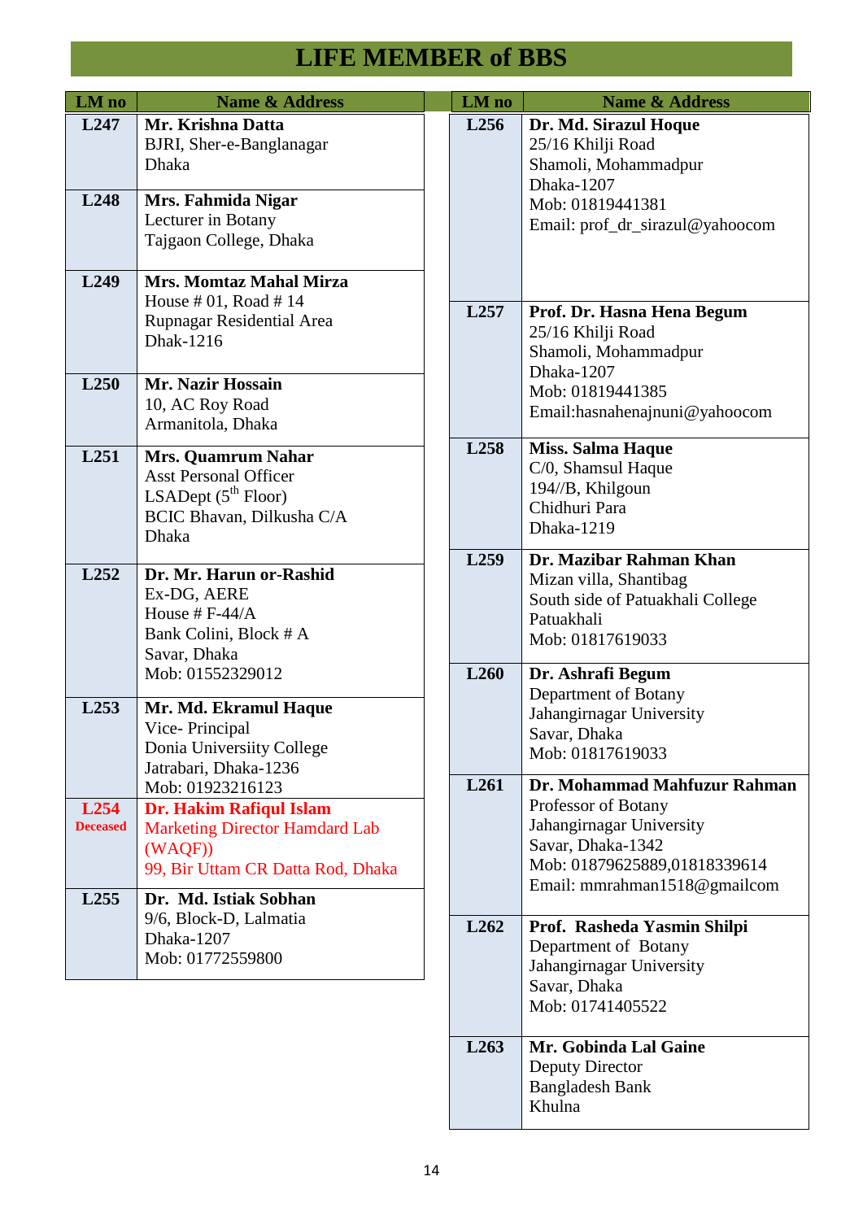# LIFE MEMBER of BBS

| LM no | Name & Address |
|---|---|
| L247 | **Mr. Krishna Datta**<br>BJRI, Sher-e-Banglanagar<br>Dhaka |
| L248 | **Mrs. Fahmida Nigar**<br>Lecturer in Botany<br>Tajgaon College, Dhaka |
| L249 | **Mrs. Momtaz Mahal Mirza**<br>House # 01, Road # 14<br>Rupnagar Residential Area<br>Dhak-1216 |
| L250 | **Mr. Nazir Hossain**<br>10, AC Roy Road<br>Armanitola, Dhaka |
| L251 | **Mrs. Quamrum Nahar**<br>Asst Personal Officer<br>LSADept (5th Floor)<br>BCIC Bhavan, Dilkusha C/A<br>Dhaka |
| L252 | **Dr. Mr. Harun or-Rashid**<br>Ex-DG, AERE<br>House # F-44/A<br>Bank Colini, Block # A<br>Savar, Dhaka<br>Mob: 01552329012 |
| L253 | **Mr. Md. Ekramul Haque**<br>Vice- Principal<br>Donia University College<br>Jatrabari, Dhaka-1236<br>Mob: 01923216123 |
| L254<br>Deceased | **Dr. Hakim Rafiqul Islam**<br>Marketing Director Hamdard Lab<br>(WAQF))<br>99, Bir Uttam CR Datta Rod, Dhaka |
| L255 | **Dr. Md. Istiak Sobhan**<br>9/6, Block-D, Lalmatia<br>Dhaka-1207<br>Mob: 01772559800 |
| L256 | **Dr. Md. Sirazul Hoque**<br>25/16 Khilji Road<br>Shamoli, Mohammadpur<br>Dhaka-1207<br>Mob: 01819441381<br>Email: prof_dr_sirazul@yahoocom |
| L257 | **Prof. Dr. Hasna Hena Begum**<br>25/16 Khilji Road<br>Shamoli, Mohammadpur<br>Dhaka-1207<br>Mob: 01819441385<br>Email:hasnahenajnuni@yahoocom |
| L258 | **Miss. Salma Haque**<br>C/0, Shamsul Haque<br>194//B, Khilgoun<br>Chidhuri Para<br>Dhaka-1219 |
| L259 | **Dr. Mazibar Rahman Khan**<br>Mizan villa, Shantibag<br>South side of Patuakhali College<br>Patuakhali<br>Mob: 01817619033 |
| L260 | **Dr. Ashrafi Begum**<br>Department of Botany<br>Jahangirnagar University<br>Savar, Dhaka<br>Mob: 01817619033 |
| L261 | **Dr. Mohammad Mahfuzur Rahman**<br>Professor of Botany<br>Jahangirnagar University<br>Savar, Dhaka-1342<br>Mob: 01879625889,01818339614<br>Email: mmrahman1518@gmailcom |
| L262 | **Prof. Rasheda Yasmin Shilpi**<br>Department of Botany<br>Jahangirnagar University<br>Savar, Dhaka<br>Mob: 01741405522 |
| L263 | **Mr. Gobinda Lal Gaine**<br>Deputy Director<br>Bangladesh Bank<br>Khulna |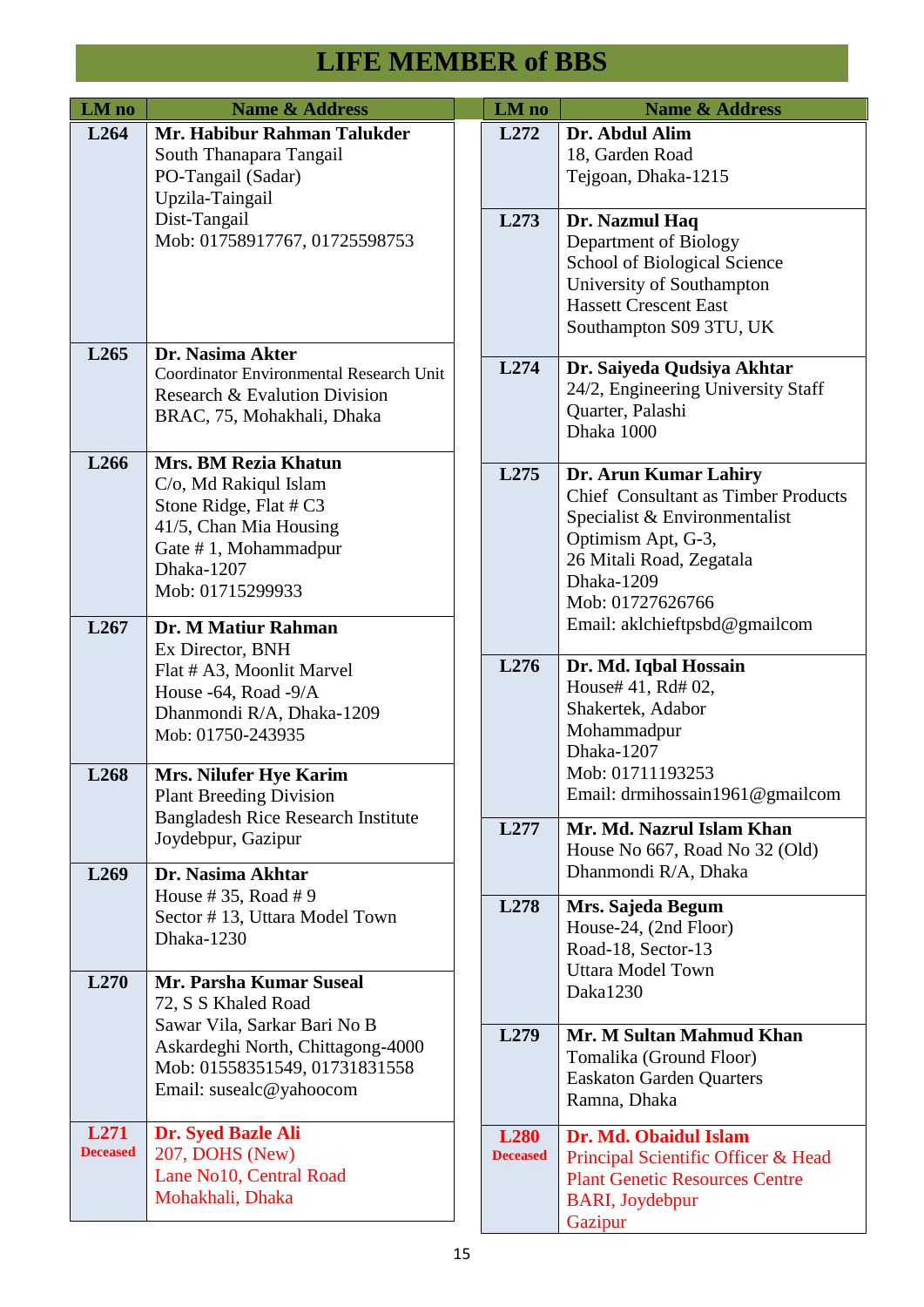# LIFE MEMBER of BBS

| LM no | Name & Address |
|---|---|
| L264 | **Mr. Habibur Rahman Talukder**<br>South Thanapara Tangail<br>PO-Tangail (Sadar)<br>Upzila-Taingail<br>Dist-Tangail<br>Mob: 01758917767, 01725598753 |
| L265 | **Dr. Nasima Akter**<br>Coordinator Environmental Research Unit<br>Research & Evalution Division<br>BRAC, 75, Mohakhali, Dhaka |
| L266 | **Mrs. BM Rezia Khatun**<br>C/o, Md Rakiqul Islam<br>Stone Ridge, Flat # C3<br>41/5, Chan Mia Housing<br>Gate # 1, Mohammadpur<br>Dhaka-1207<br>Mob: 01715299933 |
| L267 | **Dr. M Matiur Rahman**<br>Ex Director, BNH<br>Flat # A3, Moonlit Marvel<br>House -64, Road -9/A<br>Dhanmondi R/A, Dhaka-1209<br>Mob: 01750-243935 |
| L268 | **Mrs. Nilufer Hye Karim**<br>Plant Breeding Division<br>Bangladesh Rice Research Institute<br>Joydebpur, Gazipur |
| L269 | **Dr. Nasima Akhtar**<br>House # 35, Road # 9<br>Sector # 13, Uttara Model Town<br>Dhaka-1230 |
| L270 | **Mr. Parsha Kumar Suseal**<br>72, S S Khaled Road<br>Sawar Vila, Sarkar Bari No B<br>Askardeghi North, Chittagong-4000<br>Mob: 01558351549, 01731831558<br>Email: susealc@yahoocom |
| L271<br>Deceased | **Dr. Syed Bazle Ali**<br>207, DOHS (New)<br>Lane No10, Central Road<br>Mohakhali, Dhaka |
| L272 | **Dr. Abdul Alim**<br>18, Garden Road<br>Tejgoan, Dhaka-1215 |
| L273 | **Dr. Nazmul Haq**<br>Department of Biology<br>School of Biological Science<br>University of Southampton<br>Hassett Crescent East<br>Southampton S09 3TU, UK |
| L274 | **Dr. Saiyeda Qudsiya Akhtar**<br>24/2, Engineering University Staff Quarter, Palashi<br>Dhaka 1000 |
| L275 | **Dr. Arun Kumar Lahiry**<br>Chief Consultant as Timber Products Specialist & Environmentalist<br>Optimism Apt, G-3,<br>26 Mitali Road, Zegatala<br>Dhaka-1209<br>Mob: 01727626766<br>Email: aklchieftpsbd@gmailcom |
| L276 | **Dr. Md. Iqbal Hossain**<br>House# 41, Rd# 02,<br>Shakertek, Adabor<br>Mohammadpur<br>Dhaka-1207<br>Mob: 01711193253<br>Email: drmihossain1961@gmailcom |
| L277 | **Mr. Md. Nazrul Islam Khan**<br>House No 667, Road No 32 (Old)<br>Dhanmondi R/A, Dhaka |
| L278 | **Mrs. Sajeda Begum**<br>House-24, (2nd Floor)<br>Road-18, Sector-13<br>Uttara Model Town<br>Daka1230 |
| L279 | **Mr. M Sultan Mahmud Khan**<br>Tomalika (Ground Floor)<br>Easkaton Garden Quarters<br>Ramna, Dhaka |
| L280<br>Deceased | **Dr. Md. Obaidul Islam**<br>Principal Scientific Officer & Head<br>Plant Genetic Resources Centre<br>BARI, Joydebpur<br>Gazipur |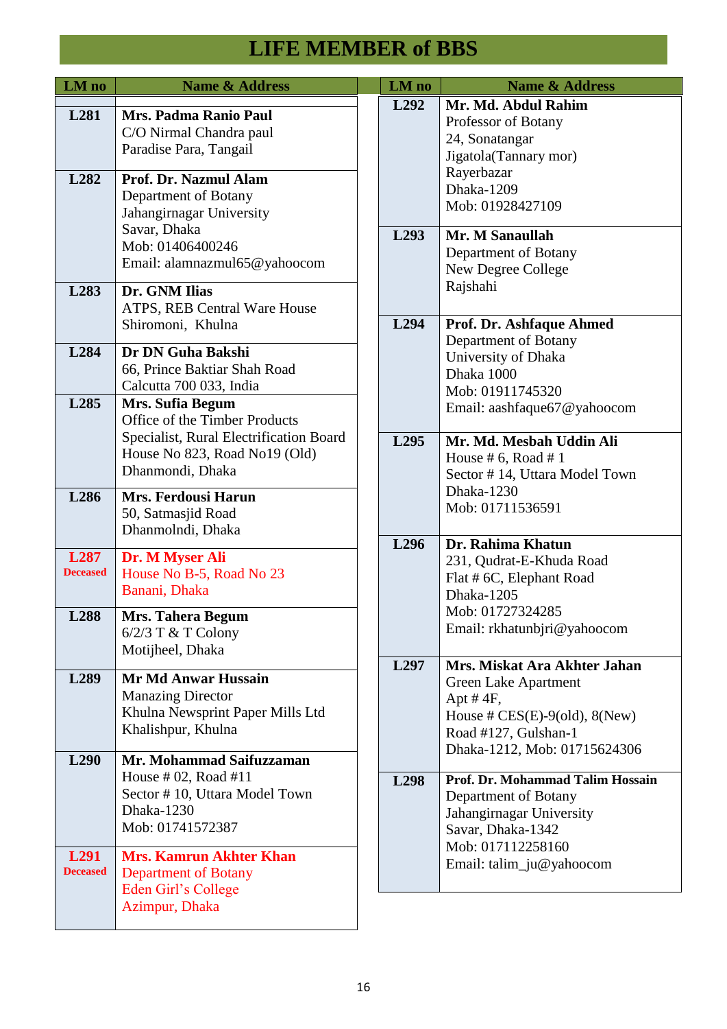# LIFE MEMBER of BBS

| LM no | Name & Address |
|---|---|
| **L281** | **Mrs. Padma Ranio Paul**<br>C/O Nirmal Chandra paul<br>Paradise Para, Tangail |
| **L282** | **Prof. Dr. Nazmul Alam**<br>Department of Botany<br>Jahangirnagar University<br>Savar, Dhaka<br>Mob: 01406400246<br>Email: alamnazmul65@yahoocom |
| **L283** | **Dr. GNM Ilias**<br>ATPS, REB Central Ware House<br>Shiromoni, Khulna |
| **L284** | **Dr DN Guha Bakshi**<br>66, Prince Baktiar Shah Road<br>Calcutta 700 033, India |
| **L285** | **Mrs. Sufia Begum**<br>Office of the Timber Products Specialist, Rural Electrification Board<br>House No 823, Road No19 (Old)<br>Dhanmondi, Dhaka |
| **L286** | **Mrs. Ferdousi Harun**<br>50, Satmasjid Road<br>Dhanmolndi, Dhaka |
| **L287**<br>**Deceased** | **Dr. M Myser Ali**<br>House No B-5, Road No 23<br>Banani, Dhaka |
| **L288** | **Mrs. Tahera Begum**<br>6/2/3 T & T Colony<br>Motijheel, Dhaka |
| **L289** | **Mr Md Anwar Hussain**<br>Manazing Director<br>Khulna Newsprint Paper Mills Ltd<br>Khalishpur, Khulna |
| **L290** | **Mr. Mohammad Saifuzzaman**<br>House # 02, Road #11<br>Sector # 10, Uttara Model Town<br>Dhaka-1230<br>Mob: 01741572387 |
| **L291**<br>**Deceased** | **Mrs. Kamrun Akhter Khan**<br>Department of Botany<br>Eden Girl's College<br>Azimpur, Dhaka |
| **L292** | **Mr. Md. Abdul Rahim**<br>Professor of Botany<br>24, Sonatangar<br>Jigatola(Tannary mor)<br>Rayerbazar<br>Dhaka-1209<br>Mob: 01928427109 |
| **L293** | **Mr. M Sanaullah**<br>Department of Botany<br>New Degree College<br>Rajshahi |
| **L294** | **Prof. Dr. Ashfaque Ahmed**<br>Department of Botany<br>University of Dhaka<br>Dhaka 1000<br>Mob: 01911745320<br>Email: aashfaque67@yahoocom |
| **L295** | **Mr. Md. Mesbah Uddin Ali**<br>House # 6, Road # 1<br>Sector # 14, Uttara Model Town<br>Dhaka-1230<br>Mob: 01711536591 |
| **L296** | **Dr. Rahima Khatun**<br>231, Qudrat-E-Khuda Road<br>Flat # 6C, Elephant Road<br>Dhaka-1205<br>Mob: 01727324285<br>Email: rkhatunbjri@yahoocom |
| **L297** | **Mrs. Miskat Ara Akhter Jahan**<br>Green Lake Apartment<br>Apt # 4F,<br>House # CES(E)-9(old), 8(New)<br>Road #127, Gulshan-1<br>Dhaka-1212, Mob: 01715624306 |
| **L298** | **Prof. Dr. Mohammad Talim Hossain**<br>Department of Botany<br>Jahangirnagar University<br>Savar, Dhaka-1342<br>Mob: 017112258160<br>Email: talim_ju@yahoocom |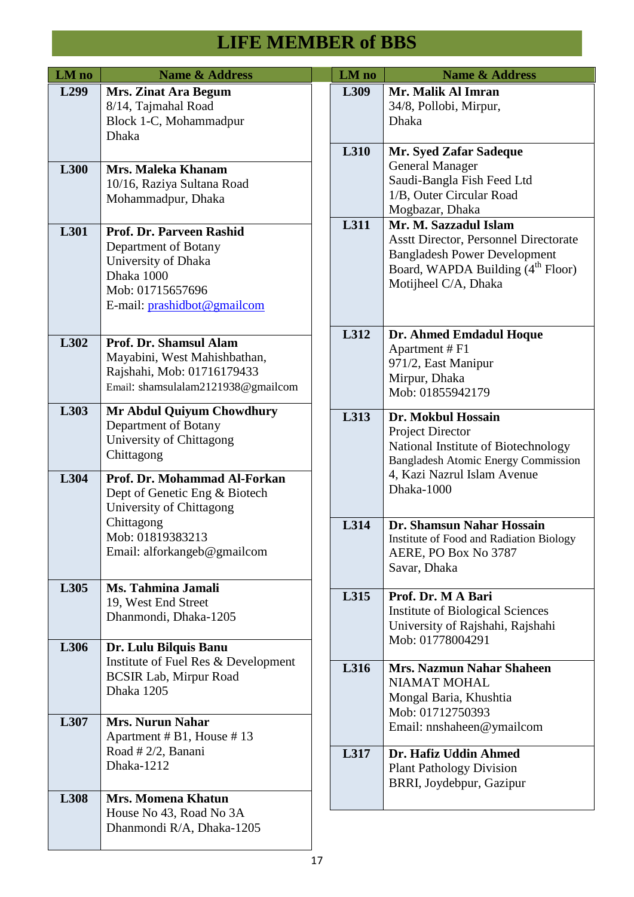# LIFE MEMBER of BBS

| LM no | Name & Address |
|---|---|
| L299 | **Mrs. Zinat Ara Begum**<br>8/14, Tajmahal Road<br>Block 1-C, Mohammadpur<br>Dhaka |
| L300 | **Mrs. Maleka Khanam**<br>10/16, Raziya Sultana Road<br>Mohammadpur, Dhaka |
| L301 | **Prof. Dr. Parveen Rashid**<br>Department of Botany<br>University of Dhaka<br>Dhaka 1000<br>Mob: 01715657696<br>E-mail: prashidbot@gmailcom |
| L302 | **Prof. Dr. Shamsul Alam**<br>Mayabini, West Mahishbathan,<br>Rajshahi, Mob: 01716179433<br>Email: shamsulalam2121938@gmailcom |
| L303 | **Mr Abdul Quiyum Chowdhury**<br>Department of Botany<br>University of Chittagong<br>Chittagong |
| L304 | **Prof. Dr. Mohammad Al-Forkan**<br>Dept of Genetic Eng & Biotech<br>University of Chittagong<br>Chittagong<br>Mob: 01819383213<br>Email: alforkangeb@gmailcom |
| L305 | **Ms. Tahmina Jamali**<br>19, West End Street<br>Dhanmondi, Dhaka-1205 |
| L306 | **Dr. Lulu Bilquis Banu**<br>Institute of Fuel Res & Development<br>BCSIR Lab, Mirpur Road<br>Dhaka 1205 |
| L307 | **Mrs. Nurun Nahar**<br>Apartment # B1, House # 13<br>Road # 2/2, Banani<br>Dhaka-1212 |
| L308 | **Mrs. Momena Khatun**<br>House No 43, Road No 3A<br>Dhanmondi R/A, Dhaka-1205 |
| L309 | **Mr. Malik Al Imran**<br>34/8, Pollobi, Mirpur,<br>Dhaka |
| L310 | **Mr. Syed Zafar Sadeque**<br>General Manager<br>Saudi-Bangla Fish Feed Ltd<br>1/B, Outer Circular Road<br>Mogbazar, Dhaka |
| L311 | **Mr. M. Sazzadul Islam**<br>Asstt Director, Personnel Directorate<br>Bangladesh Power Development<br>Board, WAPDA Building (4th Floor)<br>Motijheel C/A, Dhaka |
| L312 | **Dr. Ahmed Emdadul Hoque**<br>Apartment # F1<br>971/2, East Manipur<br>Mirpur, Dhaka<br>Mob: 01855942179 |
| L313 | **Dr. Mokbul Hossain**<br>Project Director<br>National Institute of Biotechnology<br>Bangladesh Atomic Energy Commission<br>4, Kazi Nazrul Islam Avenue<br>Dhaka-1000 |
| L314 | **Dr. Shamsun Nahar Hossain**<br>Institute of Food and Radiation Biology<br>AERE, PO Box No 3787<br>Savar, Dhaka |
| L315 | **Prof. Dr. M A Bari**<br>Institute of Biological Sciences<br>University of Rajshahi, Rajshahi<br>Mob: 01778004291 |
| L316 | **Mrs. Nazmun Nahar Shaheen**<br>NIAMAT MOHAL<br>Mongal Baria, Khushtia<br>Mob: 01712750393<br>Email: nnshaheen@ymailcom |
| L317 | **Dr. Hafiz Uddin Ahmed**<br>Plant Pathology Division<br>BRRI, Joydebpur, Gazipur |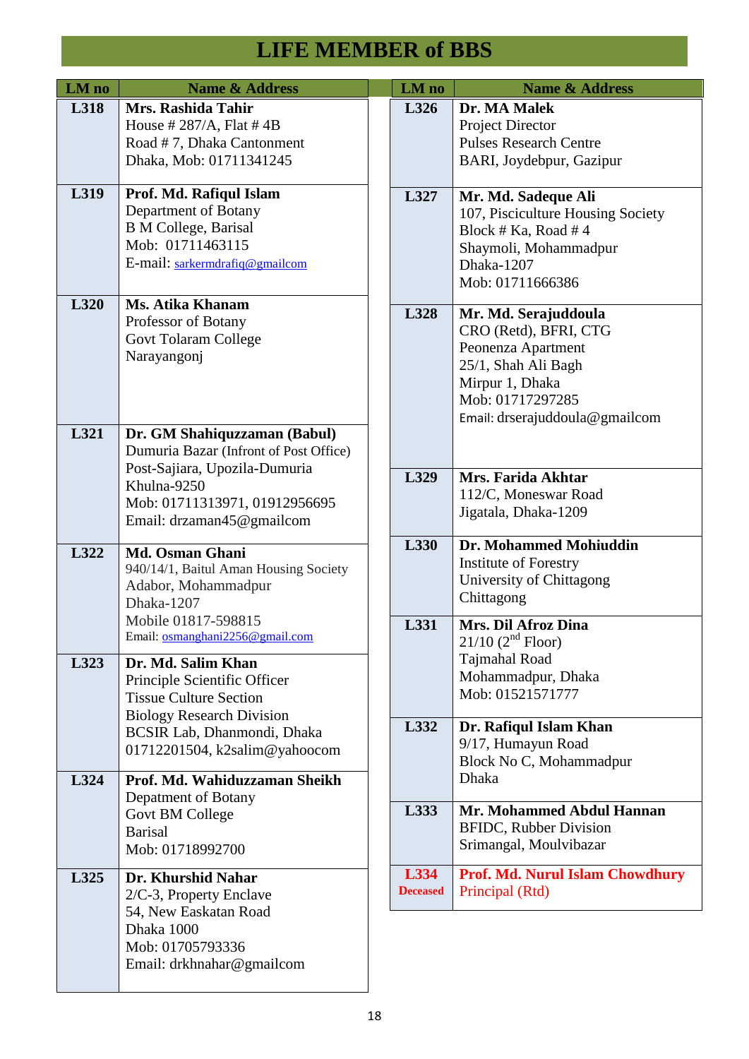# LIFE MEMBER of BBS

| LM no | Name & Address |
|---|---|
| L318 | **Mrs. Rashida Tahir**<br>House # 287/A, Flat # 4B<br>Road # 7, Dhaka Cantonment<br>Dhaka, Mob: 01711341245 |
| L319 | **Prof. Md. Rafiqul Islam**<br>Department of Botany<br>B M College, Barisal<br>Mob: 01711463115<br>E-mail: sarkermdrafiq@gmailcom |
| L320 | **Ms. Atika Khanam**<br>Professor of Botany<br>Govt Tolaram College<br>Narayangonj |
| L321 | **Dr. GM Shahiquzzaman (Babul)**<br>Dumuria Bazar (Infront of Post Office)<br>Post-Sajiara, Upozila-Dumuria<br>Khulna-9250<br>Mob: 01711313971, 01912956695<br>Email: drzaman45@gmailcom |
| L322 | **Md. Osman Ghani**<br>940/14/1, Baitul Aman Housing Society<br>Adabor, Mohammadpur<br>Dhaka-1207<br>Mobile 01817-598815<br>Email: osmanghani2256@gmail.com |
| L323 | **Dr. Md. Salim Khan**<br>Principle Scientific Officer<br>Tissue Culture Section<br>Biology Research Division<br>BCSIR Lab, Dhanmondi, Dhaka<br>01712201504, k2salim@yahoocom |
| L324 | **Prof. Md. Wahiduzzaman Sheikh**<br>Depatment of Botany<br>Govt BM College<br>Barisal<br>Mob: 01718992700 |
| L325 | **Dr. Khurshid Nahar**<br>2/C-3, Property Enclave<br>54, New Easkatan Road<br>Dhaka 1000<br>Mob: 01705793336<br>Email: drkhnahar@gmailcom |
| L326 | **Dr. MA Malek**<br>Project Director<br>Pulses Research Centre<br>BARI, Joydebpur, Gazipur |
| L327 | **Mr. Md. Sadeque Ali**<br>107, Pisciculture Housing Society<br>Block # Ka, Road # 4<br>Shaymoli, Mohammadpur<br>Dhaka-1207<br>Mob: 01711666386 |
| L328 | **Mr. Md. Serajuddoula**<br>CRO (Retd), BFRI, CTG<br>Peonenza Apartment<br>25/1, Shah Ali Bagh<br>Mirpur 1, Dhaka<br>Mob: 01717297285<br>Email: drserajuddoula@gmailcom |
| L329 | **Mrs. Farida Akhtar**<br>112/C, Moneswar Road<br>Jigatala, Dhaka-1209 |
| L330 | **Dr. Mohammed Mohiuddin**<br>Institute of Forestry<br>University of Chittagong<br>Chittagong |
| L331 | **Mrs. Dil Afroz Dina**<br>21/10 (2nd Floor)<br>Tajmahal Road<br>Mohammadpur, Dhaka<br>Mob: 01521571777 |
| L332 | **Dr. Rafiqul Islam Khan**<br>9/17, Humayun Road<br>Block No C, Mohammadpur<br>Dhaka |
| L333 | **Mr. Mohammed Abdul Hannan**<br>BFIDC, Rubber Division<br>Srimangal, Moulvibazar |
| L334<br>Deceased | **Prof. Md. Nurul Islam Chowdhury**<br>Principal (Rtd) |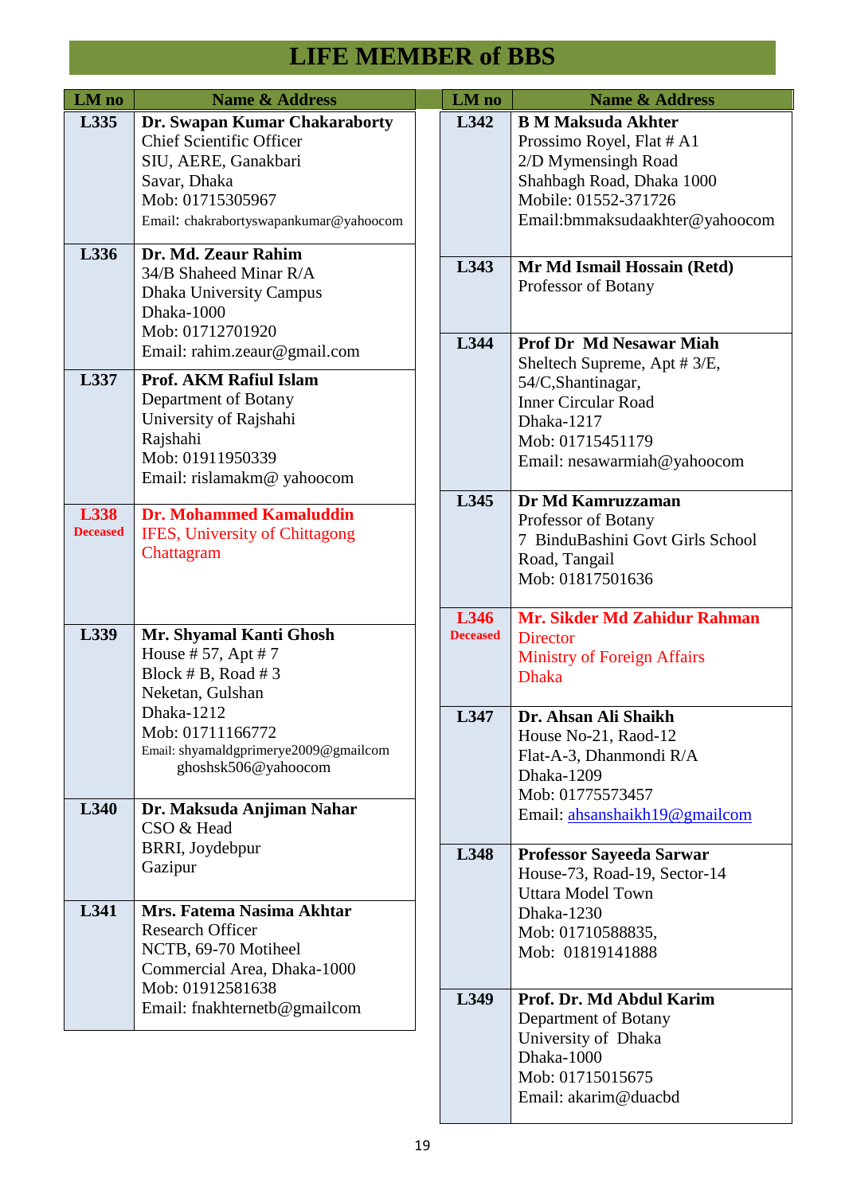# LIFE MEMBER of BBS

| LM no | Name & Address |
|---|---|
| L335 | **Dr. Swapan Kumar Chakaraborty**<br>Chief Scientific Officer<br>SIU, AERE, Ganakbari<br>Savar, Dhaka<br>Mob: 01715305967<br>Email: chakrabortyswapankumar@yahoocom |
| L336 | **Dr. Md. Zeaur Rahim**<br>34/B Shaheed Minar R/A<br>Dhaka University Campus<br>Dhaka-1000<br>Mob: 01712701920<br>Email: rahim.zeaur@gmail.com |
| L337 | **Prof. AKM Rafiul Islam**<br>Department of Botany<br>University of Rajshahi<br>Rajshahi<br>Mob: 01911950339<br>Email: rislamakm@ yahoocom |
| L338 Deceased | **Dr. Mohammed Kamaluddin**<br>IFES, University of Chittagong<br>Chattagram |
| L339 | **Mr. Shyamal Kanti Ghosh**<br>House # 57, Apt # 7<br>Block # B, Road # 3<br>Neketan, Gulshan<br>Dhaka-1212<br>Mob: 01711166772<br>Email: shyamaldgprimerye2009@gmailcom<br>ghoshsk506@yahoocom |
| L340 | **Dr. Maksuda Anjiman Nahar**<br>CSO & Head<br>BRRI, Joydebpur<br>Gazipur |
| L341 | **Mrs. Fatema Nasima Akhtar**<br>Research Officer<br>NCTB, 69-70 Motiheel<br>Commercial Area, Dhaka-1000<br>Mob: 01912581638<br>Email: fnakhternetb@gmailcom |
| L342 | **B M Maksuda Akhter**<br>Prossimo Royel, Flat # A1<br>2/D Mymensingh Road<br>Shahbagh Road, Dhaka 1000<br>Mobile: 01552-371726<br>Email:bmmaksudaakhter@yahoocom |
| L343 | **Mr Md Ismail Hossain (Retd)**<br>Professor of Botany |
| L344 | **Prof Dr Md Nesawar Miah**<br>Sheltech Supreme, Apt # 3/E,<br>54/C,Shantinagar,<br>Inner Circular Road<br>Dhaka-1217<br>Mob: 01715451179<br>Email: nesawarmiah@yahoocom |
| L345 | **Dr Md Kamruzzaman**<br>Professor of Botany<br>7 BinduBashini Govt Girls School<br>Road, Tangail<br>Mob: 01817501636 |
| L346 Deceased | **Mr. Sikder Md Zahidur Rahman**<br>Director<br>Ministry of Foreign Affairs<br>Dhaka |
| L347 | **Dr. Ahsan Ali Shaikh**<br>House No-21, Raod-12<br>Flat-A-3, Dhanmondi R/A<br>Dhaka-1209<br>Mob: 01775573457<br>Email: ahsanshaikh19@gmailcom |
| L348 | **Professor Sayeeda Sarwar**<br>House-73, Road-19, Sector-14<br>Uttara Model Town<br>Dhaka-1230<br>Mob: 01710588835,<br>Mob: 01819141888 |
| L349 | **Prof. Dr. Md Abdul Karim**<br>Department of Botany<br>University of Dhaka<br>Dhaka-1000<br>Mob: 01715015675<br>Email: akarim@duacbd |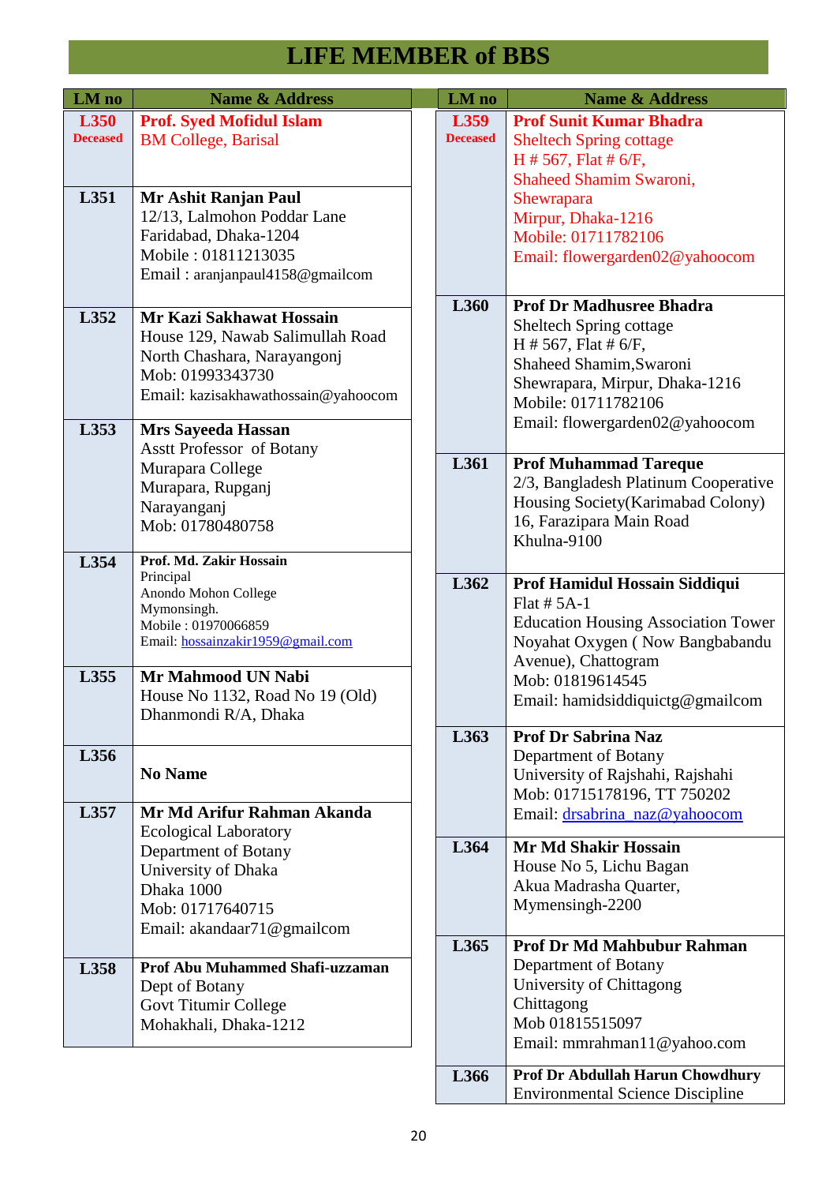# LIFE MEMBER of BBS

| LM no | Name & Address |
|---|---|
| **L350** **Deceased** | **Prof. Syed Mofidul Islam** BM College, Barisal |
| **L351** | **Mr Ashit Ranjan Paul** 12/13, Lalmohon Poddar Lane Faridabad, Dhaka-1204 Mobile : 01811213035 Email : aranjanpaul4158@gmailcom |
| **L352** | **Mr Kazi Sakhawat Hossain** House 129, Nawab Salimullah Road North Chashara, Narayangonj Mob: 01993343730 Email: kazisakhawathossain@yahoocom |
| **L353** | **Mrs Sayeeda Hassan** Asstt Professor of Botany Murapara College Murapara, Rupganj Narayanganj Mob: 01780480758 |
| **L354** | **Prof. Md. Zakir Hossain** Principal Anondo Mohon College Mymonsingh. Mobile : 01970066859 Email: hossainzakir1959@gmail.com |
| **L355** | **Mr Mahmood UN Nabi** House No 1132, Road No 19 (Old) Dhanmondi R/A, Dhaka |
| **L356** | **No Name** |
| **L357** | **Mr Md Arifur Rahman Akanda** Ecological Laboratory Department of Botany University of Dhaka Dhaka 1000 Mob: 01717640715 Email: akandaar71@gmailcom |
| **L358** | **Prof Abu Muhammed Shafi-uzzaman** Dept of Botany Govt Titumir College Mohakhali, Dhaka-1212 |
| **L359** **Deceased** | **Prof Sunit Kumar Bhadra** Sheltech Spring cottage H # 567, Flat # 6/F, Shaheed Shamim Swaroni, Shewrapara Mirpur, Dhaka-1216 Mobile: 01711782106 Email: flowergarden02@yahoocom |
| **L360** | **Prof Dr Madhusree Bhadra** Sheltech Spring cottage H # 567, Flat # 6/F, Shaheed Shamim,Swaroni Shewrapara, Mirpur, Dhaka-1216 Mobile: 01711782106 Email: flowergarden02@yahoocom |
| **L361** | **Prof Muhammad Tareque** 2/3, Bangladesh Platinum Cooperative Housing Society(Karimabad Colony) 16, Farazipara Main Road Khulna-9100 |
| **L362** | **Prof Hamidul Hossain Siddiqui** Flat # 5A-1 Education Housing Association Tower Noyahat Oxygen ( Now Bangbabandu Avenue), Chattogram Mob: 01819614545 Email: hamidsiddiquictg@gmailcom |
| **L363** | **Prof Dr Sabrina Naz** Department of Botany University of Rajshahi, Rajshahi Mob: 01715178196, TT 750202 Email: drsabrina_naz@yahoocom |
| **L364** | **Mr Md Shakir Hossain** House No 5, Lichu Bagan Akua Madrasha Quarter, Mymensingh-2200 |
| **L365** | **Prof Dr Md Mahbubur Rahman** Department of Botany University of Chittagong Chittagong Mob 01815515097 Email: mmrahman11@yahoo.com |
| **L366** | **Prof Dr Abdullah Harun Chowdhury** Environmental Science Discipline |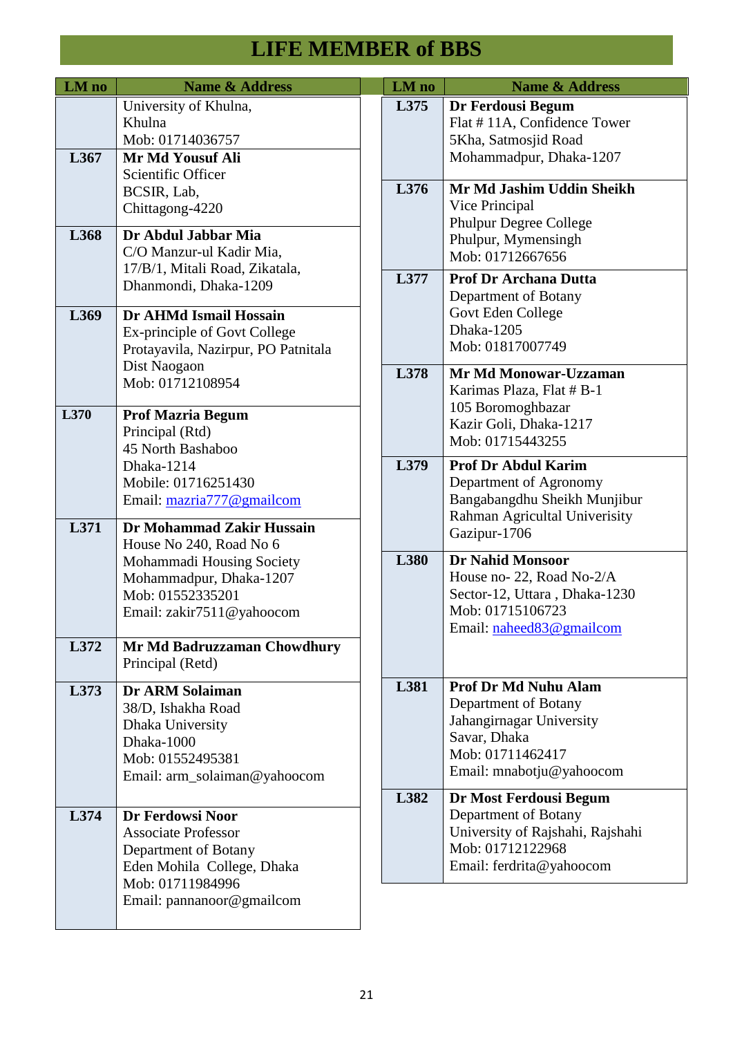# LIFE MEMBER of BBS

| LM no | Name & Address |
|---|---|
| | University of Khulna,<br>Khulna<br>Mob: 01714036757 |
| L367 | **Mr Md Yousuf Ali**<br>Scientific Officer<br>BCSIR, Lab,<br>Chittagong-4220 |
| L368 | **Dr Abdul Jabbar Mia**<br>C/O Manzur-ul Kadir Mia,<br>17/B/1, Mitali Road, Zikatala,<br>Dhanmondi, Dhaka-1209 |
| L369 | **Dr AHMd Ismail Hossain**<br>Ex-principle of Govt College<br>Protayavila, Nazirpur, PO Patnitala<br>Dist Naogaon<br>Mob: 01712108954 |
| L370 | **Prof Mazria Begum**<br>Principal (Rtd)<br>45 North Bashaboo<br>Dhaka-1214<br>Mobile: 01716251430<br>Email: mazria777@gmailcom |
| L371 | **Dr Mohammad Zakir Hussain**<br>House No 240, Road No 6<br>Mohammadi Housing Society<br>Mohammadpur, Dhaka-1207<br>Mob: 01552335201<br>Email: zakir7511@yahoocom |
| L372 | **Mr Md Badruzzaman Chowdhury**<br>Principal (Retd) |
| L373 | **Dr ARM Solaiman**<br>38/D, Ishakha Road<br>Dhaka University<br>Dhaka-1000<br>Mob: 01552495381<br>Email: arm_solaiman@yahoocom |
| L374 | **Dr Ferdowsi Noor**<br>Associate Professor<br>Department of Botany<br>Eden Mohila College, Dhaka<br>Mob: 01711984996<br>Email: pannanoor@gmailcom |
| L375 | **Dr Ferdousi Begum**<br>Flat # 11A, Confidence Tower<br>5Kha, Satmosjid Road<br>Mohammadpur, Dhaka-1207 |
| L376 | **Mr Md Jashim Uddin Sheikh**<br>Vice Principal<br>Phulpur Degree College<br>Phulpur, Mymensingh<br>Mob: 01712667656 |
| L377 | **Prof Dr Archana Dutta**<br>Department of Botany<br>Govt Eden College<br>Dhaka-1205<br>Mob: 01817007749 |
| L378 | **Mr Md Monowar-Uzzaman**<br>Karimas Plaza, Flat # B-1<br>105 Boromoghbazar<br>Kazir Goli, Dhaka-1217<br>Mob: 01715443255 |
| L379 | **Prof Dr Abdul Karim**<br>Department of Agronomy<br>Bangabangdhu Sheikh Munjibur<br>Rahman Agricultal Univerisity<br>Gazipur-1706 |
| L380 | **Dr Nahid Monsoor**<br>House no- 22, Road No-2/A<br>Sector-12, Uttara , Dhaka-1230<br>Mob: 01715106723<br>Email: naheed83@gmailcom |
| L381 | **Prof Dr Md Nuhu Alam**<br>Department of Botany<br>Jahangirnagar University<br>Savar, Dhaka<br>Mob: 01711462417<br>Email: mnabotju@yahoocom |
| L382 | **Dr Most Ferdousi Begum**<br>Department of Botany<br>University of Rajshahi, Rajshahi<br>Mob: 01712122968<br>Email: ferdrita@yahoocom |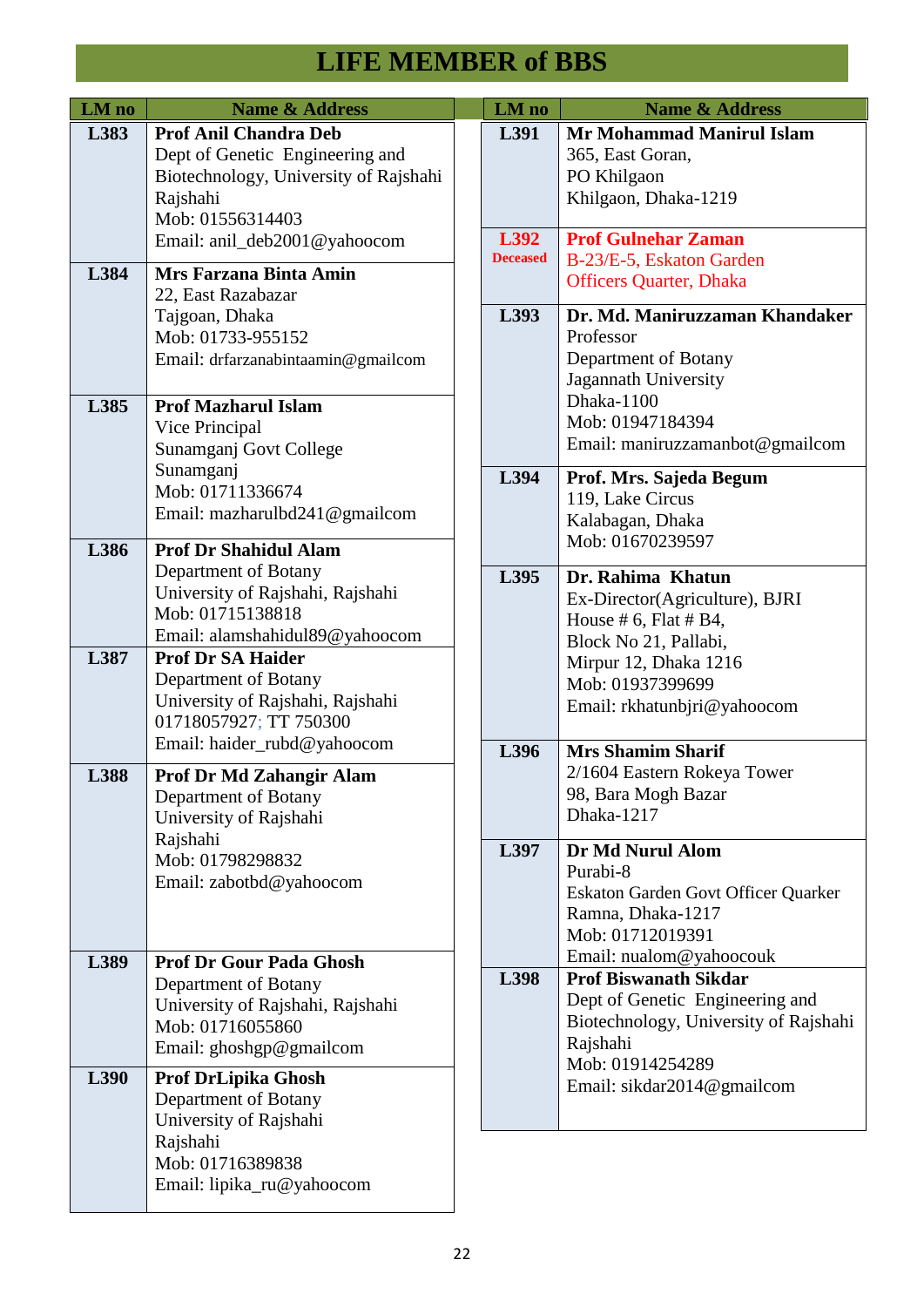# LIFE MEMBER of BBS

| LM no | Name & Address |
|---|---|
| L383 | **Prof Anil Chandra Deb**<br>Dept of Genetic Engineering and Biotechnology, University of Rajshahi<br>Rajshahi<br>Mob: 01556314403<br>Email: anil_deb2001@yahoocom |
| L384 | **Mrs Farzana Binta Amin**<br>22, East Razabazar<br>Tajgoan, Dhaka<br>Mob: 01733-955152<br>Email: drfarzanabintaamin@gmailcom |
| L385 | **Prof Mazharul Islam**<br>Vice Principal<br>Sunamganj Govt College<br>Sunamganj<br>Mob: 01711336674<br>Email: mazharulbd241@gmailcom |
| L386 | **Prof Dr Shahidul Alam**<br>Department of Botany<br>University of Rajshahi, Rajshahi<br>Mob: 01715138818<br>Email: alamshahidul89@yahoocom |
| L387 | **Prof Dr SA Haider**<br>Department of Botany<br>University of Rajshahi, Rajshahi<br>01718057927; TT 750300<br>Email: haider_rubd@yahoocom |
| L388 | **Prof Dr Md Zahangir Alam**<br>Department of Botany<br>University of Rajshahi<br>Rajshahi<br>Mob: 01798298832<br>Email: zabotbd@yahoocom |
| L389 | **Prof Dr Gour Pada Ghosh**<br>Department of Botany<br>University of Rajshahi, Rajshahi<br>Mob: 01716055860<br>Email: ghoshgp@gmailcom |
| L390 | **Prof DrLipika Ghosh**<br>Department of Botany<br>University of Rajshahi<br>Rajshahi<br>Mob: 01716389838<br>Email: lipika_ru@yahoocom |
| L391 | **Mr Mohammad Manirul Islam**<br>365, East Goran,<br>PO Khilgaon<br>Khilgaon, Dhaka-1219 |
| L392<br>Deceased | **Prof Gulnehar Zaman**<br>B-23/E-5, Eskaton Garden<br>Officers Quarter, Dhaka |
| L393 | **Dr. Md. Maniruzzaman Khandaker**<br>Professor<br>Department of Botany<br>Jagannath University<br>Dhaka-1100<br>Mob: 01947184394<br>Email: maniruzzamanbot@gmailcom |
| L394 | **Prof. Mrs. Sajeda Begum**<br>119, Lake Circus<br>Kalabagan, Dhaka<br>Mob: 01670239597 |
| L395 | **Dr. Rahima Khatun**<br>Ex-Director(Agriculture), BJRI<br>House # 6, Flat # B4,<br>Block No 21, Pallabi,<br>Mirpur 12, Dhaka 1216<br>Mob: 01937399699<br>Email: rkhatunbjri@yahoocom |
| L396 | **Mrs Shamim Sharif**<br>2/1604 Eastern Rokeya Tower<br>98, Bara Mogh Bazar<br>Dhaka-1217 |
| L397 | **Dr Md Nurul Alom**<br>Purabi-8<br>Eskaton Garden Govt Officer Quarker<br>Ramna, Dhaka-1217<br>Mob: 01712019391<br>Email: nualom@yahoocouk |
| L398 | **Prof Biswanath Sikdar**<br>Dept of Genetic Engineering and Biotechnology, University of Rajshahi<br>Rajshahi<br>Mob: 01914254289<br>Email: sikdar2014@gmailcom |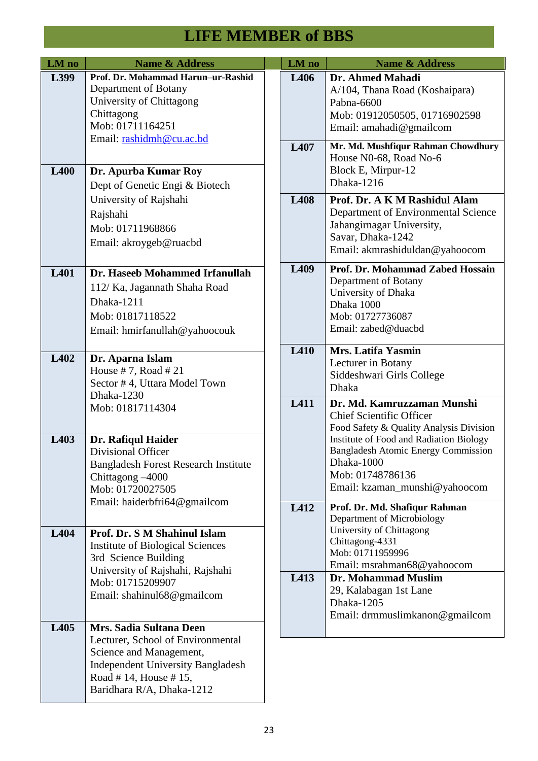# LIFE MEMBER of BBS

| LM no | Name & Address |
|---|---|
| L399 | **Prof. Dr. Mohammad Harun–ur-Rashid**<br>Department of Botany<br>University of Chittagong<br>Chittagong<br>Mob: 01711164251<br>Email: rashidmh@cu.ac.bd |
| L400 | **Dr. Apurba Kumar Roy**<br>Dept of Genetic Engi & Biotech<br>University of Rajshahi<br>Rajshahi<br>Mob: 01711968866<br>Email: akroygeb@ruacbd |
| L401 | **Dr. Haseeb Mohammed Irfanullah**<br>112/ Ka, Jagannath Shaha Road<br>Dhaka-1211<br>Mob: 01817118522<br>Email: hmirfanullah@yahoocouk |
| L402 | **Dr. Aparna Islam**<br>House # 7, Road # 21<br>Sector # 4, Uttara Model Town<br>Dhaka-1230<br>Mob: 01817114304 |
| L403 | **Dr. Rafiqul Haider**<br>Divisional Officer<br>Bangladesh Forest Research Institute<br>Chittagong –4000<br>Mob: 01720027505<br>Email: haiderbfri64@gmailcom |
| L404 | **Prof. Dr. S M Shahinul Islam**<br>Institute of Biological Sciences<br>3rd Science Building<br>University of Rajshahi, Rajshahi<br>Mob: 01715209907<br>Email: shahinul68@gmailcom |
| L405 | **Mrs. Sadia Sultana Deen**<br>Lecturer, School of Environmental Science and Management,<br>Independent University Bangladesh<br>Road # 14, House # 15,<br>Baridhara R/A, Dhaka-1212 |
| L406 | **Dr. Ahmed Mahadi**<br>A/104, Thana Road (Koshaipara)<br>Pabna-6600<br>Mob: 01912050505, 01716902598<br>Email: amahadi@gmailcom |
| L407 | **Mr. Md. Mushfiqur Rahman Chowdhury**<br>House N0-68, Road No-6<br>Block E, Mirpur-12<br>Dhaka-1216 |
| L408 | **Prof. Dr. A K M Rashidul Alam**<br>Department of Environmental Science<br>Jahangirnagar University,<br>Savar, Dhaka-1242<br>Email: akmrashiduldan@yahoocom |
| L409 | **Prof. Dr. Mohammad Zabed Hossain**<br>Department of Botany<br>University of Dhaka<br>Dhaka 1000<br>Mob: 01727736087<br>Email: zabed@duacbd |
| L410 | **Mrs. Latifa Yasmin**<br>Lecturer in Botany<br>Siddeshwari Girls College<br>Dhaka |
| L411 | **Dr. Md. Kamruzzaman Munshi**<br>Chief Scientific Officer<br>Food Safety & Quality Analysis Division<br>Institute of Food and Radiation Biology<br>Bangladesh Atomic Energy Commission<br>Dhaka-1000<br>Mob: 01748786136<br>Email: kzaman_munshi@yahoocom |
| L412 | **Prof. Dr. Md. Shafiqur Rahman**<br>Department of Microbiology<br>University of Chittagong<br>Chittagong-4331<br>Mob: 01711959996<br>Email: msrahman68@yahoocom |
| L413 | **Dr. Mohammad Muslim**<br>29, Kalabagan 1st Lane<br>Dhaka-1205<br>Email: drmmuslimkanon@gmailcom |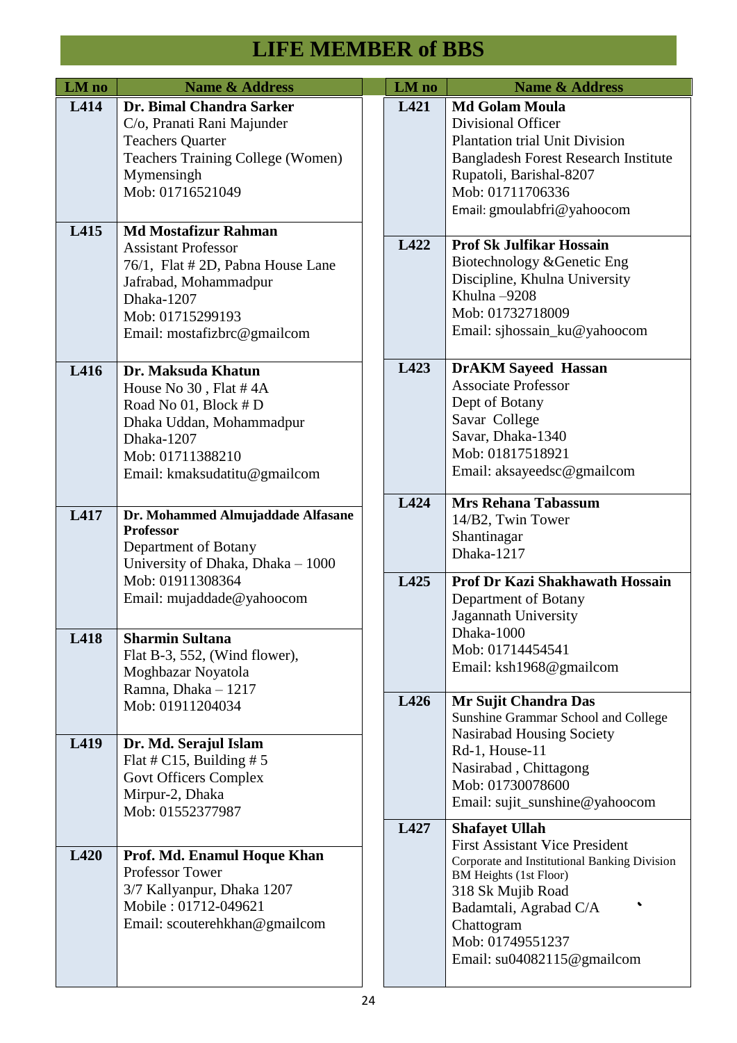# LIFE MEMBER of BBS

| LM no | Name & Address |
|---|---|
| L414 | **Dr. Bimal Chandra Sarker**<br>C/o, Pranati Rani Majunder<br>Teachers Quarter<br>Teachers Training College (Women)<br>Mymensingh<br>Mob: 01716521049 |
| L415 | **Md Mostafizur Rahman**<br>Assistant Professor<br>76/1, Flat # 2D, Pabna House Lane<br>Jafrabad, Mohammadpur<br>Dhaka-1207<br>Mob: 01715299193<br>Email: mostafizbrc@gmailcom |
| L416 | **Dr. Maksuda Khatun**<br>House No 30 , Flat # 4A<br>Road No 01, Block # D<br>Dhaka Uddan, Mohammadpur<br>Dhaka-1207<br>Mob: 01711388210<br>Email: kmaksudatitu@gmailcom |
| L417 | **Dr. Mohammed Almujaddade Alfasane**<br>**Professor**<br>Department of Botany<br>University of Dhaka, Dhaka – 1000<br>Mob: 01911308364<br>Email: mujaddade@yahoocom |
| L418 | **Sharmin Sultana**<br>Flat B-3, 552, (Wind flower),<br>Moghbazar Noyatola<br>Ramna, Dhaka – 1217<br>Mob: 01911204034 |
| L419 | **Dr. Md. Serajul Islam**<br>Flat # C15, Building # 5<br>Govt Officers Complex<br>Mirpur-2, Dhaka<br>Mob: 01552377987 |
| L420 | **Prof. Md. Enamul Hoque Khan**<br>Professor Tower<br>3/7 Kallyanpur, Dhaka 1207<br>Mobile : 01712-049621<br>Email: scouterehkhan@gmailcom |
| L421 | **Md Golam Moula**<br>Divisional Officer<br>Plantation trial Unit Division<br>Bangladesh Forest Research Institute<br>Rupatoli, Barishal-8207<br>Mob: 01711706336<br>Email: gmoulabfri@yahoocom |
| L422 | **Prof Sk Julfikar Hossain**<br>Biotechnology &Genetic Eng<br>Discipline, Khulna University<br>Khulna –9208<br>Mob: 01732718009<br>Email: sjhossain_ku@yahoocom |
| L423 | **DrAKM Sayeed Hassan**<br>Associate Professor<br>Dept of Botany<br>Savar College<br>Savar, Dhaka-1340<br>Mob: 01817518921<br>Email: aksayeedsc@gmailcom |
| L424 | **Mrs Rehana Tabassum**<br>14/B2, Twin Tower<br>Shantinagar<br>Dhaka-1217 |
| L425 | **Prof Dr Kazi Shakhawath Hossain**<br>Department of Botany<br>Jagannath University<br>Dhaka-1000<br>Mob: 01714454541<br>Email: ksh1968@gmailcom |
| L426 | **Mr Sujit Chandra Das**<br>Sunshine Grammar School and College<br>Nasirabad Housing Society<br>Rd-1, House-11<br>Nasirabad , Chittagong<br>Mob: 01730078600<br>Email: sujit_sunshine@yahoocom |
| L427 | **Shafayet Ullah**<br>First Assistant Vice President<br>Corporate and Institutional Banking Division<br>BM Heights (1st Floor)<br>318 Sk Mujib Road<br>Badamtali, Agrabad C/A<br>Chattogram<br>Mob: 01749551237<br>Email: su04082115@gmailcom |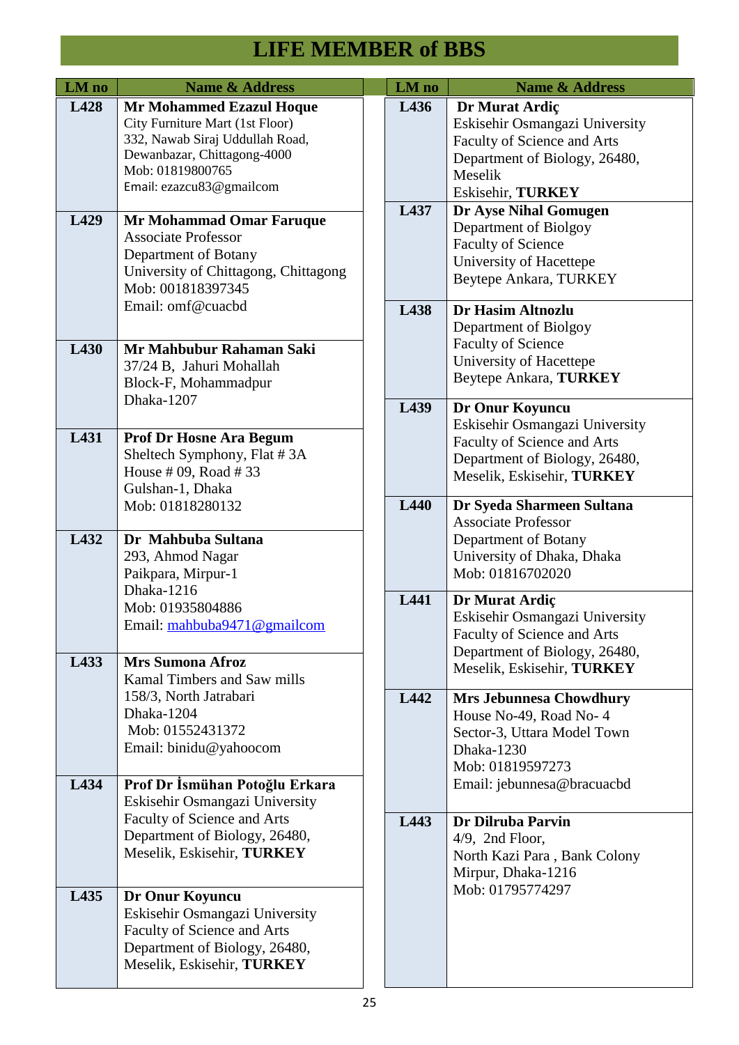# LIFE MEMBER of BBS

| LM no | Name & Address |
|---|---|
| L428 | **Mr Mohammed Ezazul Hoque**<br>City Furniture Mart (1st Floor)<br>332, Nawab Siraj Uddullah Road,<br>Dewanbazar, Chittagong-4000<br>Mob: 01819800765<br>Email: ezazcu83@gmailcom |
| L429 | **Mr Mohammad Omar Faruque**<br>Associate Professor<br>Department of Botany<br>University of Chittagong, Chittagong<br>Mob: 001818397345<br>Email: omf@cuacbd |
| L430 | **Mr Mahbubur Rahaman Saki**<br>37/24 B, Jahuri Mohallah<br>Block-F, Mohammadpur<br>Dhaka-1207 |
| L431 | **Prof Dr Hosne Ara Begum**<br>Sheltech Symphony, Flat # 3A<br>House # 09, Road # 33<br>Gulshan-1, Dhaka<br>Mob: 01818280132 |
| L432 | **Dr Mahbuba Sultana**<br>293, Ahmod Nagar<br>Paikpara, Mirpur-1<br>Dhaka-1216<br>Mob: 01935804886<br>Email: mahbuba9471@gmailcom |
| L433 | **Mrs Sumona Afroz**<br>Kamal Timbers and Saw mills<br>158/3, North Jatrabari<br>Dhaka-1204<br>Mob: 01552431372<br>Email: binidu@yahoocom |
| L434 | **Prof Dr İsmühan Potoğlu Erkara**<br>Eskisehir Osmangazi University<br>Faculty of Science and Arts<br>Department of Biology, 26480,<br>Meselik, Eskisehir, **TURKEY** |
| L435 | **Dr Onur Koyuncu**<br>Eskisehir Osmangazi University<br>Faculty of Science and Arts<br>Department of Biology, 26480,<br>Meselik, Eskisehir, **TURKEY** |
| L436 | **Dr Murat Ardiç**<br>Eskisehir Osmangazi University<br>Faculty of Science and Arts<br>Department of Biology, 26480,<br>Meselik<br>Eskisehir, **TURKEY** |
| L437 | **Dr Ayse Nihal Gomugen**<br>Department of Biolgoy<br>Faculty of Science<br>University of Hacettepe<br>Beytepe Ankara, TURKEY |
| L438 | **Dr Hasim Altnozlu**<br>Department of Biolgoy<br>Faculty of Science<br>University of Hacettepe<br>Beytepe Ankara, **TURKEY** |
| L439 | **Dr Onur Koyuncu**<br>Eskisehir Osmangazi University<br>Faculty of Science and Arts<br>Department of Biology, 26480,<br>Meselik, Eskisehir, **TURKEY** |
| L440 | **Dr Syeda Sharmeen Sultana**<br>Associate Professor<br>Department of Botany<br>University of Dhaka, Dhaka<br>Mob: 01816702020 |
| L441 | **Dr Murat Ardiç**<br>Eskisehir Osmangazi University<br>Faculty of Science and Arts<br>Department of Biology, 26480,<br>Meselik, Eskisehir, **TURKEY** |
| L442 | **Mrs Jebunnesa Chowdhury**<br>House No-49, Road No- 4<br>Sector-3, Uttara Model Town<br>Dhaka-1230<br>Mob: 01819597273<br>Email: jebunnesa@bracuacbd |
| L443 | **Dr Dilruba Parvin**<br>4/9, 2nd Floor,<br>North Kazi Para , Bank Colony<br>Mirpur, Dhaka-1216<br>Mob: 01795774297 |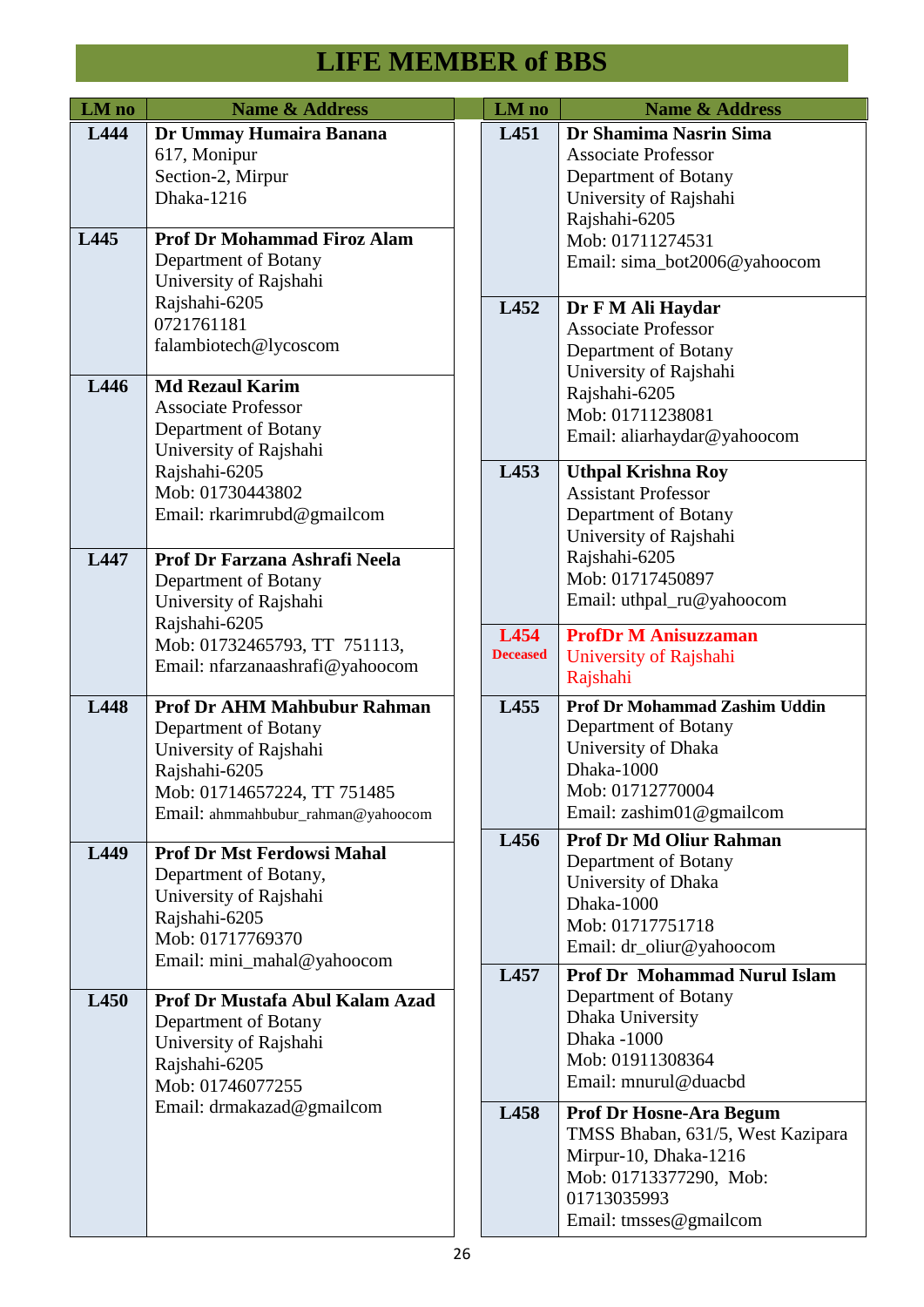# LIFE MEMBER of BBS

| LM no | Name & Address |
|---|---|
| L444 | **Dr Ummay Humaira Banana**<br>617, Monipur<br>Section-2, Mirpur<br>Dhaka-1216 |
| L445 | **Prof Dr Mohammad Firoz Alam**<br>Department of Botany<br>University of Rajshahi<br>Rajshahi-6205<br>0721761181<br>falambiotech@lycoscom |
| L446 | **Md Rezaul Karim**<br>Associate Professor<br>Department of Botany<br>University of Rajshahi<br>Rajshahi-6205<br>Mob: 01730443802<br>Email: rkarimrubd@gmailcom |
| L447 | **Prof Dr Farzana Ashrafi Neela**<br>Department of Botany<br>University of Rajshahi<br>Rajshahi-6205<br>Mob: 01732465793, TT 751113,<br>Email: nfarzanaashrafi@yahoocom |
| L448 | **Prof Dr AHM Mahbubur Rahman**<br>Department of Botany<br>University of Rajshahi<br>Rajshahi-6205<br>Mob: 01714657224, TT 751485<br>Email: ahmmahbubur_rahman@yahoocom |
| L449 | **Prof Dr Mst Ferdowsi Mahal**<br>Department of Botany,<br>University of Rajshahi<br>Rajshahi-6205<br>Mob: 01717769370<br>Email: mini_mahal@yahoocom |
| L450 | **Prof Dr Mustafa Abul Kalam Azad**<br>Department of Botany<br>University of Rajshahi<br>Rajshahi-6205<br>Mob: 01746077255<br>Email: drmakazad@gmailcom |
| L451 | **Dr Shamima Nasrin Sima**<br>Associate Professor<br>Department of Botany<br>University of Rajshahi<br>Rajshahi-6205<br>Mob: 01711274531<br>Email: sima_bot2006@yahoocom |
| L452 | **Dr F M Ali Haydar**<br>Associate Professor<br>Department of Botany<br>University of Rajshahi<br>Rajshahi-6205<br>Mob: 01711238081<br>Email: aliarhaydar@yahoocom |
| L453 | **Uthpal Krishna Roy**<br>Assistant Professor<br>Department of Botany<br>University of Rajshahi<br>Rajshahi-6205<br>Mob: 01717450897<br>Email: uthpal_ru@yahoocom |
| L454<br>**Deceased** | **ProfDr M Anisuzzaman**<br>University of Rajshahi<br>Rajshahi |
| L455 | **Prof Dr Mohammad Zashim Uddin**<br>Department of Botany<br>University of Dhaka<br>Dhaka-1000<br>Mob: 01712770004<br>Email: zashim01@gmailcom |
| L456 | **Prof Dr Md Oliur Rahman**<br>Department of Botany<br>University of Dhaka<br>Dhaka-1000<br>Mob: 01717751718<br>Email: dr_oliur@yahoocom |
| L457 | **Prof Dr Mohammad Nurul Islam**<br>Department of Botany<br>Dhaka University<br>Dhaka -1000<br>Mob: 01911308364<br>Email: mnurul@duacbd |
| L458 | **Prof Dr Hosne-Ara Begum**<br>TMSS Bhaban, 631/5, West Kazipara<br>Mirpur-10, Dhaka-1216<br>Mob: 01713377290, Mob: 01713035993<br>Email: tmsses@gmailcom |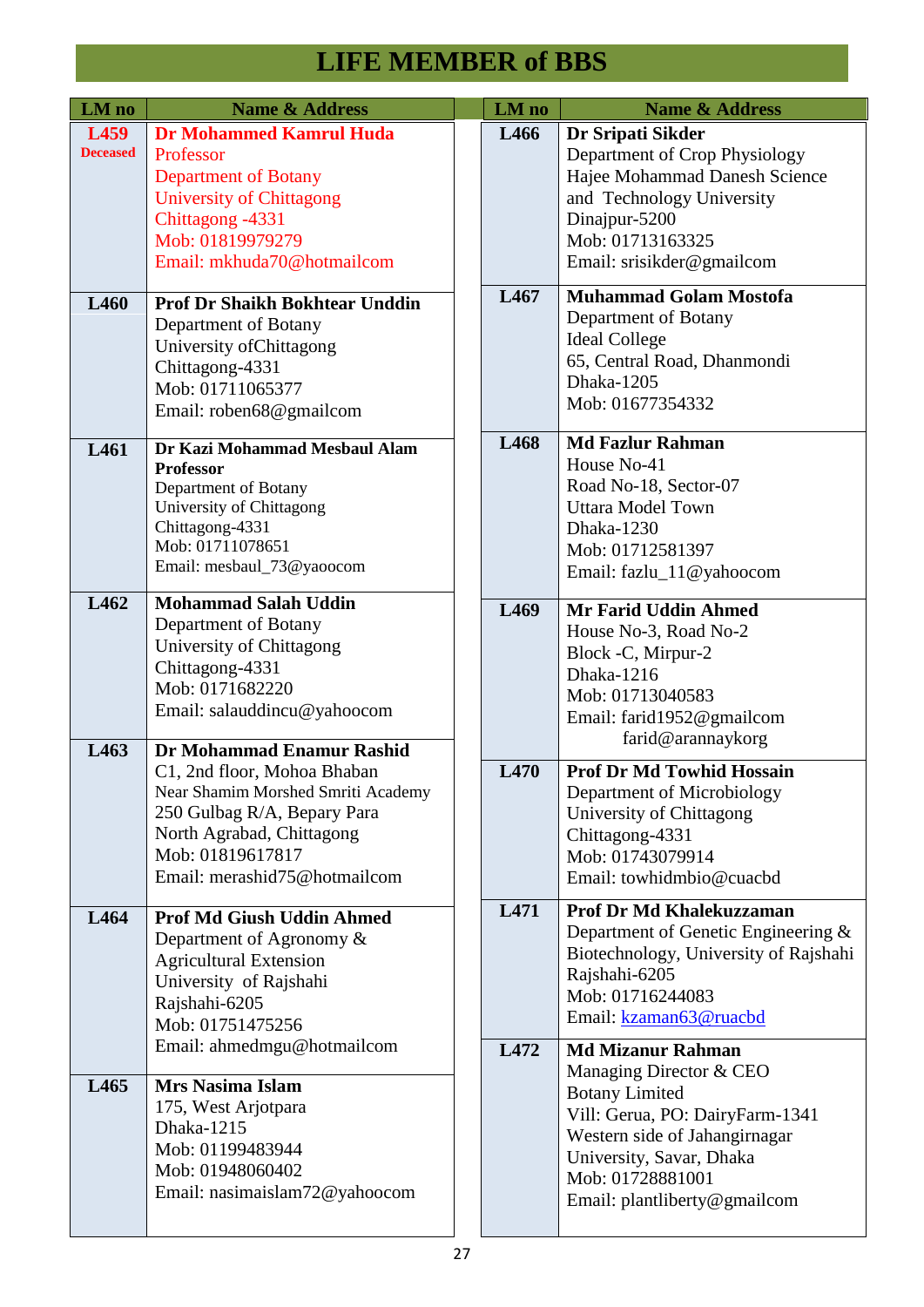# LIFE MEMBER of BBS

| LM no | Name & Address |
|---|---|
| L459 Deceased | **Dr Mohammed Kamrul Huda**<br>Professor<br>Department of Botany<br>University of Chittagong<br>Chittagong -4331<br>Mob: 01819979279<br>Email: mkhuda70@hotmailcom |
| L460 | **Prof Dr Shaikh Bokhtear Unddin**<br>Department of Botany<br>University ofChittagong<br>Chittagong-4331<br>Mob: 01711065377<br>Email: roben68@gmailcom |
| L461 | **Dr Kazi Mohammad Mesbaul Alam**<br>**Professor**<br>Department of Botany<br>University of Chittagong<br>Chittagong-4331<br>Mob: 01711078651<br>Email: mesbaul_73@yaoocom |
| L462 | **Mohammad Salah Uddin**<br>Department of Botany<br>University of Chittagong<br>Chittagong-4331<br>Mob: 0171682220<br>Email: salauddincu@yahoocom |
| L463 | **Dr Mohammad Enamur Rashid**<br>C1, 2nd floor, Mohoa Bhaban<br>Near Shamim Morshed Smriti Academy<br>250 Gulbag R/A, Bepary Para<br>North Agrabad, Chittagong<br>Mob: 01819617817<br>Email: merashid75@hotmailcom |
| L464 | **Prof Md Giush Uddin Ahmed**<br>Department of Agronomy &<br>Agricultural Extension<br>University of Rajshahi<br>Rajshahi-6205<br>Mob: 01751475256<br>Email: ahmedmgu@hotmailcom |
| L465 | **Mrs Nasima Islam**<br>175, West Arjotpara<br>Dhaka-1215<br>Mob: 01199483944<br>Mob: 01948060402<br>Email: nasimaislam72@yahoocom |
| L466 | **Dr Sripati Sikder**<br>Department of Crop Physiology<br>Hajee Mohammad Danesh Science<br>and Technology University<br>Dinajpur-5200<br>Mob: 01713163325<br>Email: srisikder@gmailcom |
| L467 | **Muhammad Golam Mostofa**<br>Department of Botany<br>Ideal College<br>65, Central Road, Dhanmondi<br>Dhaka-1205<br>Mob: 01677354332 |
| L468 | **Md Fazlur Rahman**<br>House No-41<br>Road No-18, Sector-07<br>Uttara Model Town<br>Dhaka-1230<br>Mob: 01712581397<br>Email: fazlu_11@yahoocom |
| L469 | **Mr Farid Uddin Ahmed**<br>House No-3, Road No-2<br>Block -C, Mirpur-2<br>Dhaka-1216<br>Mob: 01713040583<br>Email: farid1952@gmailcom<br>farid@arannaykorg |
| L470 | **Prof Dr Md Towhid Hossain**<br>Department of Microbiology<br>University of Chittagong<br>Chittagong-4331<br>Mob: 01743079914<br>Email: towhidmbio@cuacbd |
| L471 | **Prof Dr Md Khalekuzzaman**<br>Department of Genetic Engineering &<br>Biotechnology, University of Rajshahi<br>Rajshahi-6205<br>Mob: 01716244083<br>Email: kzaman63@ruacbd |
| L472 | **Md Mizanur Rahman**<br>Managing Director & CEO<br>Botany Limited<br>Vill: Gerua, PO: DairyFarm-1341<br>Western side of Jahangirnagar<br>University, Savar, Dhaka<br>Mob: 01728881001<br>Email: plantliberty@gmailcom |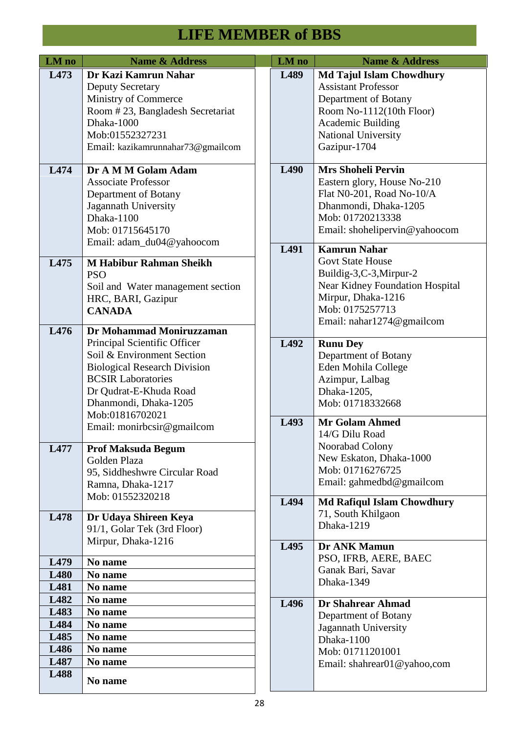# LIFE MEMBER of BBS

| LM no | Name & Address |
|---|---|
| L473 | **Dr Kazi Kamrun Nahar**<br>Deputy Secretary<br>Ministry of Commerce<br>Room # 23, Bangladesh Secretariat<br>Dhaka-1000<br>Mob:01552327231<br>Email: kazikamrunnahar73@gmailcom |
| L474 | **Dr A M M Golam Adam**<br>Associate Professor<br>Department of Botany<br>Jagannath University<br>Dhaka-1100<br>Mob: 01715645170<br>Email: adam_du04@yahoocom |
| L475 | **M Habibur Rahman Sheikh**<br>PSO<br>Soil and Water management section<br>HRC, BARI, Gazipur<br>**CANADA** |
| L476 | **Dr Mohammad Moniruzzaman**<br>Principal Scientific Officer<br>Soil & Environment Section<br>Biological Research Division<br>BCSIR Laboratories<br>Dr Qudrat-E-Khuda Road<br>Dhanmondi, Dhaka-1205<br>Mob:01816702021<br>Email: monirbcsir@gmailcom |
| L477 | **Prof Maksuda Begum**<br>Golden Plaza<br>95, Siddheshwre Circular Road<br>Ramna, Dhaka-1217<br>Mob: 01552320218 |
| L478 | **Dr Udaya Shireen Keya**<br>91/1, Golar Tek (3rd Floor)<br>Mirpur, Dhaka-1216 |
| L479 | **No name** |
| L480 | **No name** |
| L481 | **No name** |
| L482 | **No name** |
| L483 | **No name** |
| L484 | **No name** |
| L485 | **No name** |
| L486 | **No name** |
| L487 | **No name** |
| L488 | **No name** |
| L489 | **Md Tajul Islam Chowdhury**<br>Assistant Professor<br>Department of Botany<br>Room No-1112(10th Floor)<br>Academic Building<br>National University<br>Gazipur-1704 |
| L490 | **Mrs Shoheli Pervin**<br>Eastern glory, House No-210<br>Flat N0-201, Road No-10/A<br>Dhanmondi, Dhaka-1205<br>Mob: 01720213338<br>Email: shohelipervin@yahoocom |
| L491 | **Kamrun Nahar**<br>Govt State House<br>Buildig-3,C-3,Mirpur-2<br>Near Kidney Foundation Hospital<br>Mirpur, Dhaka-1216<br>Mob: 0175257713<br>Email: nahar1274@gmailcom |
| L492 | **Runu Dey**<br>Department of Botany<br>Eden Mohila College<br>Azimpur, Lalbag<br>Dhaka-1205,<br>Mob: 01718332668 |
| L493 | **Mr Golam Ahmed**<br>14/G Dilu Road<br>Noorabad Colony<br>New Eskaton, Dhaka-1000<br>Mob: 01716276725<br>Email: gahmedbd@gmailcom |
| L494 | **Md Rafiqul Islam Chowdhury**<br>71, South Khilgaon<br>Dhaka-1219 |
| L495 | **Dr ANK Mamun**<br>PSO, IFRB, AERE, BAEC<br>Ganak Bari, Savar<br>Dhaka-1349 |
| L496 | **Dr Shahrear Ahmad**<br>Department of Botany<br>Jagannath University<br>Dhaka-1100<br>Mob: 01711201001<br>Email: shahrear01@yahoo,com |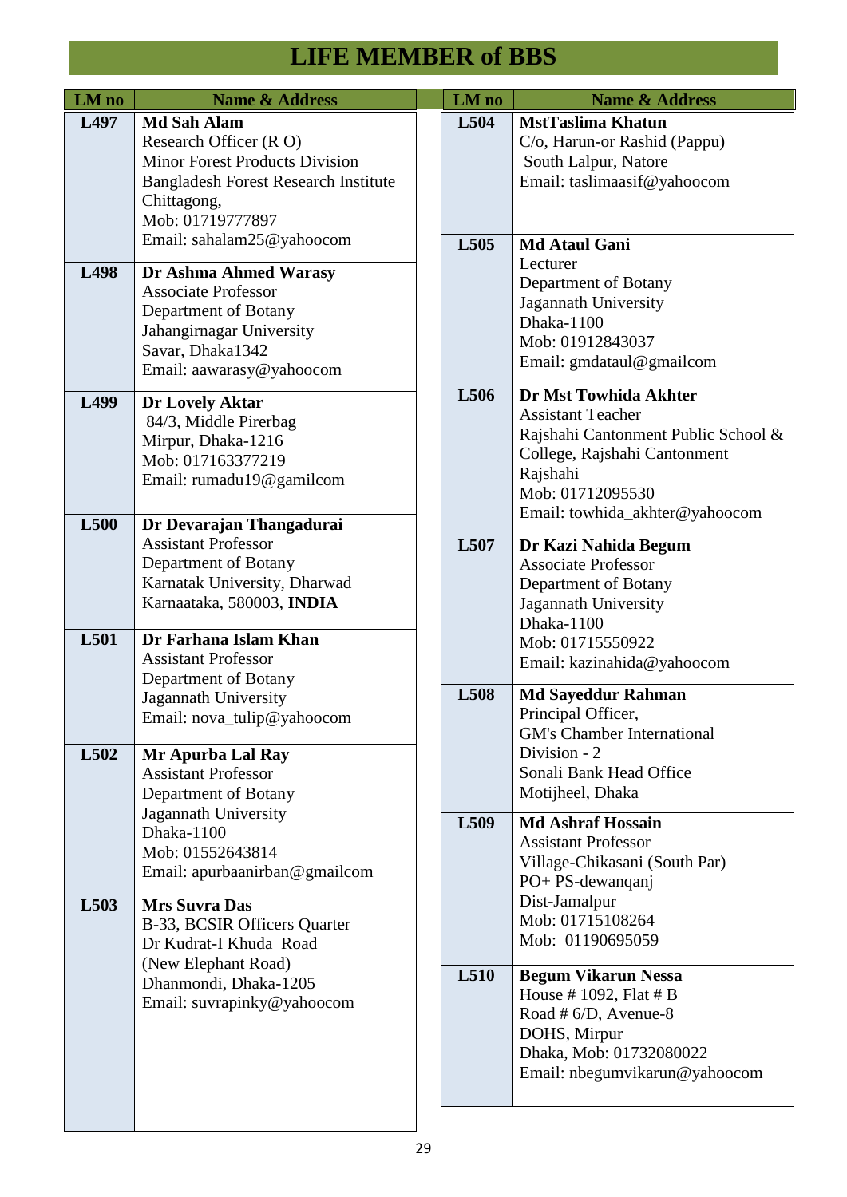# LIFE MEMBER of BBS

| LM no | Name & Address |
|---|---|
| L497 | **Md Sah Alam**<br>Research Officer (R O)<br>Minor Forest Products Division<br>Bangladesh Forest Research Institute<br>Chittagong,<br>Mob: 01719777897<br>Email: sahalam25@yahoocom |
| L498 | **Dr Ashma Ahmed Warasy**<br>Associate Professor<br>Department of Botany<br>Jahangirnagar University<br>Savar, Dhaka1342<br>Email: aawarasy@yahoocom |
| L499 | **Dr Lovely Aktar**<br>84/3, Middle Pirerbag<br>Mirpur, Dhaka-1216<br>Mob: 017163377219<br>Email: rumadu19@gamilcom |
| L500 | **Dr Devarajan Thangadurai**<br>Assistant Professor<br>Department of Botany<br>Karnatak University, Dharwad<br>Karnaataka, 580003, **INDIA** |
| L501 | **Dr Farhana Islam Khan**<br>Assistant Professor<br>Department of Botany<br>Jagannath University<br>Email: nova_tulip@yahoocom |
| L502 | **Mr Apurba Lal Ray**<br>Assistant Professor<br>Department of Botany<br>Jagannath University<br>Dhaka-1100<br>Mob: 01552643814<br>Email: apurbaanirban@gmailcom |
| L503 | **Mrs Suvra Das**<br>B-33, BCSIR Officers Quarter<br>Dr Kudrat-I Khuda Road<br>(New Elephant Road)<br>Dhanmondi, Dhaka-1205<br>Email: suvrapinky@yahoocom |
| L504 | **MstTaslima Khatun**<br>C/o, Harun-or Rashid (Pappu)<br>South Lalpur, Natore<br>Email: taslimaasif@yahoocom |
| L505 | **Md Ataul Gani**<br>Lecturer<br>Department of Botany<br>Jagannath University<br>Dhaka-1100<br>Mob: 01912843037<br>Email: gmdataul@gmailcom |
| L506 | **Dr Mst Towhida Akhter**<br>Assistant Teacher<br>Rajshahi Cantonment Public School & College, Rajshahi Cantonment<br>Rajshahi<br>Mob: 01712095530<br>Email: towhida_akhter@yahoocom |
| L507 | **Dr Kazi Nahida Begum**<br>Associate Professor<br>Department of Botany<br>Jagannath University<br>Dhaka-1100<br>Mob: 01715550922<br>Email: kazinahida@yahoocom |
| L508 | **Md Sayeddur Rahman**<br>Principal Officer,<br>GM's Chamber International Division - 2<br>Sonali Bank Head Office<br>Motijheel, Dhaka |
| L509 | **Md Ashraf Hossain**<br>Assistant Professor<br>Village-Chikasani (South Par)<br>PO+ PS-dewanqanj<br>Dist-Jamalpur<br>Mob: 01715108264<br>Mob: 01190695059 |
| L510 | **Begum Vikarun Nessa**<br>House # 1092, Flat # B<br>Road # 6/D, Avenue-8<br>DOHS, Mirpur<br>Dhaka, Mob: 01732080022<br>Email: nbegumvikarun@yahoocom |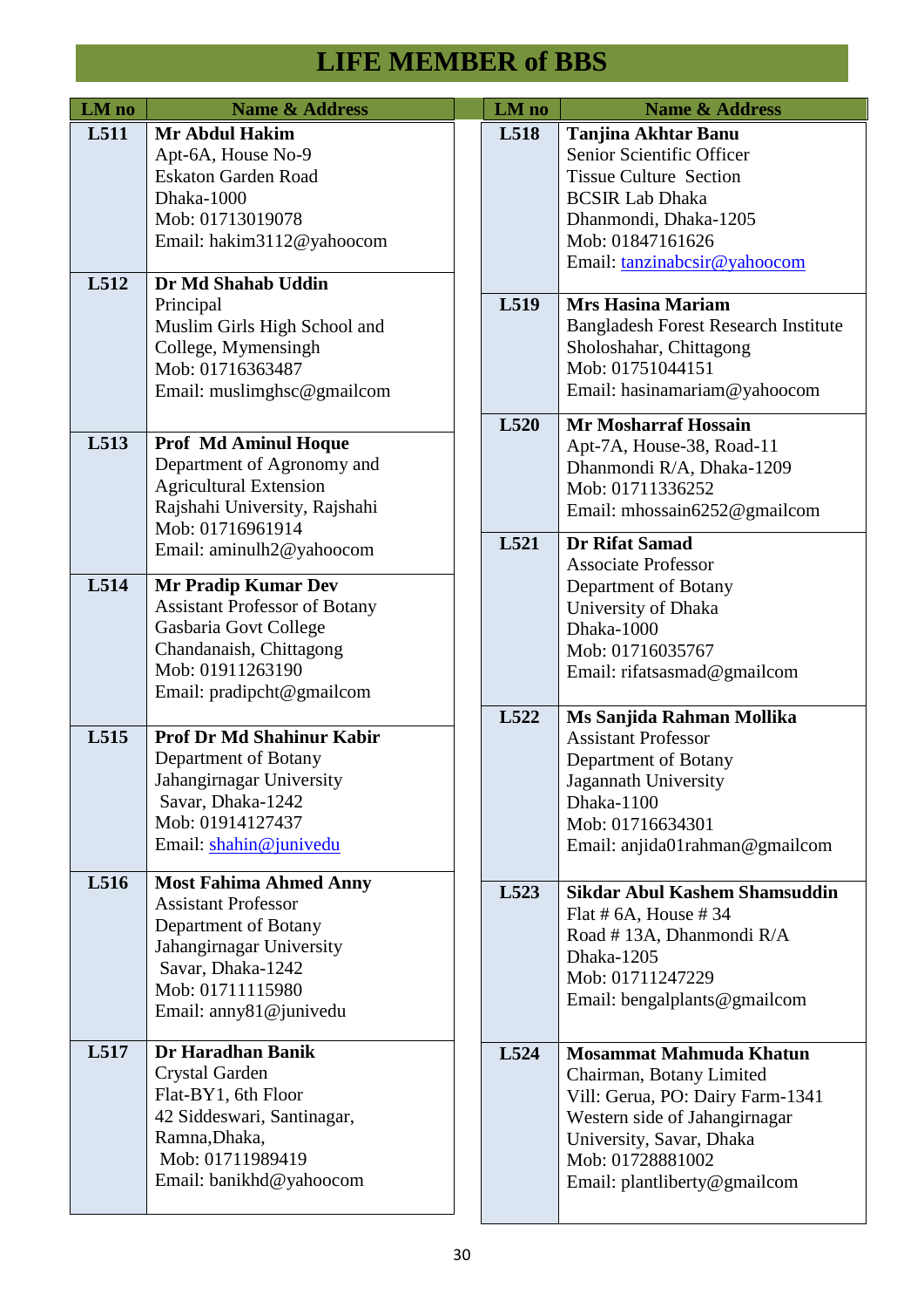# LIFE MEMBER of BBS

| LM no | Name & Address |
|---|---|
| L511 | **Mr Abdul Hakim**<br>Apt-6A, House No-9<br>Eskaton Garden Road<br>Dhaka-1000<br>Mob: 01713019078<br>Email: hakim3112@yahoocom |
| L512 | **Dr Md Shahab Uddin**<br>Principal<br>Muslim Girls High School and College, Mymensingh<br>Mob: 01716363487<br>Email: muslimghsc@gmailcom |
| L513 | **Prof Md Aminul Hoque**<br>Department of Agronomy and Agricultural Extension<br>Rajshahi University, Rajshahi<br>Mob: 01716961914<br>Email: aminulh2@yahoocom |
| L514 | **Mr Pradip Kumar Dev**<br>Assistant Professor of Botany<br>Gasbaria Govt College<br>Chandanaish, Chittagong<br>Mob: 01911263190<br>Email: pradipcht@gmailcom |
| L515 | **Prof Dr Md Shahinur Kabir**<br>Department of Botany<br>Jahangirnagar University<br>Savar, Dhaka-1242<br>Mob: 01914127437<br>Email: shahin@junivedu |
| L516 | **Most Fahima Ahmed Anny**<br>Assistant Professor<br>Department of Botany<br>Jahangirnagar University<br>Savar, Dhaka-1242<br>Mob: 01711115980<br>Email: anny81@junivedu |
| L517 | **Dr Haradhan Banik**<br>Crystal Garden<br>Flat-BY1, 6th Floor<br>42 Siddeswari, Santinagar, Ramna,Dhaka,<br>Mob: 01711989419<br>Email: banikhd@yahoocom |
| L518 | **Tanjina Akhtar Banu**<br>Senior Scientific Officer<br>Tissue Culture Section<br>BCSIR Lab Dhaka<br>Dhanmondi, Dhaka-1205<br>Mob: 01847161626<br>Email: tanzinabcsir@yahoocom |
| L519 | **Mrs Hasina Mariam**<br>Bangladesh Forest Research Institute<br>Sholoshahar, Chittagong<br>Mob: 01751044151<br>Email: hasinamariam@yahoocom |
| L520 | **Mr Mosharraf Hossain**<br>Apt-7A, House-38, Road-11<br>Dhanmondi R/A, Dhaka-1209<br>Mob: 01711336252<br>Email: mhossain6252@gmailcom |
| L521 | **Dr Rifat Samad**<br>Associate Professor<br>Department of Botany<br>University of Dhaka<br>Dhaka-1000<br>Mob: 01716035767<br>Email: rifatsasmad@gmailcom |
| L522 | **Ms Sanjida Rahman Mollika**<br>Assistant Professor<br>Department of Botany<br>Jagannath University<br>Dhaka-1100<br>Mob: 01716634301<br>Email: anjida01rahman@gmailcom |
| L523 | **Sikdar Abul Kashem Shamsuddin**<br>Flat # 6A, House # 34<br>Road # 13A, Dhanmondi R/A<br>Dhaka-1205<br>Mob: 01711247229<br>Email: bengalplants@gmailcom |
| L524 | **Mosammat Mahmuda Khatun**<br>Chairman, Botany Limited<br>Vill: Gerua, PO: Dairy Farm-1341<br>Western side of Jahangirnagar University, Savar, Dhaka<br>Mob: 01728881002<br>Email: plantliberty@gmailcom |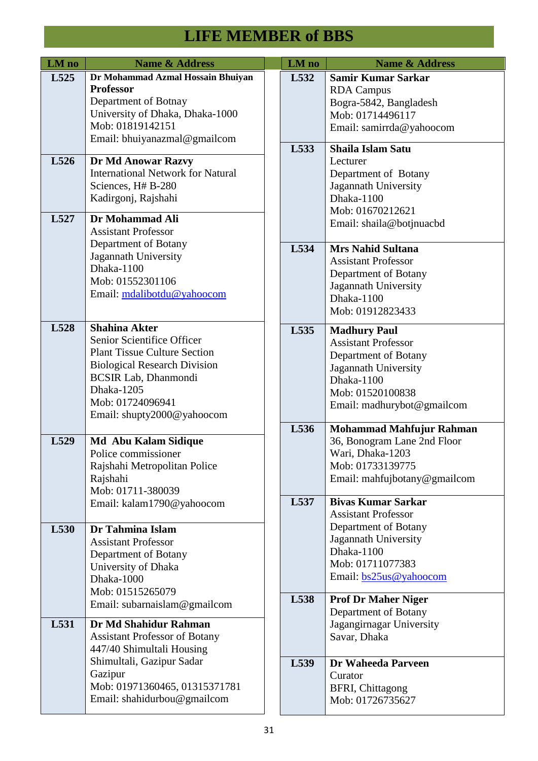# LIFE MEMBER of BBS

| LM no | Name & Address |
|---|---|
| L525 | **Dr Mohammad Azmal Hossain Bhuiyan** **Professor** Department of Botnay University of Dhaka, Dhaka-1000 Mob: 01819142151 Email: bhuiyanazmal@gmailcom |
| L526 | **Dr Md Anowar Razvy** International Network for Natural Sciences, H# B-280 Kadirgonj, Rajshahi |
| L527 | **Dr Mohammad Ali** Assistant Professor Department of Botany Jagannath University Dhaka-1100 Mob: 01552301106 Email: mdalibotdu@yahoocom |
| L528 | **Shahina Akter** Senior Scientific Officer Plant Tissue Culture Section Biological Research Division BCSIR Lab, Dhanmondi Dhaka-1205 Mob: 01724096941 Email: shupty2000@yahoocom |
| L529 | **Md Abu Kalam Sidique** Police commissioner Rajshahi Metropolitan Police Rajshahi Mob: 01711-380039 Email: kalam1790@yahoocom |
| L530 | **Dr Tahmina Islam** Assistant Professor Department of Botany University of Dhaka Dhaka-1000 Mob: 01515265079 Email: subarnaislam@gmailcom |
| L531 | **Dr Md Shahidur Rahman** Assistant Professor of Botany 447/40 Shimultali Housing Shimultali, Gazipur Sadar Gazipur Mob: 01971360465, 01315371781 Email: shahidurbou@gmailcom |
| L532 | **Samir Kumar Sarkar** RDA Campus Bogra-5842, Bangladesh Mob: 01714496117 Email: samirrda@yahoocom |
| L533 | **Shaila Islam Satu** Lecturer Department of Botany Jagannath University Dhaka-1100 Mob: 01670212621 Email: shaila@botjnuacbd |
| L534 | **Mrs Nahid Sultana** Assistant Professor Department of Botany Jagannath University Dhaka-1100 Mob: 01912823433 |
| L535 | **Madhury Paul** Assistant Professor Department of Botany Jagannath University Dhaka-1100 Mob: 01520100838 Email: madhurybot@gmailcom |
| L536 | **Mohammad Mahfujur Rahman** 36, Bonogram Lane 2nd Floor Wari, Dhaka-1203 Mob: 01733139775 Email: mahfujbotany@gmailcom |
| L537 | **Bivas Kumar Sarkar** Assistant Professor Department of Botany Jagannath University Dhaka-1100 Mob: 01711077383 Email: bs25us@yahoocom |
| L538 | **Prof Dr Maher Niger** Department of Botany Jagangirnagar University Savar, Dhaka |
| L539 | **Dr Waheeda Parveen** Curator BFRI, Chittagong Mob: 01726735627 |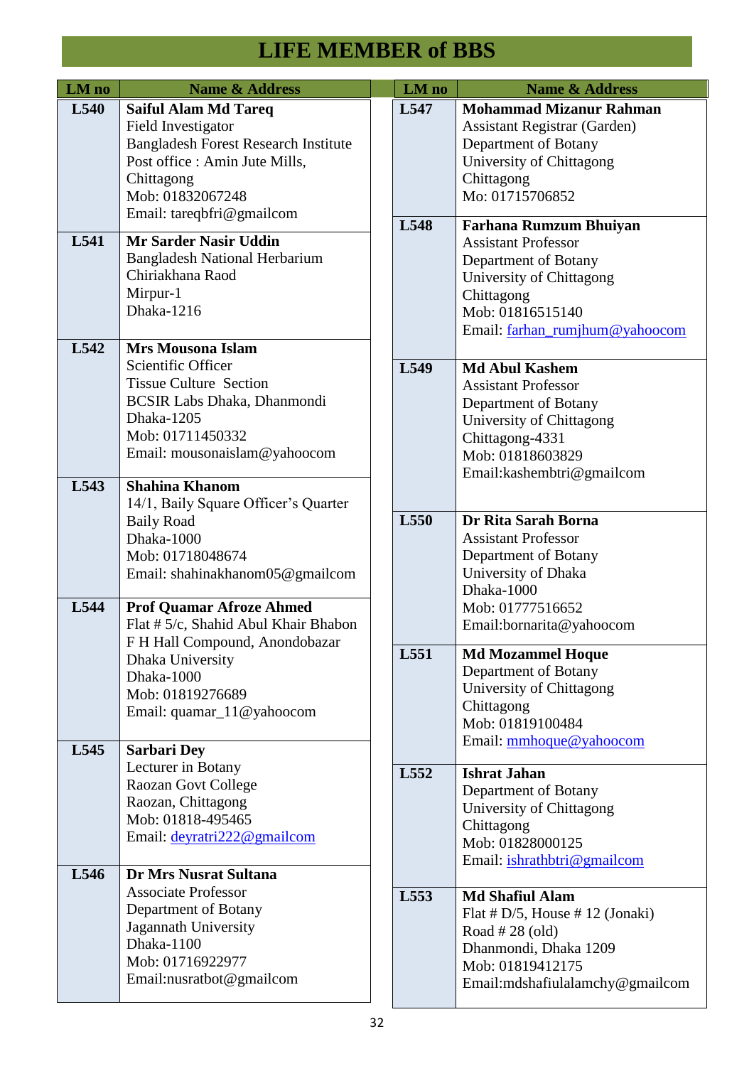# LIFE MEMBER of BBS

| LM no | Name & Address |
|---|---|
| L540 | **Saiful Alam Md Tareq**<br>Field Investigator<br>Bangladesh Forest Research Institute<br>Post office : Amin Jute Mills,<br>Chittagong<br>Mob: 01832067248<br>Email: tareqbfri@gmailcom |
| L541 | **Mr Sarder Nasir Uddin**<br>Bangladesh National Herbarium<br>Chiriakhana Raod<br>Mirpur-1<br>Dhaka-1216 |
| L542 | **Mrs Mousona Islam**<br>Scientific Officer<br>Tissue Culture Section<br>BCSIR Labs Dhaka, Dhanmondi<br>Dhaka-1205<br>Mob: 01711450332<br>Email: mousonaislam@yahoocom |
| L543 | **Shahina Khanom**<br>14/1, Baily Square Officer's Quarter<br>Baily Road<br>Dhaka-1000<br>Mob: 01718048674<br>Email: shahinakhanom05@gmailcom |
| L544 | **Prof Quamar Afroze Ahmed**<br>Flat # 5/c, Shahid Abul Khair Bhabon<br>F H Hall Compound, Anondobazar<br>Dhaka University<br>Dhaka-1000<br>Mob: 01819276689<br>Email: quamar_11@yahoocom |
| L545 | **Sarbari Dey**<br>Lecturer in Botany<br>Raozan Govt College<br>Raozan, Chittagong<br>Mob: 01818-495465<br>Email: deyratri222@gmailcom |
| L546 | **Dr Mrs Nusrat Sultana**<br>Associate Professor<br>Department of Botany<br>Jagannath University<br>Dhaka-1100<br>Mob: 01716922977<br>Email:nusratbot@gmailcom |
| L547 | **Mohammad Mizanur Rahman**<br>Assistant Registrar (Garden)<br>Department of Botany<br>University of Chittagong<br>Chittagong<br>Mo: 01715706852 |
| L548 | **Farhana Rumzum Bhuiyan**<br>Assistant Professor<br>Department of Botany<br>University of Chittagong<br>Chittagong<br>Mob: 01816515140<br>Email: farhan_rumjhum@yahoocom |
| L549 | **Md Abul Kashem**<br>Assistant Professor<br>Department of Botany<br>University of Chittagong<br>Chittagong-4331<br>Mob: 01818603829<br>Email:kashembtri@gmailcom |
| L550 | **Dr Rita Sarah Borna**<br>Assistant Professor<br>Department of Botany<br>University of Dhaka<br>Dhaka-1000<br>Mob: 01777516652<br>Email:bornarita@yahoocom |
| L551 | **Md Mozammel Hoque**<br>Department of Botany<br>University of Chittagong<br>Chittagong<br>Mob: 01819100484<br>Email: mmhoque@yahoocom |
| L552 | **Ishrat Jahan**<br>Department of Botany<br>University of Chittagong<br>Chittagong<br>Mob: 01828000125<br>Email: ishrathbtri@gmailcom |
| L553 | **Md Shafiul Alam**<br>Flat # D/5, House # 12 (Jonaki)<br>Road # 28 (old)<br>Dhanmondi, Dhaka 1209<br>Mob: 01819412175<br>Email:mdshafiulalamchy@gmailcom |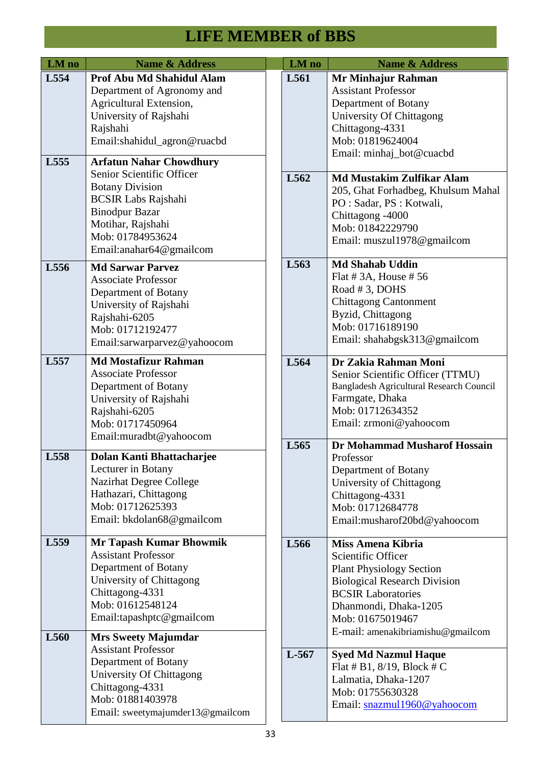# LIFE MEMBER of BBS

| LM no | Name & Address |
|---|---|
| L554 | **Prof Abu Md Shahidul Alam**<br>Department of Agronomy and Agricultural Extension,<br>University of Rajshahi<br>Rajshahi<br>Email:shahidul_agron@ruacbd |
| L555 | **Arfatun Nahar Chowdhury**<br>Senior Scientific Officer<br>Botany Division<br>BCSIR Labs Rajshahi<br>Binodpur Bazar<br>Motihar, Rajshahi<br>Mob: 01784953624<br>Email:anahar64@gmailcom |
| L556 | **Md Sarwar Parvez**<br>Associate Professor<br>Department of Botany<br>University of Rajshahi<br>Rajshahi-6205<br>Mob: 01712192477<br>Email:sarwarparvez@yahoocom |
| L557 | **Md Mostafizur Rahman**<br>Associate Professor<br>Department of Botany<br>University of Rajshahi<br>Rajshahi-6205<br>Mob: 01717450964<br>Email:muradbt@yahoocom |
| L558 | **Dolan Kanti Bhattacharjee**<br>Lecturer in Botany<br>Nazirhat Degree College<br>Hathazari, Chittagong<br>Mob: 01712625393<br>Email: bkdolan68@gmailcom |
| L559 | **Mr Tapash Kumar Bhowmik**<br>Assistant Professor<br>Department of Botany<br>University of Chittagong<br>Chittagong-4331<br>Mob: 01612548124<br>Email:tapashptc@gmailcom |
| L560 | **Mrs Sweety Majumdar**<br>Assistant Professor<br>Department of Botany<br>University Of Chittagong<br>Chittagong-4331<br>Mob: 01881403978<br>Email: sweetymajumder13@gmailcom |
| L561 | **Mr Minhajur Rahman**<br>Assistant Professor<br>Department of Botany<br>University Of Chittagong<br>Chittagong-4331<br>Mob: 01819624004<br>Email: minhaj_bot@cuacbd |
| L562 | **Md Mustakim Zulfikar Alam**<br>205, Ghat Forhadbeg, Khulsum Mahal<br>PO : Sadar, PS : Kotwali,<br>Chittagong -4000<br>Mob: 01842229790<br>Email: muszul1978@gmailcom |
| L563 | **Md Shahab Uddin**<br>Flat # 3A, House # 56<br>Road # 3, DOHS<br>Chittagong Cantonment<br>Byzid, Chittagong<br>Mob: 01716189190<br>Email: shahabgsk313@gmailcom |
| L564 | **Dr Zakia Rahman Moni**<br>Senior Scientific Officer (TTMU)<br>Bangladesh Agricultural Research Council<br>Farmgate, Dhaka<br>Mob: 01712634352<br>Email: zrmoni@yahoocom |
| L565 | **Dr Mohammad Musharof Hossain**<br>Professor<br>Department of Botany<br>University of Chittagong<br>Chittagong-4331<br>Mob: 01712684778<br>Email:musharof20bd@yahoocom |
| L566 | **Miss Amena Kibria**<br>Scientific Officer<br>Plant Physiology Section<br>Biological Research Division<br>BCSIR Laboratories<br>Dhanmondi, Dhaka-1205<br>Mob: 01675019467<br>E-mail: amenakibriamishu@gmailcom |
| L-567 | **Syed Md Nazmul Haque**<br>Flat # B1, 8/19, Block # C<br>Lalmatia, Dhaka-1207<br>Mob: 01755630328<br>Email: snazmul1960@yahoocom |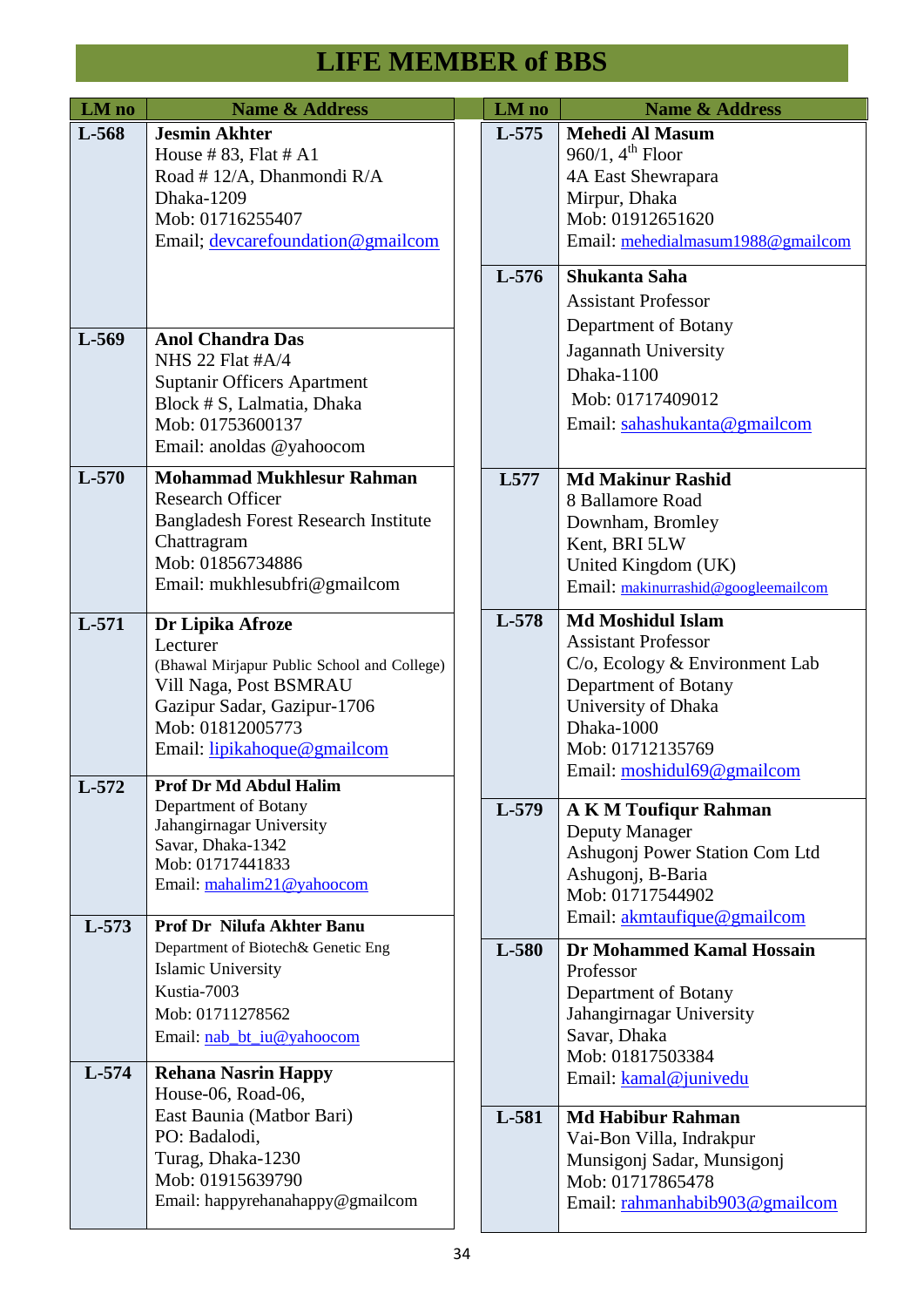# LIFE MEMBER of BBS

| LM no | Name & Address |
|---|---|
| L-568 | **Jesmin Akhter**<br>House # 83, Flat # A1<br>Road # 12/A, Dhanmondi R/A<br>Dhaka-1209<br>Mob: 01716255407<br>Email; devcarefoundation@gmailcom |
| L-569 | **Anol Chandra Das**<br>NHS 22 Flat #A/4<br>Suptanir Officers Apartment<br>Block # S, Lalmatia, Dhaka<br>Mob: 01753600137<br>Email: anoldas @yahoocom |
| L-570 | **Mohammad Mukhlesur Rahman**<br>Research Officer<br>Bangladesh Forest Research Institute<br>Chattragram<br>Mob: 01856734886<br>Email: mukhlesubfri@gmailcom |
| L-571 | **Dr Lipika Afroze**<br>Lecturer<br>(Bhawal Mirjapur Public School and College)<br>Vill Naga, Post BSMRAU<br>Gazipur Sadar, Gazipur-1706<br>Mob: 01812005773<br>Email: lipikahoque@gmailcom |
| L-572 | **Prof Dr Md Abdul Halim**<br>Department of Botany<br>Jahangirnagar University<br>Savar, Dhaka-1342<br>Mob: 01717441833<br>Email: mahalim21@yahoocom |
| L-573 | **Prof Dr Nilufa Akhter Banu**<br>Department of Biotech& Genetic Eng<br>Islamic University<br>Kustia-7003<br>Mob: 01711278562<br>Email: nab_bt_iu@yahoocom |
| L-574 | **Rehana Nasrin Happy**<br>House-06, Road-06,<br>East Baunia (Matbor Bari)<br>PO: Badalodi,<br>Turag, Dhaka-1230<br>Mob: 01915639790<br>Email: happyrehanahappy@gmailcom |
| L-575 | **Mehedi Al Masum**<br>960/1, 4th Floor<br>4A East Shewrapara<br>Mirpur, Dhaka<br>Mob: 01912651620<br>Email: mehedialmasum1988@gmailcom |
| L-576 | **Shukanta Saha**<br>Assistant Professor<br>Department of Botany<br>Jagannath University<br>Dhaka-1100<br>Mob: 01717409012<br>Email: sahashukanta@gmailcom |
| L577 | **Md Makinur Rashid**<br>8 Ballamore Road<br>Downham, Bromley<br>Kent, BRI 5LW<br>United Kingdom (UK)<br>Email: makinurrashid@googleemailcom |
| L-578 | **Md Moshidul Islam**<br>Assistant Professor<br>C/o, Ecology & Environment Lab<br>Department of Botany<br>University of Dhaka<br>Dhaka-1000<br>Mob: 01712135769<br>Email: moshidul69@gmailcom |
| L-579 | **A K M Toufiqur Rahman**<br>Deputy Manager<br>Ashugonj Power Station Com Ltd<br>Ashugonj, B-Baria<br>Mob: 01717544902<br>Email: akmtaufique@gmailcom |
| L-580 | **Dr Mohammed Kamal Hossain**<br>Professor<br>Department of Botany<br>Jahangirnagar University<br>Savar, Dhaka<br>Mob: 01817503384<br>Email: kamal@junivedu |
| L-581 | **Md Habibur Rahman**<br>Vai-Bon Villa, Indrakpur<br>Munsigonj Sadar, Munsigonj<br>Mob: 01717865478<br>Email: rahmanhabib903@gmailcom |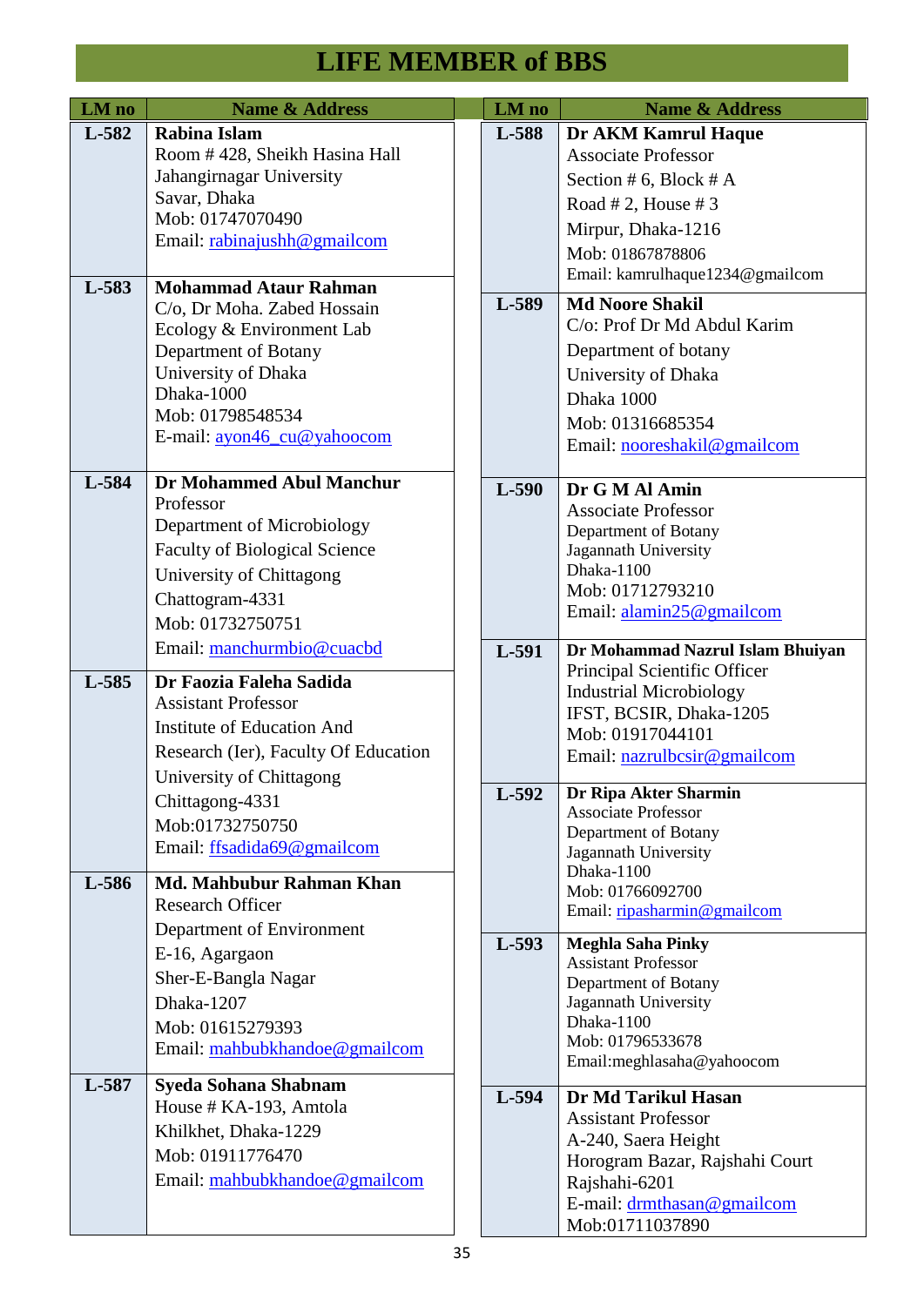# LIFE MEMBER of BBS

| LM no | Name & Address |
|---|---|
| L-582 | **Rabina Islam**<br>Room # 428, Sheikh Hasina Hall<br>Jahangirnagar University<br>Savar, Dhaka<br>Mob: 01747070490<br>Email: rabinajushh@gmailcom |
| L-583 | **Mohammad Ataur Rahman**<br>C/o, Dr Moha. Zabed Hossain<br>Ecology & Environment Lab<br>Department of Botany<br>University of Dhaka<br>Dhaka-1000<br>Mob: 01798548534<br>E-mail: ayon46_cu@yahoocom |
| L-584 | **Dr Mohammed Abul Manchur**<br>Professor<br>Department of Microbiology<br>Faculty of Biological Science<br>University of Chittagong<br>Chattogram-4331<br>Mob: 01732750751<br>Email: manchurmbio@cuacbd |
| L-585 | **Dr Faozia Faleha Sadida**<br>Assistant Professor<br>Institute of Education And<br>Research (Ier), Faculty Of Education<br>University of Chittagong<br>Chittagong-4331<br>Mob:01732750750<br>Email: ffsadida69@gmailcom |
| L-586 | **Md. Mahbubur Rahman Khan**<br>Research Officer<br>Department of Environment<br>E-16, Agargaon<br>Sher-E-Bangla Nagar<br>Dhaka-1207<br>Mob: 01615279393<br>Email: mahbubkhandoe@gmailcom |
| L-587 | **Syeda Sohana Shabnam**<br>House # KA-193, Amtola<br>Khilkhet, Dhaka-1229<br>Mob: 01911776470<br>Email: mahbubkhandoe@gmailcom |
| L-588 | **Dr AKM Kamrul Haque**<br>Associate Professor<br>Section # 6, Block # A<br>Road # 2, House # 3<br>Mirpur, Dhaka-1216<br>Mob: 01867878806<br>Email: kamrulhaque1234@gmailcom |
| L-589 | **Md Noore Shakil**<br>C/o: Prof Dr Md Abdul Karim<br>Department of botany<br>University of Dhaka<br>Dhaka 1000<br>Mob: 01316685354<br>Email: nooreshakil@gmailcom |
| L-590 | **Dr G M Al Amin**<br>Associate Professor<br>Department of Botany<br>Jagannath University<br>Dhaka-1100<br>Mob: 01712793210<br>Email: alamin25@gmailcom |
| L-591 | **Dr Mohammad Nazrul Islam Bhuiyan**<br>Principal Scientific Officer<br>Industrial Microbiology<br>IFST, BCSIR, Dhaka-1205<br>Mob: 01917044101<br>Email: nazrulbcsir@gmailcom |
| L-592 | **Dr Ripa Akter Sharmin**<br>Associate Professor<br>Department of Botany<br>Jagannath University<br>Dhaka-1100<br>Mob: 01766092700<br>Email: ripasharmin@gmailcom |
| L-593 | **Meghla Saha Pinky**<br>Assistant Professor<br>Department of Botany<br>Jagannath University<br>Dhaka-1100<br>Mob: 01796533678<br>Email:meghlasaha@yahoocom |
| L-594 | **Dr Md Tarikul Hasan**<br>Assistant Professor<br>A-240, Saera Height<br>Horogram Bazar, Rajshahi Court<br>Rajshahi-6201<br>E-mail: drmthasan@gmailcom<br>Mob:01711037890 |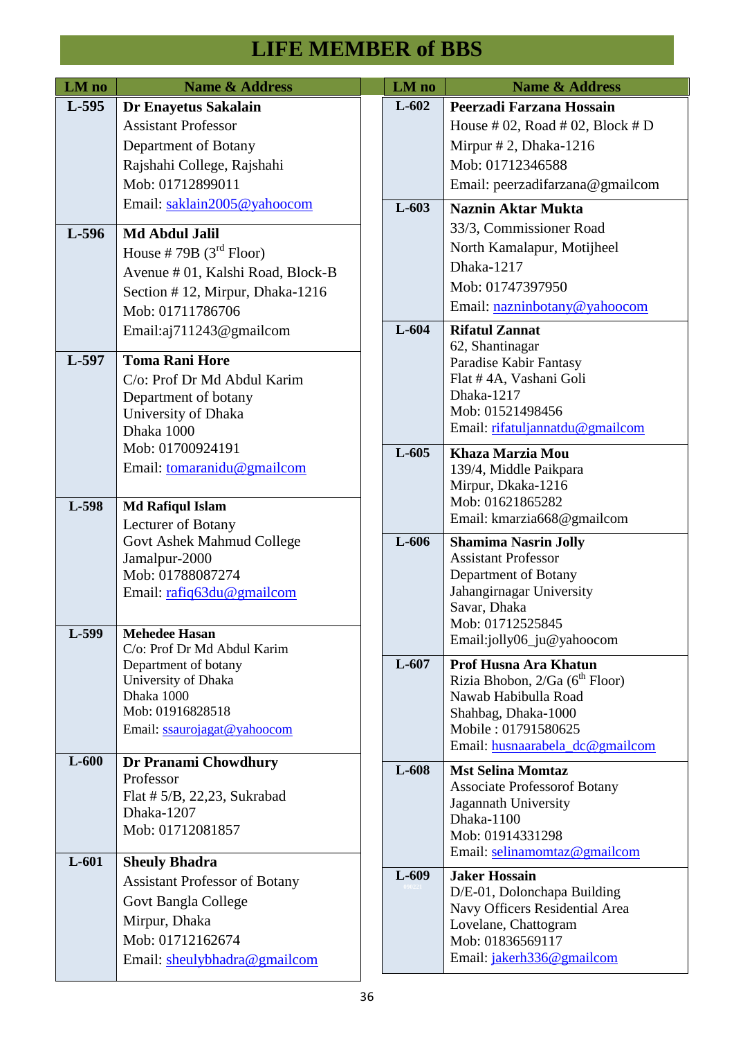# LIFE MEMBER of BBS

| LM no | Name & Address |
|---|---|
| L-595 | **Dr Enayetus Sakalain**<br>Assistant Professor<br>Department of Botany<br>Rajshahi College, Rajshahi<br>Mob: 01712899011<br>Email: saklain2005@yahoocom |
| L-596 | **Md Abdul Jalil**<br>House # 79B (3rd Floor)<br>Avenue # 01, Kalshi Road, Block-B<br>Section # 12, Mirpur, Dhaka-1216<br>Mob: 01711786706<br>Email:aj711243@gmailcom |
| L-597 | **Toma Rani Hore**<br>C/o: Prof Dr Md Abdul Karim<br>Department of botany<br>University of Dhaka<br>Dhaka 1000<br>Mob: 01700924191<br>Email: tomaranidu@gmailcom |
| L-598 | **Md Rafiqul Islam**<br>Lecturer of Botany<br>Govt Ashek Mahmud College<br>Jamalpur-2000<br>Mob: 01788087274<br>Email: rafiq63du@gmailcom |
| L-599 | **Mehedee Hasan**<br>C/o: Prof Dr Md Abdul Karim<br>Department of botany<br>University of Dhaka<br>Dhaka 1000<br>Mob: 01916828518<br>Email: ssaurojagat@yahoocom |
| L-600 | **Dr Pranami Chowdhury**<br>Professor<br>Flat # 5/B, 22,23, Sukrabad<br>Dhaka-1207<br>Mob: 01712081857 |
| L-601 | **Sheuly Bhadra**<br>Assistant Professor of Botany<br>Govt Bangla College<br>Mirpur, Dhaka<br>Mob: 01712162674<br>Email: sheulybhadra@gmailcom |
| L-602 | **Peerzadi Farzana Hossain**<br>House # 02, Road # 02, Block # D<br>Mirpur # 2, Dhaka-1216<br>Mob: 01712346588<br>Email: peerzadifarzana@gmailcom |
| L-603 | **Naznin Aktar Mukta**<br>33/3, Commissioner Road<br>North Kamalapur, Motijheel<br>Dhaka-1217<br>Mob: 01747397950<br>Email: nazninbotany@yahoocom |
| L-604 | **Rifatul Zannat**<br>62, Shantinagar<br>Paradise Kabir Fantasy<br>Flat # 4A, Vashani Goli<br>Dhaka-1217<br>Mob: 01521498456<br>Email: rifatuljannatdu@gmailcom |
| L-605 | **Khaza Marzia Mou**<br>139/4, Middle Paikpara<br>Mirpur, Dkaka-1216<br>Mob: 01621865282<br>Email: kmarzia668@gmailcom |
| L-606 | **Shamima Nasrin Jolly**<br>Assistant Professor<br>Department of Botany<br>Jahangirnagar University<br>Savar, Dhaka<br>Mob: 01712525845<br>Email:jolly06_ju@yahoocom |
| L-607 | **Prof Husna Ara Khatun**<br>Rizia Bhobon, 2/Ga (6th Floor)<br>Nawab Habibulla Road<br>Shahbag, Dhaka-1000<br>Mobile : 01791580625<br>Email: husnaarabela_dc@gmailcom |
| L-608 | **Mst Selina Momtaz**<br>Associate Professorof Botany<br>Jagannath University<br>Dhaka-1100<br>Mob: 01914331298<br>Email: selinamomtaz@gmailcom |
| L-609 | **Jaker Hossain**<br>D/E-01, Dolonchapa Building<br>Navy Officers Residential Area<br>Lovelane, Chattogram<br>Mob: 01836569117<br>Email: jakerh336@gmailcom |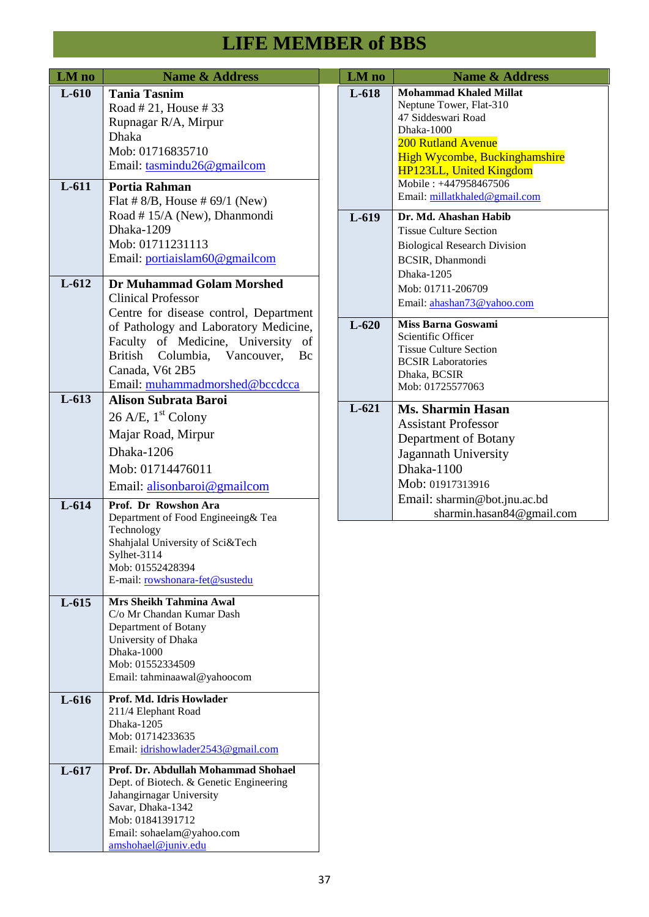# LIFE MEMBER of BBS

| LM no | Name & Address |
|---|---|
| L-610 | **Tania Tasnim**<br>Road # 21, House # 33<br>Rupnagar R/A, Mirpur<br>Dhaka<br>Mob: 01716835710<br>Email: tasmindu26@gmailcom |
| L-611 | **Portia Rahman**<br>Flat # 8/B, House # 69/1 (New)<br>Road # 15/A (New), Dhanmondi<br>Dhaka-1209<br>Mob: 01711231113<br>Email: portiaislam60@gmailcom |
| L-612 | **Dr Muhammad Golam Morshed**<br>Clinical Professor<br>Centre for disease control, Department of Pathology and Laboratory Medicine, Faculty of Medicine, University of British Columbia, Vancouver, Bc Canada, V6t 2B5<br>Email: muhammadmorshed@bccdcca |
| L-613 | **Alison Subrata Baroi**<br>26 A/E, 1st Colony<br>Majar Road, Mirpur<br>Dhaka-1206<br>Mob: 01714476011<br>Email: alisonbaroi@gmailcom |
| L-614 | **Prof. Dr Rowshon Ara**<br>Department of Food Engineeing& Tea Technology<br>Shahjalal University of Sci&Tech<br>Sylhet-3114<br>Mob: 01552428394<br>E-mail: rowshonara-fet@sustedu |
| L-615 | **Mrs Sheikh Tahmina Awal**<br>C/o Mr Chandan Kumar Dash<br>Department of Botany<br>University of Dhaka<br>Dhaka-1000<br>Mob: 01552334509<br>Email: tahminaawal@yahoocom |
| L-616 | **Prof. Md. Idris Howlader**<br>211/4 Elephant Road<br>Dhaka-1205<br>Mob: 01714233635<br>Email: idrishowlader2543@gmail.com |
| L-617 | **Prof. Dr. Abdullah Mohammad Shohael**<br>Dept. of Biotech. & Genetic Engineering<br>Jahangirnagar University<br>Savar, Dhaka-1342<br>Mob: 01841391712<br>Email: sohaelam@yahoo.com<br>amshohael@juniv.edu |
| L-618 | **Mohammad Khaled Millat**<br>Neptune Tower, Flat-310<br>47 Siddeswari Road<br>Dhaka-1000<br>200 Rutland Avenue<br>High Wycombe, Buckinghamshire<br>HP123LL, United Kingdom<br>Mobile : +447958467506<br>Email: millatkhaled@gmail.com |
| L-619 | **Dr. Md. Ahashan Habib**<br>Tissue Culture Section<br>Biological Research Division<br>BCSIR, Dhanmondi<br>Dhaka-1205<br>Mob: 01711-206709<br>Email: ahashan73@yahoo.com |
| L-620 | **Miss Barna Goswami**<br>Scientific Officer<br>Tissue Culture Section<br>BCSIR Laboratories<br>Dhaka, BCSIR<br>Mob: 01725577063 |
| L-621 | **Ms. Sharmin Hasan**<br>Assistant Professor<br>Department of Botany<br>Jagannath University<br>Dhaka-1100<br>Mob: 01917313916<br>Email: sharmin@bot.jnu.ac.bd<br>sharmin.hasan84@gmail.com |